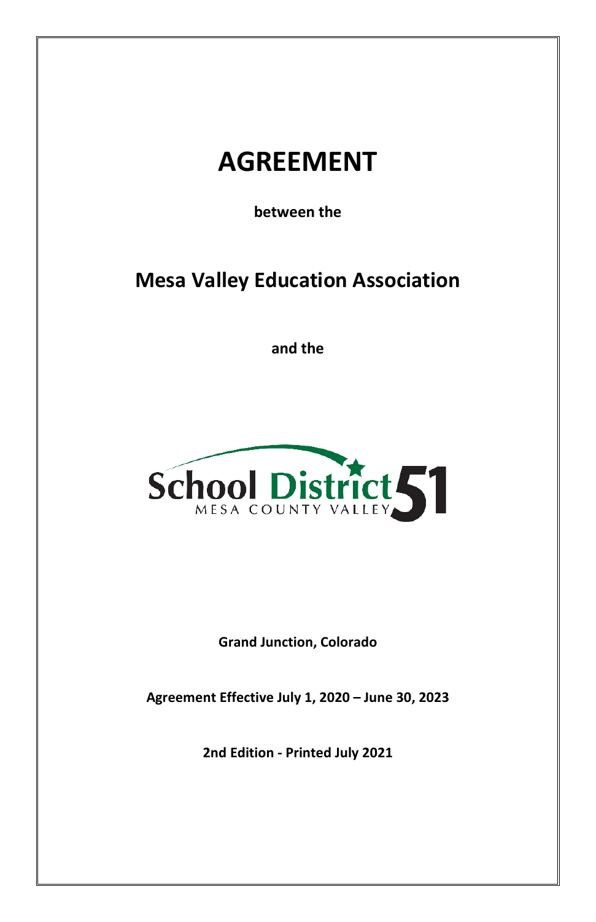# AGREEMENT

**between the**

## Mesa Valley Education Association

**and the**

School District 51
MESA COUNTY VALLEY

**Grand Junction, Colorado**

**Agreement Effective July 1, 2020 – June 30, 2023**

**2nd Edition - Printed July 2021**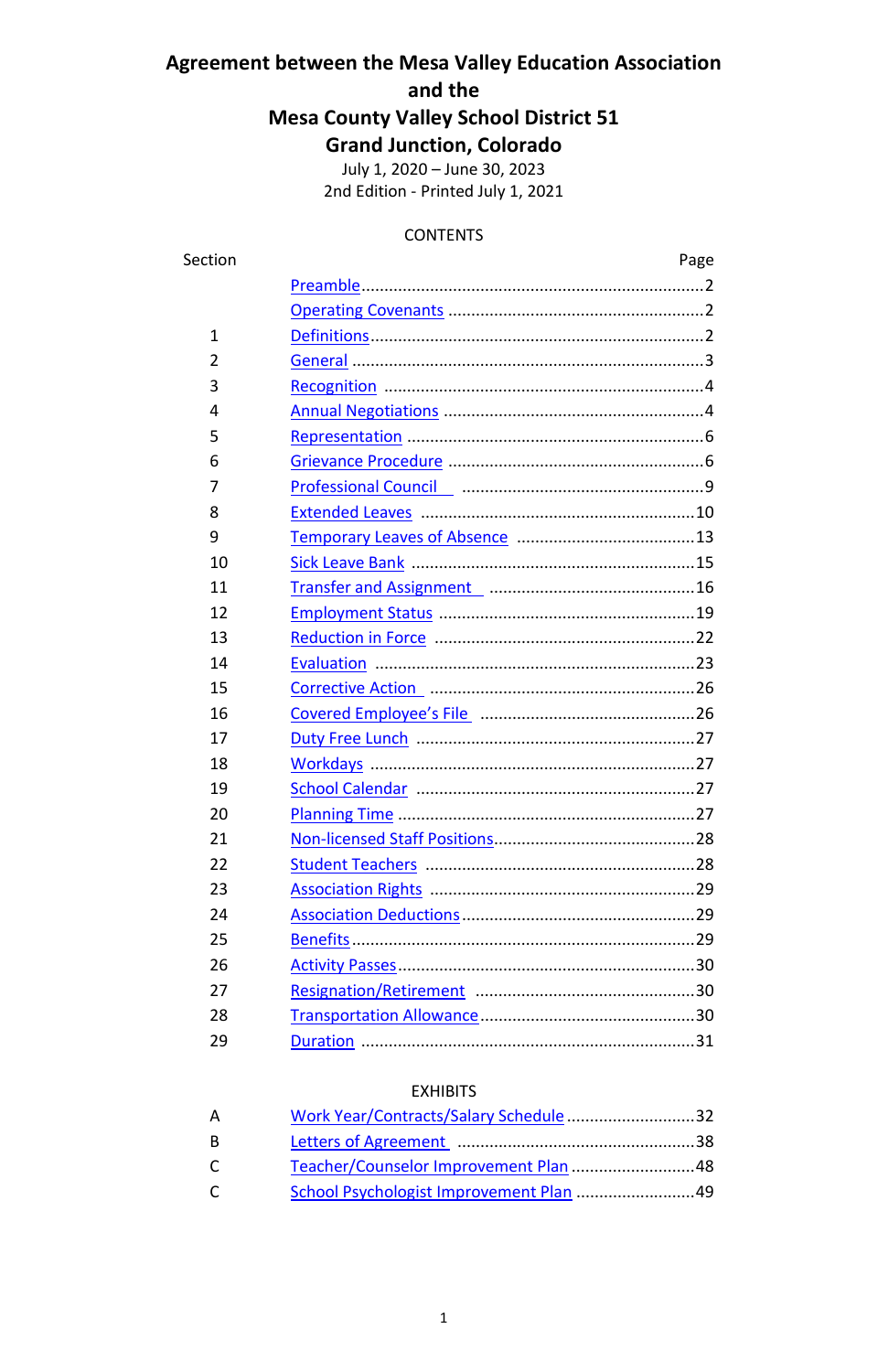# Agreement between the Mesa Valley Education Association and the Mesa County Valley School District 51 Grand Junction, Colorado

July 1, 2020 – June 30, 2023
2nd Edition - Printed July 1, 2021

## CONTENTS

| Section | | Page |
|---|---|---|
| | Preamble | 2 |
| | Operating Covenants | 2 |
| 1 | Definitions | 2 |
| 2 | General | 3 |
| 3 | Recognition | 4 |
| 4 | Annual Negotiations | 4 |
| 5 | Representation | 6 |
| 6 | Grievance Procedure | 6 |
| 7 | Professional Council | 9 |
| 8 | Extended Leaves | 10 |
| 9 | Temporary Leaves of Absence | 13 |
| 10 | Sick Leave Bank | 15 |
| 11 | Transfer and Assignment | 16 |
| 12 | Employment Status | 19 |
| 13 | Reduction in Force | 22 |
| 14 | Evaluation | 23 |
| 15 | Corrective Action | 26 |
| 16 | Covered Employee's File | 26 |
| 17 | Duty Free Lunch | 27 |
| 18 | Workdays | 27 |
| 19 | School Calendar | 27 |
| 20 | Planning Time | 27 |
| 21 | Non-licensed Staff Positions | 28 |
| 22 | Student Teachers | 28 |
| 23 | Association Rights | 29 |
| 24 | Association Deductions | 29 |
| 25 | Benefits | 29 |
| 26 | Activity Passes | 30 |
| 27 | Resignation/Retirement | 30 |
| 28 | Transportation Allowance | 30 |
| 29 | Duration | 31 |

## EXHIBITS

| | | |
|---|---|---|
| A | Work Year/Contracts/Salary Schedule | 32 |
| B | Letters of Agreement | 38 |
| C | Teacher/Counselor Improvement Plan | 48 |
| C | School Psychologist Improvement Plan | 49 |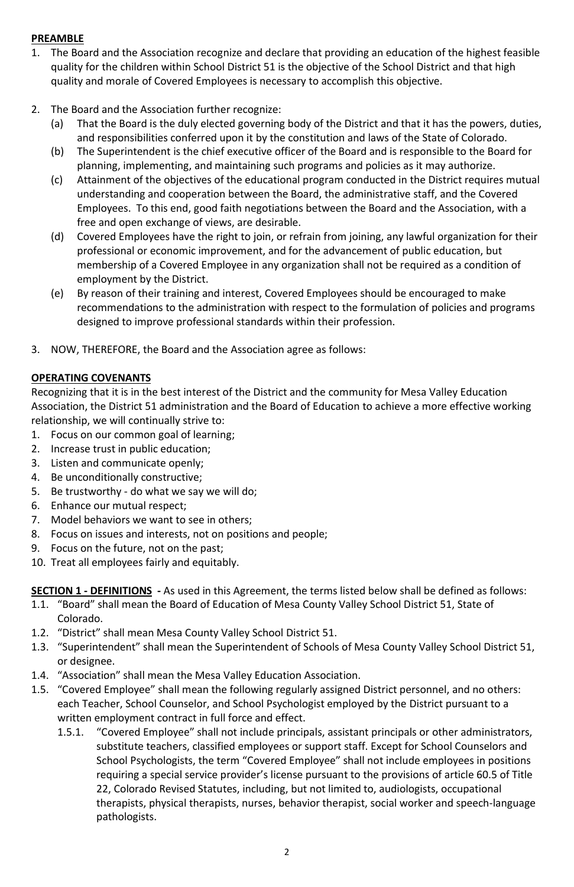**PREAMBLE**

1. The Board and the Association recognize and declare that providing an education of the highest feasible quality for the children within School District 51 is the objective of the School District and that high quality and morale of Covered Employees is necessary to accomplish this objective.

2. The Board and the Association further recognize:
   (a) That the Board is the duly elected governing body of the District and that it has the powers, duties, and responsibilities conferred upon it by the constitution and laws of the State of Colorado.
   (b) The Superintendent is the chief executive officer of the Board and is responsible to the Board for planning, implementing, and maintaining such programs and policies as it may authorize.
   (c) Attainment of the objectives of the educational program conducted in the District requires mutual understanding and cooperation between the Board, the administrative staff, and the Covered Employees. To this end, good faith negotiations between the Board and the Association, with a free and open exchange of views, are desirable.
   (d) Covered Employees have the right to join, or refrain from joining, any lawful organization for their professional or economic improvement, and for the advancement of public education, but membership of a Covered Employee in any organization shall not be required as a condition of employment by the District.
   (e) By reason of their training and interest, Covered Employees should be encouraged to make recommendations to the administration with respect to the formulation of policies and programs designed to improve professional standards within their profession.

3. NOW, THEREFORE, the Board and the Association agree as follows:

**OPERATING COVENANTS**

Recognizing that it is in the best interest of the District and the community for Mesa Valley Education Association, the District 51 administration and the Board of Education to achieve a more effective working relationship, we will continually strive to:

1. Focus on our common goal of learning;
2. Increase trust in public education;
3. Listen and communicate openly;
4. Be unconditionally constructive;
5. Be trustworthy - do what we say we will do;
6. Enhance our mutual respect;
7. Model behaviors we want to see in others;
8. Focus on issues and interests, not on positions and people;
9. Focus on the future, not on the past;
10. Treat all employees fairly and equitably.

**SECTION 1 - DEFINITIONS -** As used in this Agreement, the terms listed below shall be defined as follows:

1.1. "Board" shall mean the Board of Education of Mesa County Valley School District 51, State of Colorado.

1.2. "District" shall mean Mesa County Valley School District 51.

1.3. "Superintendent" shall mean the Superintendent of Schools of Mesa County Valley School District 51, or designee.

1.4. "Association" shall mean the Mesa Valley Education Association.

1.5. "Covered Employee" shall mean the following regularly assigned District personnel, and no others: each Teacher, School Counselor, and School Psychologist employed by the District pursuant to a written employment contract in full force and effect.

   1.5.1. "Covered Employee" shall not include principals, assistant principals or other administrators, substitute teachers, classified employees or support staff. Except for School Counselors and School Psychologists, the term "Covered Employee" shall not include employees in positions requiring a special service provider's license pursuant to the provisions of article 60.5 of Title 22, Colorado Revised Statutes, including, but not limited to, audiologists, occupational therapists, physical therapists, nurses, behavior therapist, social worker and speech-language pathologists.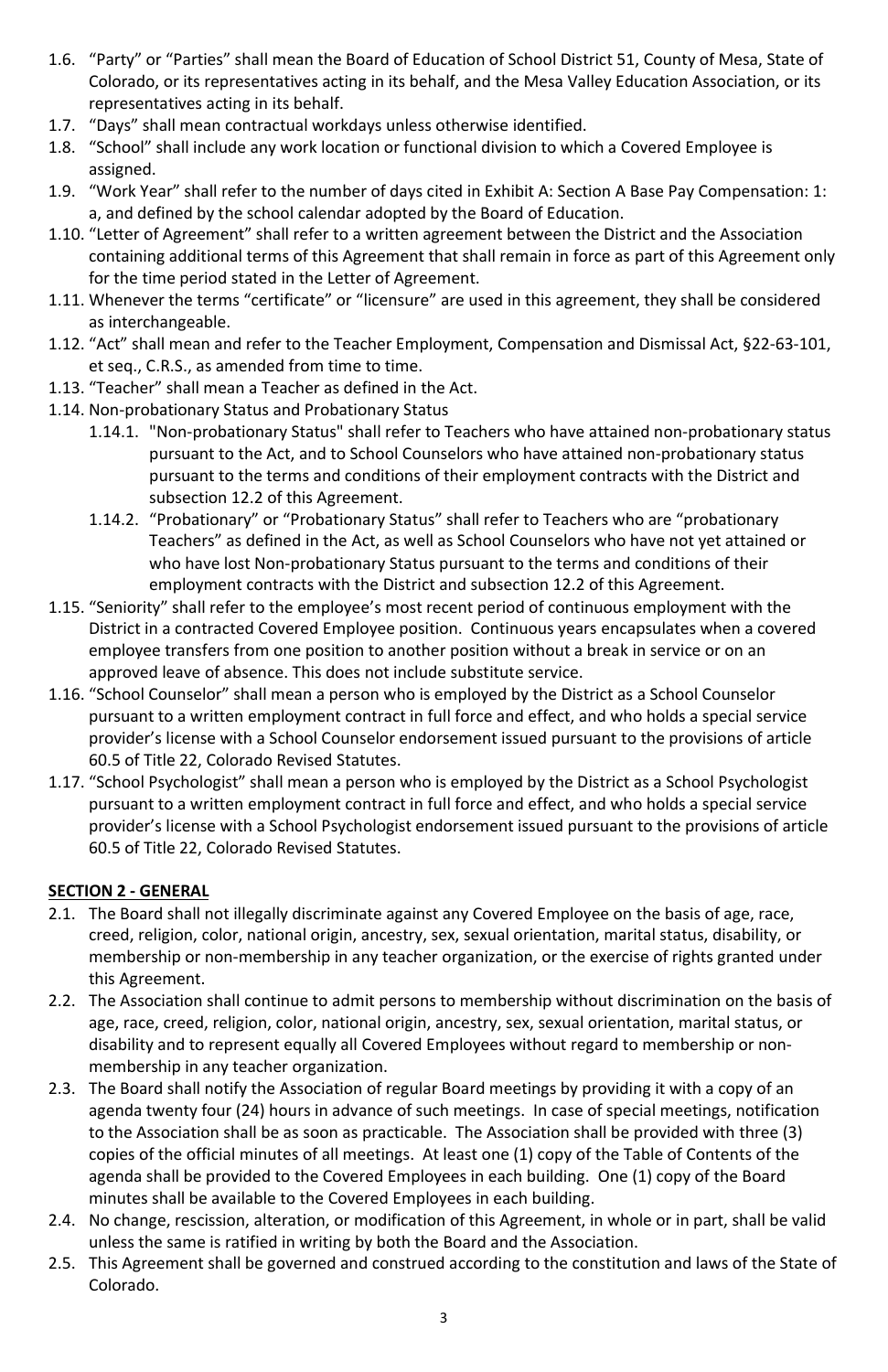1.6. "Party" or "Parties" shall mean the Board of Education of School District 51, County of Mesa, State of Colorado, or its representatives acting in its behalf, and the Mesa Valley Education Association, or its representatives acting in its behalf.

1.7. "Days" shall mean contractual workdays unless otherwise identified.

1.8. "School" shall include any work location or functional division to which a Covered Employee is assigned.

1.9. "Work Year" shall refer to the number of days cited in Exhibit A: Section A Base Pay Compensation: 1: a, and defined by the school calendar adopted by the Board of Education.

1.10. "Letter of Agreement" shall refer to a written agreement between the District and the Association containing additional terms of this Agreement that shall remain in force as part of this Agreement only for the time period stated in the Letter of Agreement.

1.11. Whenever the terms "certificate" or "licensure" are used in this agreement, they shall be considered as interchangeable.

1.12. "Act" shall mean and refer to the Teacher Employment, Compensation and Dismissal Act, §22-63-101, et seq., C.R.S., as amended from time to time.

1.13. "Teacher" shall mean a Teacher as defined in the Act.

1.14. Non-probationary Status and Probationary Status

- 1.14.1. "Non-probationary Status" shall refer to Teachers who have attained non-probationary status pursuant to the Act, and to School Counselors who have attained non-probationary status pursuant to the terms and conditions of their employment contracts with the District and subsection 12.2 of this Agreement.
- 1.14.2. "Probationary" or "Probationary Status" shall refer to Teachers who are "probationary Teachers" as defined in the Act, as well as School Counselors who have not yet attained or who have lost Non-probationary Status pursuant to the terms and conditions of their employment contracts with the District and subsection 12.2 of this Agreement.

1.15. "Seniority" shall refer to the employee's most recent period of continuous employment with the District in a contracted Covered Employee position. Continuous years encapsulates when a covered employee transfers from one position to another position without a break in service or on an approved leave of absence. This does not include substitute service.

1.16. "School Counselor" shall mean a person who is employed by the District as a School Counselor pursuant to a written employment contract in full force and effect, and who holds a special service provider's license with a School Counselor endorsement issued pursuant to the provisions of article 60.5 of Title 22, Colorado Revised Statutes.

1.17. "School Psychologist" shall mean a person who is employed by the District as a School Psychologist pursuant to a written employment contract in full force and effect, and who holds a special service provider's license with a School Psychologist endorsement issued pursuant to the provisions of article 60.5 of Title 22, Colorado Revised Statutes.

## SECTION 2 - GENERAL

2.1. The Board shall not illegally discriminate against any Covered Employee on the basis of age, race, creed, religion, color, national origin, ancestry, sex, sexual orientation, marital status, disability, or membership or non-membership in any teacher organization, or the exercise of rights granted under this Agreement.

2.2. The Association shall continue to admit persons to membership without discrimination on the basis of age, race, creed, religion, color, national origin, ancestry, sex, sexual orientation, marital status, or disability and to represent equally all Covered Employees without regard to membership or non-membership in any teacher organization.

2.3. The Board shall notify the Association of regular Board meetings by providing it with a copy of an agenda twenty four (24) hours in advance of such meetings. In case of special meetings, notification to the Association shall be as soon as practicable. The Association shall be provided with three (3) copies of the official minutes of all meetings. At least one (1) copy of the Table of Contents of the agenda shall be provided to the Covered Employees in each building. One (1) copy of the Board minutes shall be available to the Covered Employees in each building.

2.4. No change, rescission, alteration, or modification of this Agreement, in whole or in part, shall be valid unless the same is ratified in writing by both the Board and the Association.

2.5. This Agreement shall be governed and construed according to the constitution and laws of the State of Colorado.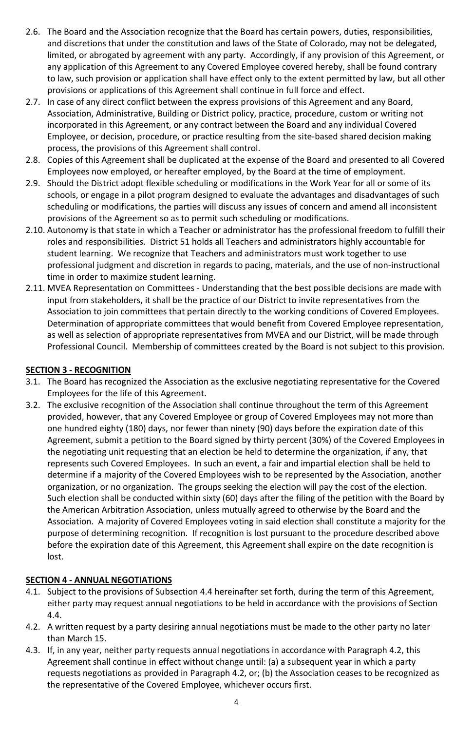2.6. The Board and the Association recognize that the Board has certain powers, duties, responsibilities, and discretions that under the constitution and laws of the State of Colorado, may not be delegated, limited, or abrogated by agreement with any party. Accordingly, if any provision of this Agreement, or any application of this Agreement to any Covered Employee covered hereby, shall be found contrary to law, such provision or application shall have effect only to the extent permitted by law, but all other provisions or applications of this Agreement shall continue in full force and effect.

2.7. In case of any direct conflict between the express provisions of this Agreement and any Board, Association, Administrative, Building or District policy, practice, procedure, custom or writing not incorporated in this Agreement, or any contract between the Board and any individual Covered Employee, or decision, procedure, or practice resulting from the site-based shared decision making process, the provisions of this Agreement shall control.

2.8. Copies of this Agreement shall be duplicated at the expense of the Board and presented to all Covered Employees now employed, or hereafter employed, by the Board at the time of employment.

2.9. Should the District adopt flexible scheduling or modifications in the Work Year for all or some of its schools, or engage in a pilot program designed to evaluate the advantages and disadvantages of such scheduling or modifications, the parties will discuss any issues of concern and amend all inconsistent provisions of the Agreement so as to permit such scheduling or modifications.

2.10. Autonomy is that state in which a Teacher or administrator has the professional freedom to fulfill their roles and responsibilities. District 51 holds all Teachers and administrators highly accountable for student learning. We recognize that Teachers and administrators must work together to use professional judgment and discretion in regards to pacing, materials, and the use of non-instructional time in order to maximize student learning.

2.11. MVEA Representation on Committees - Understanding that the best possible decisions are made with input from stakeholders, it shall be the practice of our District to invite representatives from the Association to join committees that pertain directly to the working conditions of Covered Employees. Determination of appropriate committees that would benefit from Covered Employee representation, as well as selection of appropriate representatives from MVEA and our District, will be made through Professional Council. Membership of committees created by the Board is not subject to this provision.

## SECTION 3 - RECOGNITION

3.1. The Board has recognized the Association as the exclusive negotiating representative for the Covered Employees for the life of this Agreement.

3.2. The exclusive recognition of the Association shall continue throughout the term of this Agreement provided, however, that any Covered Employee or group of Covered Employees may not more than one hundred eighty (180) days, nor fewer than ninety (90) days before the expiration date of this Agreement, submit a petition to the Board signed by thirty percent (30%) of the Covered Employees in the negotiating unit requesting that an election be held to determine the organization, if any, that represents such Covered Employees. In such an event, a fair and impartial election shall be held to determine if a majority of the Covered Employees wish to be represented by the Association, another organization, or no organization. The groups seeking the election will pay the cost of the election. Such election shall be conducted within sixty (60) days after the filing of the petition with the Board by the American Arbitration Association, unless mutually agreed to otherwise by the Board and the Association. A majority of Covered Employees voting in said election shall constitute a majority for the purpose of determining recognition. If recognition is lost pursuant to the procedure described above before the expiration date of this Agreement, this Agreement shall expire on the date recognition is lost.

## SECTION 4 - ANNUAL NEGOTIATIONS

4.1. Subject to the provisions of Subsection 4.4 hereinafter set forth, during the term of this Agreement, either party may request annual negotiations to be held in accordance with the provisions of Section 4.4.

4.2. A written request by a party desiring annual negotiations must be made to the other party no later than March 15.

4.3. If, in any year, neither party requests annual negotiations in accordance with Paragraph 4.2, this Agreement shall continue in effect without change until: (a) a subsequent year in which a party requests negotiations as provided in Paragraph 4.2, or; (b) the Association ceases to be recognized as the representative of the Covered Employee, whichever occurs first.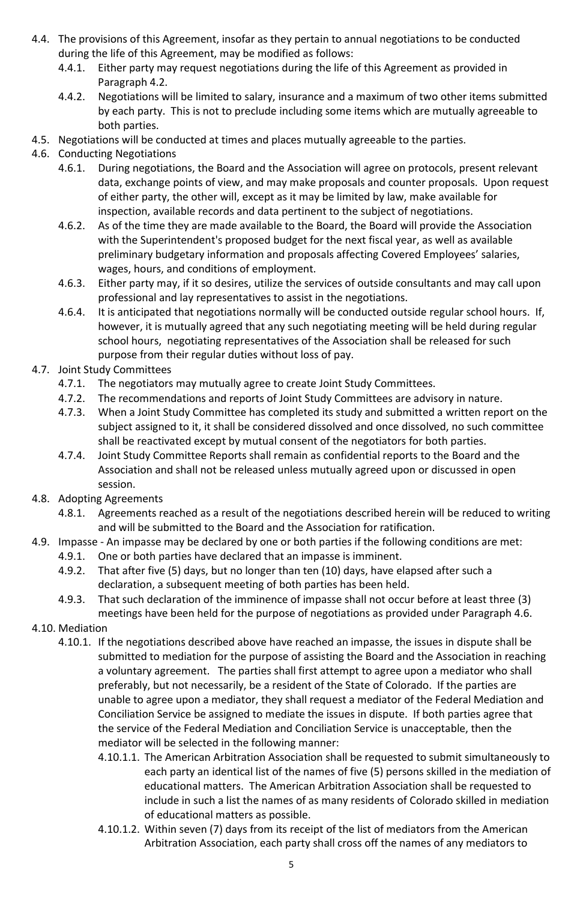- 4.4. The provisions of this Agreement, insofar as they pertain to annual negotiations to be conducted during the life of this Agreement, may be modified as follows:
  - 4.4.1. Either party may request negotiations during the life of this Agreement as provided in Paragraph 4.2.
  - 4.4.2. Negotiations will be limited to salary, insurance and a maximum of two other items submitted by each party. This is not to preclude including some items which are mutually agreeable to both parties.
- 4.5. Negotiations will be conducted at times and places mutually agreeable to the parties.
- 4.6. Conducting Negotiations
  - 4.6.1. During negotiations, the Board and the Association will agree on protocols, present relevant data, exchange points of view, and may make proposals and counter proposals. Upon request of either party, the other will, except as it may be limited by law, make available for inspection, available records and data pertinent to the subject of negotiations.
  - 4.6.2. As of the time they are made available to the Board, the Board will provide the Association with the Superintendent's proposed budget for the next fiscal year, as well as available preliminary budgetary information and proposals affecting Covered Employees' salaries, wages, hours, and conditions of employment.
  - 4.6.3. Either party may, if it so desires, utilize the services of outside consultants and may call upon professional and lay representatives to assist in the negotiations.
  - 4.6.4. It is anticipated that negotiations normally will be conducted outside regular school hours. If, however, it is mutually agreed that any such negotiating meeting will be held during regular school hours, negotiating representatives of the Association shall be released for such purpose from their regular duties without loss of pay.
- 4.7. Joint Study Committees
  - 4.7.1. The negotiators may mutually agree to create Joint Study Committees.
  - 4.7.2. The recommendations and reports of Joint Study Committees are advisory in nature.
  - 4.7.3. When a Joint Study Committee has completed its study and submitted a written report on the subject assigned to it, it shall be considered dissolved and once dissolved, no such committee shall be reactivated except by mutual consent of the negotiators for both parties.
  - 4.7.4. Joint Study Committee Reports shall remain as confidential reports to the Board and the Association and shall not be released unless mutually agreed upon or discussed in open session.
- 4.8. Adopting Agreements
  - 4.8.1. Agreements reached as a result of the negotiations described herein will be reduced to writing and will be submitted to the Board and the Association for ratification.
- 4.9. Impasse - An impasse may be declared by one or both parties if the following conditions are met:
  - 4.9.1. One or both parties have declared that an impasse is imminent.
  - 4.9.2. That after five (5) days, but no longer than ten (10) days, have elapsed after such a declaration, a subsequent meeting of both parties has been held.
  - 4.9.3. That such declaration of the imminence of impasse shall not occur before at least three (3) meetings have been held for the purpose of negotiations as provided under Paragraph 4.6.
- 4.10. Mediation
  - 4.10.1. If the negotiations described above have reached an impasse, the issues in dispute shall be submitted to mediation for the purpose of assisting the Board and the Association in reaching a voluntary agreement. The parties shall first attempt to agree upon a mediator who shall preferably, but not necessarily, be a resident of the State of Colorado. If the parties are unable to agree upon a mediator, they shall request a mediator of the Federal Mediation and Conciliation Service be assigned to mediate the issues in dispute. If both parties agree that the service of the Federal Mediation and Conciliation Service is unacceptable, then the mediator will be selected in the following manner:
    - 4.10.1.1. The American Arbitration Association shall be requested to submit simultaneously to each party an identical list of the names of five (5) persons skilled in the mediation of educational matters. The American Arbitration Association shall be requested to include in such a list the names of as many residents of Colorado skilled in mediation of educational matters as possible.
    - 4.10.1.2. Within seven (7) days from its receipt of the list of mediators from the American Arbitration Association, each party shall cross off the names of any mediators to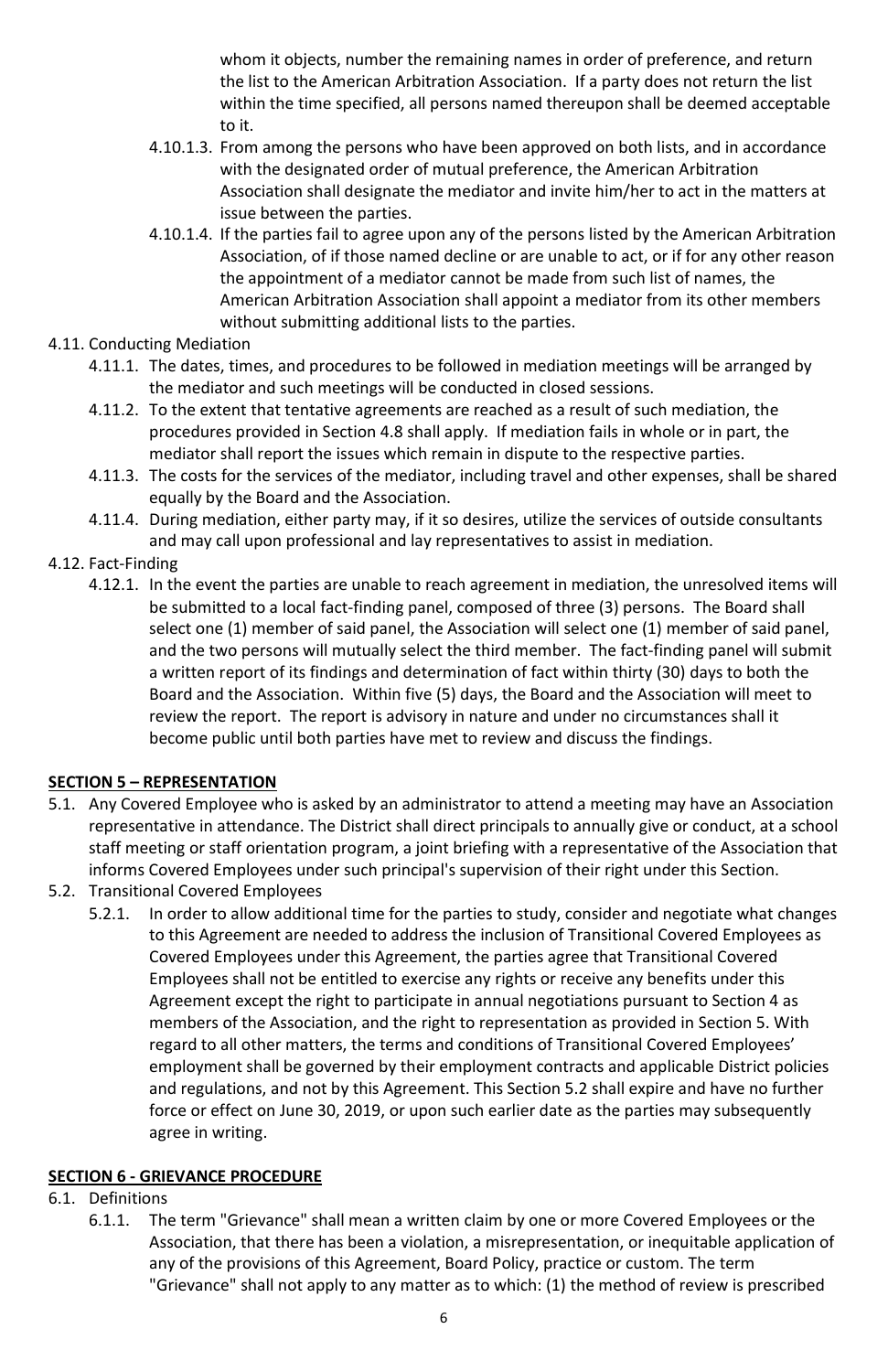whom it objects, number the remaining names in order of preference, and return the list to the American Arbitration Association. If a party does not return the list within the time specified, all persons named thereupon shall be deemed acceptable to it.

4.10.1.3. From among the persons who have been approved on both lists, and in accordance with the designated order of mutual preference, the American Arbitration Association shall designate the mediator and invite him/her to act in the matters at issue between the parties.

4.10.1.4. If the parties fail to agree upon any of the persons listed by the American Arbitration Association, of if those named decline or are unable to act, or if for any other reason the appointment of a mediator cannot be made from such list of names, the American Arbitration Association shall appoint a mediator from its other members without submitting additional lists to the parties.

4.11. Conducting Mediation

4.11.1. The dates, times, and procedures to be followed in mediation meetings will be arranged by the mediator and such meetings will be conducted in closed sessions.

4.11.2. To the extent that tentative agreements are reached as a result of such mediation, the procedures provided in Section 4.8 shall apply. If mediation fails in whole or in part, the mediator shall report the issues which remain in dispute to the respective parties.

4.11.3. The costs for the services of the mediator, including travel and other expenses, shall be shared equally by the Board and the Association.

4.11.4. During mediation, either party may, if it so desires, utilize the services of outside consultants and may call upon professional and lay representatives to assist in mediation.

4.12. Fact-Finding

4.12.1. In the event the parties are unable to reach agreement in mediation, the unresolved items will be submitted to a local fact-finding panel, composed of three (3) persons. The Board shall select one (1) member of said panel, the Association will select one (1) member of said panel, and the two persons will mutually select the third member. The fact-finding panel will submit a written report of its findings and determination of fact within thirty (30) days to both the Board and the Association. Within five (5) days, the Board and the Association will meet to review the report. The report is advisory in nature and under no circumstances shall it become public until both parties have met to review and discuss the findings.

## SECTION 5 – REPRESENTATION

5.1. Any Covered Employee who is asked by an administrator to attend a meeting may have an Association representative in attendance. The District shall direct principals to annually give or conduct, at a school staff meeting or staff orientation program, a joint briefing with a representative of the Association that informs Covered Employees under such principal's supervision of their right under this Section.

5.2. Transitional Covered Employees

5.2.1. In order to allow additional time for the parties to study, consider and negotiate what changes to this Agreement are needed to address the inclusion of Transitional Covered Employees as Covered Employees under this Agreement, the parties agree that Transitional Covered Employees shall not be entitled to exercise any rights or receive any benefits under this Agreement except the right to participate in annual negotiations pursuant to Section 4 as members of the Association, and the right to representation as provided in Section 5. With regard to all other matters, the terms and conditions of Transitional Covered Employees' employment shall be governed by their employment contracts and applicable District policies and regulations, and not by this Agreement. This Section 5.2 shall expire and have no further force or effect on June 30, 2019, or upon such earlier date as the parties may subsequently agree in writing.

## SECTION 6 - GRIEVANCE PROCEDURE

6.1. Definitions

6.1.1. The term "Grievance" shall mean a written claim by one or more Covered Employees or the Association, that there has been a violation, a misrepresentation, or inequitable application of any of the provisions of this Agreement, Board Policy, practice or custom. The term "Grievance" shall not apply to any matter as to which: (1) the method of review is prescribed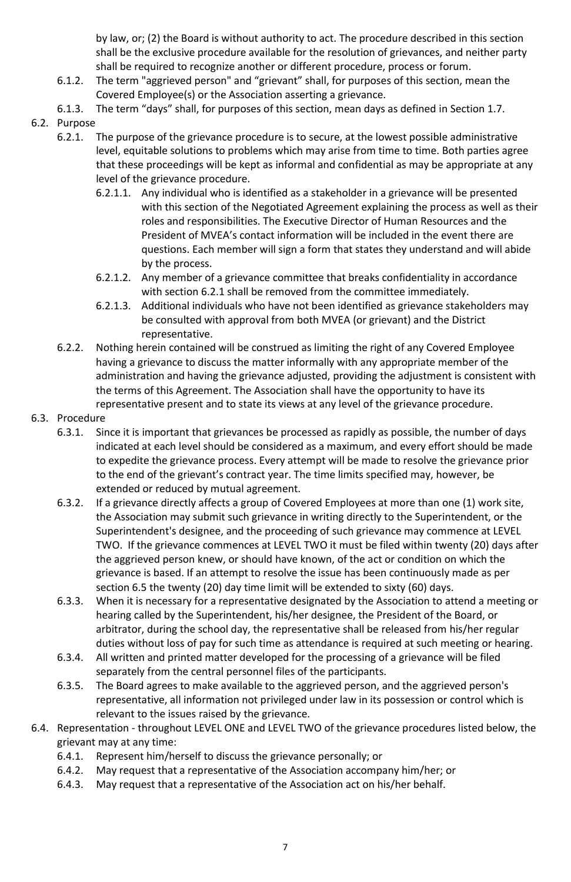by law, or; (2) the Board is without authority to act. The procedure described in this section shall be the exclusive procedure available for the resolution of grievances, and neither party shall be required to recognize another or different procedure, process or forum.

- 6.1.2. The term "aggrieved person" and "grievant" shall, for purposes of this section, mean the Covered Employee(s) or the Association asserting a grievance.
- 6.1.3. The term "days" shall, for purposes of this section, mean days as defined in Section 1.7.

6.2. Purpose

- 6.2.1. The purpose of the grievance procedure is to secure, at the lowest possible administrative level, equitable solutions to problems which may arise from time to time. Both parties agree that these proceedings will be kept as informal and confidential as may be appropriate at any level of the grievance procedure.
  - 6.2.1.1. Any individual who is identified as a stakeholder in a grievance will be presented with this section of the Negotiated Agreement explaining the process as well as their roles and responsibilities. The Executive Director of Human Resources and the President of MVEA's contact information will be included in the event there are questions. Each member will sign a form that states they understand and will abide by the process.
  - 6.2.1.2. Any member of a grievance committee that breaks confidentiality in accordance with section 6.2.1 shall be removed from the committee immediately.
  - 6.2.1.3. Additional individuals who have not been identified as grievance stakeholders may be consulted with approval from both MVEA (or grievant) and the District representative.
- 6.2.2. Nothing herein contained will be construed as limiting the right of any Covered Employee having a grievance to discuss the matter informally with any appropriate member of the administration and having the grievance adjusted, providing the adjustment is consistent with the terms of this Agreement. The Association shall have the opportunity to have its representative present and to state its views at any level of the grievance procedure.

6.3. Procedure

- 6.3.1. Since it is important that grievances be processed as rapidly as possible, the number of days indicated at each level should be considered as a maximum, and every effort should be made to expedite the grievance process. Every attempt will be made to resolve the grievance prior to the end of the grievant's contract year. The time limits specified may, however, be extended or reduced by mutual agreement.
- 6.3.2. If a grievance directly affects a group of Covered Employees at more than one (1) work site, the Association may submit such grievance in writing directly to the Superintendent, or the Superintendent's designee, and the proceeding of such grievance may commence at LEVEL TWO. If the grievance commences at LEVEL TWO it must be filed within twenty (20) days after the aggrieved person knew, or should have known, of the act or condition on which the grievance is based. If an attempt to resolve the issue has been continuously made as per section 6.5 the twenty (20) day time limit will be extended to sixty (60) days.
- 6.3.3. When it is necessary for a representative designated by the Association to attend a meeting or hearing called by the Superintendent, his/her designee, the President of the Board, or arbitrator, during the school day, the representative shall be released from his/her regular duties without loss of pay for such time as attendance is required at such meeting or hearing.
- 6.3.4. All written and printed matter developed for the processing of a grievance will be filed separately from the central personnel files of the participants.
- 6.3.5. The Board agrees to make available to the aggrieved person, and the aggrieved person's representative, all information not privileged under law in its possession or control which is relevant to the issues raised by the grievance.

6.4. Representation - throughout LEVEL ONE and LEVEL TWO of the grievance procedures listed below, the grievant may at any time:

- 6.4.1. Represent him/herself to discuss the grievance personally; or
- 6.4.2. May request that a representative of the Association accompany him/her; or
- 6.4.3. May request that a representative of the Association act on his/her behalf.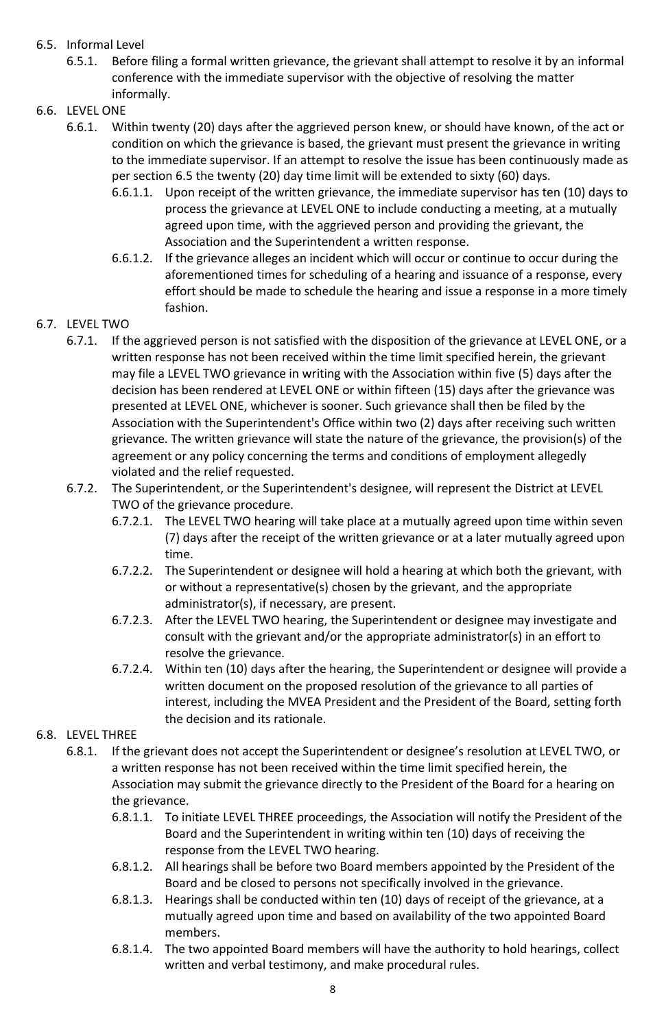- 6.5. Informal Level
  - 6.5.1. Before filing a formal written grievance, the grievant shall attempt to resolve it by an informal conference with the immediate supervisor with the objective of resolving the matter informally.
- 6.6. LEVEL ONE
  - 6.6.1. Within twenty (20) days after the aggrieved person knew, or should have known, of the act or condition on which the grievance is based, the grievant must present the grievance in writing to the immediate supervisor. If an attempt to resolve the issue has been continuously made as per section 6.5 the twenty (20) day time limit will be extended to sixty (60) days.
    - 6.6.1.1. Upon receipt of the written grievance, the immediate supervisor has ten (10) days to process the grievance at LEVEL ONE to include conducting a meeting, at a mutually agreed upon time, with the aggrieved person and providing the grievant, the Association and the Superintendent a written response.
    - 6.6.1.2. If the grievance alleges an incident which will occur or continue to occur during the aforementioned times for scheduling of a hearing and issuance of a response, every effort should be made to schedule the hearing and issue a response in a more timely fashion.
- 6.7. LEVEL TWO
  - 6.7.1. If the aggrieved person is not satisfied with the disposition of the grievance at LEVEL ONE, or a written response has not been received within the time limit specified herein, the grievant may file a LEVEL TWO grievance in writing with the Association within five (5) days after the decision has been rendered at LEVEL ONE or within fifteen (15) days after the grievance was presented at LEVEL ONE, whichever is sooner. Such grievance shall then be filed by the Association with the Superintendent's Office within two (2) days after receiving such written grievance. The written grievance will state the nature of the grievance, the provision(s) of the agreement or any policy concerning the terms and conditions of employment allegedly violated and the relief requested.
  - 6.7.2. The Superintendent, or the Superintendent's designee, will represent the District at LEVEL TWO of the grievance procedure.
    - 6.7.2.1. The LEVEL TWO hearing will take place at a mutually agreed upon time within seven (7) days after the receipt of the written grievance or at a later mutually agreed upon time.
    - 6.7.2.2. The Superintendent or designee will hold a hearing at which both the grievant, with or without a representative(s) chosen by the grievant, and the appropriate administrator(s), if necessary, are present.
    - 6.7.2.3. After the LEVEL TWO hearing, the Superintendent or designee may investigate and consult with the grievant and/or the appropriate administrator(s) in an effort to resolve the grievance.
    - 6.7.2.4. Within ten (10) days after the hearing, the Superintendent or designee will provide a written document on the proposed resolution of the grievance to all parties of interest, including the MVEA President and the President of the Board, setting forth the decision and its rationale.
- 6.8. LEVEL THREE
  - 6.8.1. If the grievant does not accept the Superintendent or designee's resolution at LEVEL TWO, or a written response has not been received within the time limit specified herein, the Association may submit the grievance directly to the President of the Board for a hearing on the grievance.
    - 6.8.1.1. To initiate LEVEL THREE proceedings, the Association will notify the President of the Board and the Superintendent in writing within ten (10) days of receiving the response from the LEVEL TWO hearing.
    - 6.8.1.2. All hearings shall be before two Board members appointed by the President of the Board and be closed to persons not specifically involved in the grievance.
    - 6.8.1.3. Hearings shall be conducted within ten (10) days of receipt of the grievance, at a mutually agreed upon time and based on availability of the two appointed Board members.
    - 6.8.1.4. The two appointed Board members will have the authority to hold hearings, collect written and verbal testimony, and make procedural rules.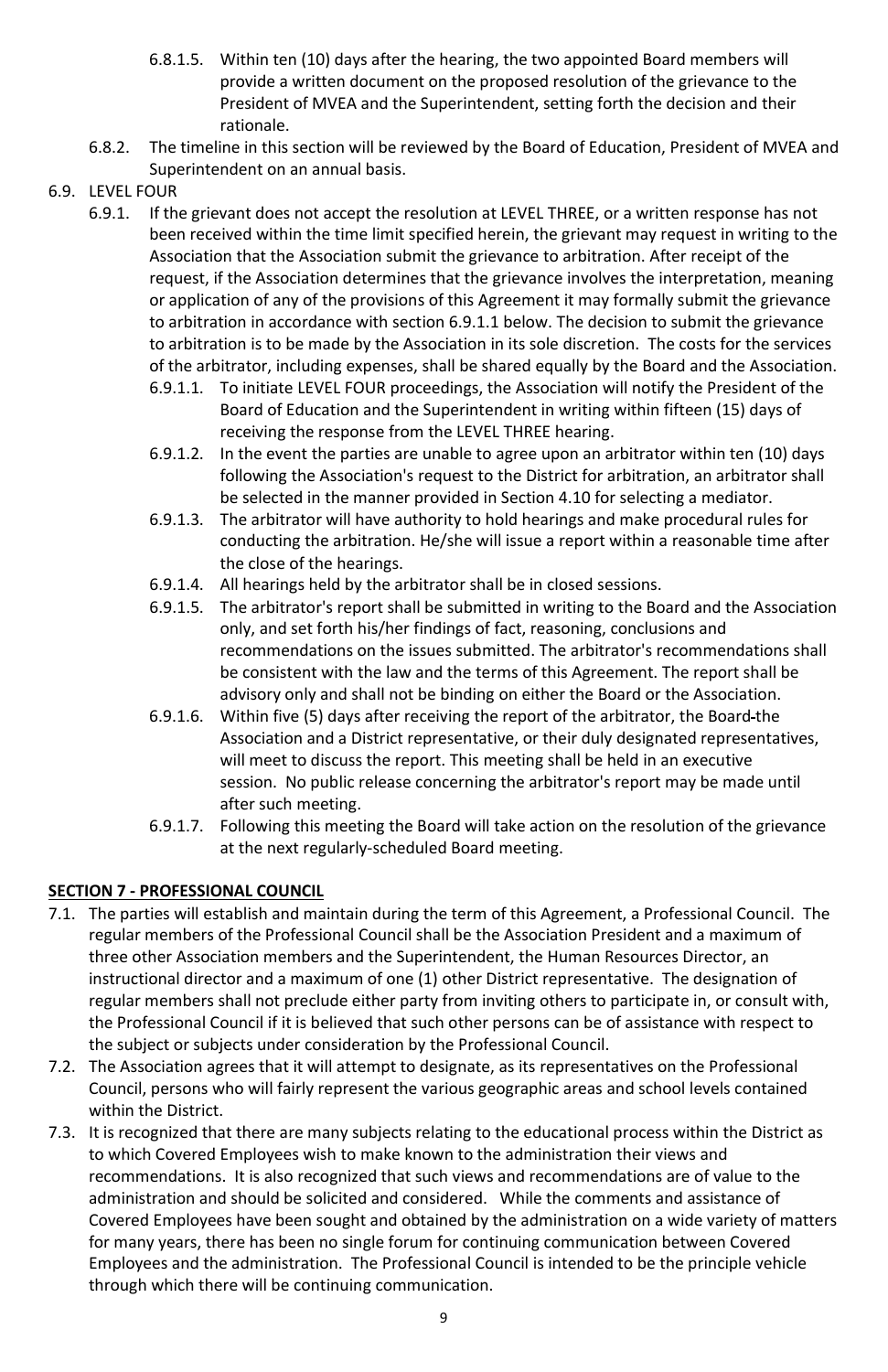- 6.8.1.5. Within ten (10) days after the hearing, the two appointed Board members will provide a written document on the proposed resolution of the grievance to the President of MVEA and the Superintendent, setting forth the decision and their rationale.
- 6.8.2. The timeline in this section will be reviewed by the Board of Education, President of MVEA and Superintendent on an annual basis.

6.9. LEVEL FOUR

- 6.9.1. If the grievant does not accept the resolution at LEVEL THREE, or a written response has not been received within the time limit specified herein, the grievant may request in writing to the Association that the Association submit the grievance to arbitration. After receipt of the request, if the Association determines that the grievance involves the interpretation, meaning or application of any of the provisions of this Agreement it may formally submit the grievance to arbitration in accordance with section 6.9.1.1 below. The decision to submit the grievance to arbitration is to be made by the Association in its sole discretion. The costs for the services of the arbitrator, including expenses, shall be shared equally by the Board and the Association.
  - 6.9.1.1. To initiate LEVEL FOUR proceedings, the Association will notify the President of the Board of Education and the Superintendent in writing within fifteen (15) days of receiving the response from the LEVEL THREE hearing.
  - 6.9.1.2. In the event the parties are unable to agree upon an arbitrator within ten (10) days following the Association's request to the District for arbitration, an arbitrator shall be selected in the manner provided in Section 4.10 for selecting a mediator.
  - 6.9.1.3. The arbitrator will have authority to hold hearings and make procedural rules for conducting the arbitration. He/she will issue a report within a reasonable time after the close of the hearings.
  - 6.9.1.4. All hearings held by the arbitrator shall be in closed sessions.
  - 6.9.1.5. The arbitrator's report shall be submitted in writing to the Board and the Association only, and set forth his/her findings of fact, reasoning, conclusions and recommendations on the issues submitted. The arbitrator's recommendations shall be consistent with the law and the terms of this Agreement. The report shall be advisory only and shall not be binding on either the Board or the Association.
  - 6.9.1.6. Within five (5) days after receiving the report of the arbitrator, the Board-the Association and a District representative, or their duly designated representatives, will meet to discuss the report. This meeting shall be held in an executive session. No public release concerning the arbitrator's report may be made until after such meeting.
  - 6.9.1.7. Following this meeting the Board will take action on the resolution of the grievance at the next regularly-scheduled Board meeting.

**SECTION 7 - PROFESSIONAL COUNCIL**

7.1. The parties will establish and maintain during the term of this Agreement, a Professional Council. The regular members of the Professional Council shall be the Association President and a maximum of three other Association members and the Superintendent, the Human Resources Director, an instructional director and a maximum of one (1) other District representative. The designation of regular members shall not preclude either party from inviting others to participate in, or consult with, the Professional Council if it is believed that such other persons can be of assistance with respect to the subject or subjects under consideration by the Professional Council.

7.2. The Association agrees that it will attempt to designate, as its representatives on the Professional Council, persons who will fairly represent the various geographic areas and school levels contained within the District.

7.3. It is recognized that there are many subjects relating to the educational process within the District as to which Covered Employees wish to make known to the administration their views and recommendations. It is also recognized that such views and recommendations are of value to the administration and should be solicited and considered. While the comments and assistance of Covered Employees have been sought and obtained by the administration on a wide variety of matters for many years, there has been no single forum for continuing communication between Covered Employees and the administration. The Professional Council is intended to be the principle vehicle through which there will be continuing communication.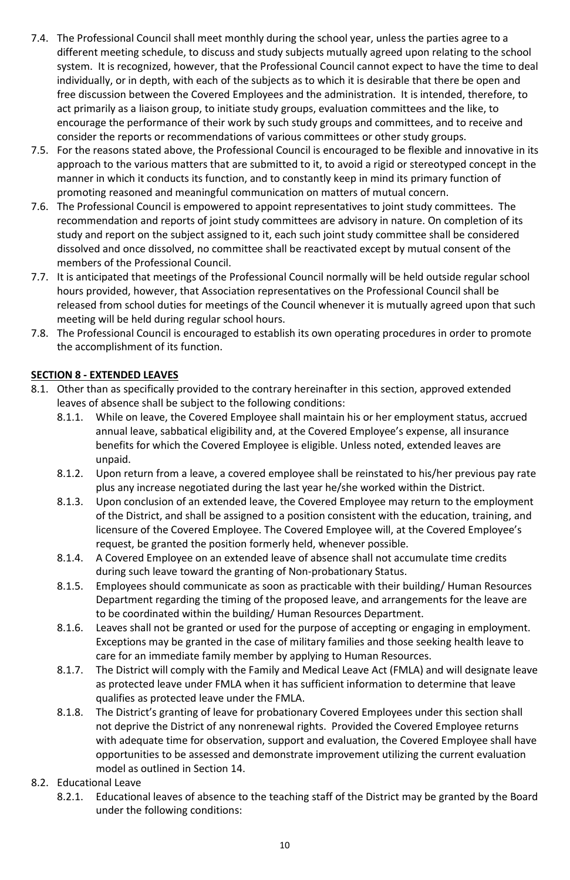7.4. The Professional Council shall meet monthly during the school year, unless the parties agree to a different meeting schedule, to discuss and study subjects mutually agreed upon relating to the school system. It is recognized, however, that the Professional Council cannot expect to have the time to deal individually, or in depth, with each of the subjects as to which it is desirable that there be open and free discussion between the Covered Employees and the administration. It is intended, therefore, to act primarily as a liaison group, to initiate study groups, evaluation committees and the like, to encourage the performance of their work by such study groups and committees, and to receive and consider the reports or recommendations of various committees or other study groups.

7.5. For the reasons stated above, the Professional Council is encouraged to be flexible and innovative in its approach to the various matters that are submitted to it, to avoid a rigid or stereotyped concept in the manner in which it conducts its function, and to constantly keep in mind its primary function of promoting reasoned and meaningful communication on matters of mutual concern.

7.6. The Professional Council is empowered to appoint representatives to joint study committees. The recommendation and reports of joint study committees are advisory in nature. On completion of its study and report on the subject assigned to it, each such joint study committee shall be considered dissolved and once dissolved, no committee shall be reactivated except by mutual consent of the members of the Professional Council.

7.7. It is anticipated that meetings of the Professional Council normally will be held outside regular school hours provided, however, that Association representatives on the Professional Council shall be released from school duties for meetings of the Council whenever it is mutually agreed upon that such meeting will be held during regular school hours.

7.8. The Professional Council is encouraged to establish its own operating procedures in order to promote the accomplishment of its function.

## SECTION 8 - EXTENDED LEAVES

8.1. Other than as specifically provided to the contrary hereinafter in this section, approved extended leaves of absence shall be subject to the following conditions:

8.1.1. While on leave, the Covered Employee shall maintain his or her employment status, accrued annual leave, sabbatical eligibility and, at the Covered Employee's expense, all insurance benefits for which the Covered Employee is eligible. Unless noted, extended leaves are unpaid.

8.1.2. Upon return from a leave, a covered employee shall be reinstated to his/her previous pay rate plus any increase negotiated during the last year he/she worked within the District.

8.1.3. Upon conclusion of an extended leave, the Covered Employee may return to the employment of the District, and shall be assigned to a position consistent with the education, training, and licensure of the Covered Employee. The Covered Employee will, at the Covered Employee's request, be granted the position formerly held, whenever possible.

8.1.4. A Covered Employee on an extended leave of absence shall not accumulate time credits during such leave toward the granting of Non-probationary Status.

8.1.5. Employees should communicate as soon as practicable with their building/ Human Resources Department regarding the timing of the proposed leave, and arrangements for the leave are to be coordinated within the building/ Human Resources Department.

8.1.6. Leaves shall not be granted or used for the purpose of accepting or engaging in employment. Exceptions may be granted in the case of military families and those seeking health leave to care for an immediate family member by applying to Human Resources.

8.1.7. The District will comply with the Family and Medical Leave Act (FMLA) and will designate leave as protected leave under FMLA when it has sufficient information to determine that leave qualifies as protected leave under the FMLA.

8.1.8. The District's granting of leave for probationary Covered Employees under this section shall not deprive the District of any nonrenewal rights. Provided the Covered Employee returns with adequate time for observation, support and evaluation, the Covered Employee shall have opportunities to be assessed and demonstrate improvement utilizing the current evaluation model as outlined in Section 14.

8.2. Educational Leave

8.2.1. Educational leaves of absence to the teaching staff of the District may be granted by the Board under the following conditions: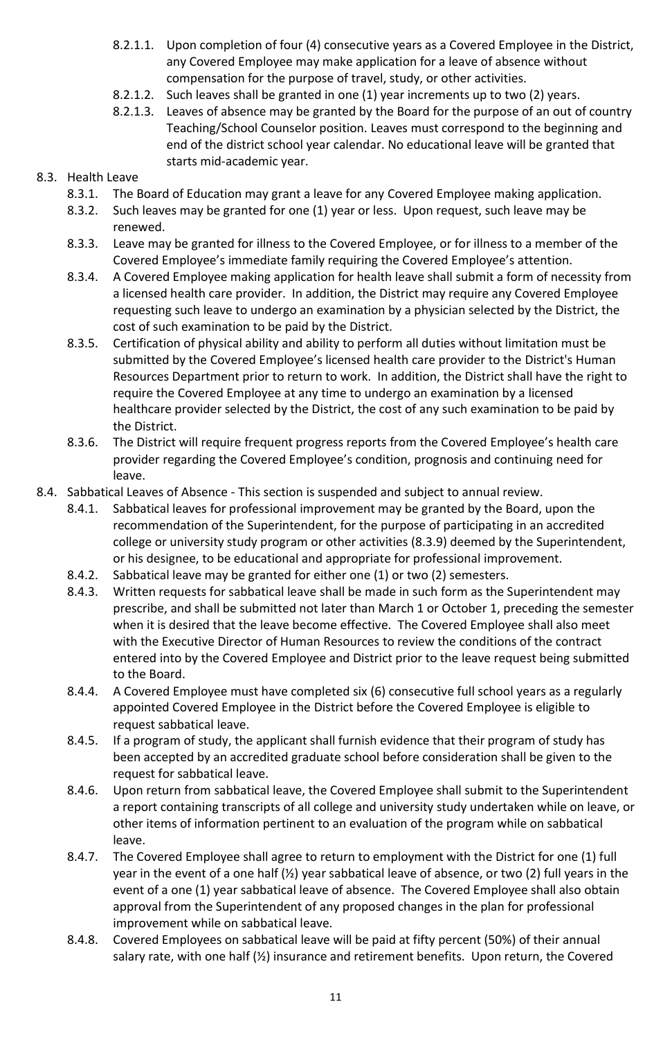- 8.2.1.1. Upon completion of four (4) consecutive years as a Covered Employee in the District, any Covered Employee may make application for a leave of absence without compensation for the purpose of travel, study, or other activities.
- 8.2.1.2. Such leaves shall be granted in one (1) year increments up to two (2) years.
- 8.2.1.3. Leaves of absence may be granted by the Board for the purpose of an out of country Teaching/School Counselor position. Leaves must correspond to the beginning and end of the district school year calendar. No educational leave will be granted that starts mid-academic year.

8.3. Health Leave

- 8.3.1. The Board of Education may grant a leave for any Covered Employee making application.
- 8.3.2. Such leaves may be granted for one (1) year or less. Upon request, such leave may be renewed.
- 8.3.3. Leave may be granted for illness to the Covered Employee, or for illness to a member of the Covered Employee's immediate family requiring the Covered Employee's attention.
- 8.3.4. A Covered Employee making application for health leave shall submit a form of necessity from a licensed health care provider. In addition, the District may require any Covered Employee requesting such leave to undergo an examination by a physician selected by the District, the cost of such examination to be paid by the District.
- 8.3.5. Certification of physical ability and ability to perform all duties without limitation must be submitted by the Covered Employee's licensed health care provider to the District's Human Resources Department prior to return to work. In addition, the District shall have the right to require the Covered Employee at any time to undergo an examination by a licensed healthcare provider selected by the District, the cost of any such examination to be paid by the District.
- 8.3.6. The District will require frequent progress reports from the Covered Employee's health care provider regarding the Covered Employee's condition, prognosis and continuing need for leave.

8.4. Sabbatical Leaves of Absence - This section is suspended and subject to annual review.

- 8.4.1. Sabbatical leaves for professional improvement may be granted by the Board, upon the recommendation of the Superintendent, for the purpose of participating in an accredited college or university study program or other activities (8.3.9) deemed by the Superintendent, or his designee, to be educational and appropriate for professional improvement.
- 8.4.2. Sabbatical leave may be granted for either one (1) or two (2) semesters.
- 8.4.3. Written requests for sabbatical leave shall be made in such form as the Superintendent may prescribe, and shall be submitted not later than March 1 or October 1, preceding the semester when it is desired that the leave become effective. The Covered Employee shall also meet with the Executive Director of Human Resources to review the conditions of the contract entered into by the Covered Employee and District prior to the leave request being submitted to the Board.
- 8.4.4. A Covered Employee must have completed six (6) consecutive full school years as a regularly appointed Covered Employee in the District before the Covered Employee is eligible to request sabbatical leave.
- 8.4.5. If a program of study, the applicant shall furnish evidence that their program of study has been accepted by an accredited graduate school before consideration shall be given to the request for sabbatical leave.
- 8.4.6. Upon return from sabbatical leave, the Covered Employee shall submit to the Superintendent a report containing transcripts of all college and university study undertaken while on leave, or other items of information pertinent to an evaluation of the program while on sabbatical leave.
- 8.4.7. The Covered Employee shall agree to return to employment with the District for one (1) full year in the event of a one half (½) year sabbatical leave of absence, or two (2) full years in the event of a one (1) year sabbatical leave of absence. The Covered Employee shall also obtain approval from the Superintendent of any proposed changes in the plan for professional improvement while on sabbatical leave.
- 8.4.8. Covered Employees on sabbatical leave will be paid at fifty percent (50%) of their annual salary rate, with one half (½) insurance and retirement benefits. Upon return, the Covered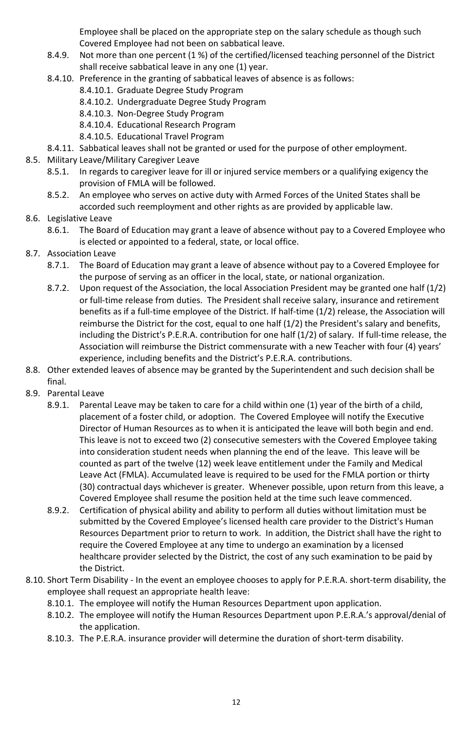Employee shall be placed on the appropriate step on the salary schedule as though such Covered Employee had not been on sabbatical leave.

- 8.4.9. Not more than one percent (1 %) of the certified/licensed teaching personnel of the District shall receive sabbatical leave in any one (1) year.
- 8.4.10. Preference in the granting of sabbatical leaves of absence is as follows:
  - 8.4.10.1. Graduate Degree Study Program
  - 8.4.10.2. Undergraduate Degree Study Program
  - 8.4.10.3. Non-Degree Study Program
  - 8.4.10.4. Educational Research Program
  - 8.4.10.5. Educational Travel Program
- 8.4.11. Sabbatical leaves shall not be granted or used for the purpose of other employment.

8.5. Military Leave/Military Caregiver Leave

- 8.5.1. In regards to caregiver leave for ill or injured service members or a qualifying exigency the provision of FMLA will be followed.
- 8.5.2. An employee who serves on active duty with Armed Forces of the United States shall be accorded such reemployment and other rights as are provided by applicable law.

8.6. Legislative Leave

- 8.6.1. The Board of Education may grant a leave of absence without pay to a Covered Employee who is elected or appointed to a federal, state, or local office.

8.7. Association Leave

- 8.7.1. The Board of Education may grant a leave of absence without pay to a Covered Employee for the purpose of serving as an officer in the local, state, or national organization.
- 8.7.2. Upon request of the Association, the local Association President may be granted one half (1/2) or full-time release from duties. The President shall receive salary, insurance and retirement benefits as if a full-time employee of the District. If half-time (1/2) release, the Association will reimburse the District for the cost, equal to one half (1/2) the President's salary and benefits, including the District's P.E.R.A. contribution for one half (1/2) of salary. If full-time release, the Association will reimburse the District commensurate with a new Teacher with four (4) years' experience, including benefits and the District's P.E.R.A. contributions.

8.8. Other extended leaves of absence may be granted by the Superintendent and such decision shall be final.

8.9. Parental Leave

- 8.9.1. Parental Leave may be taken to care for a child within one (1) year of the birth of a child, placement of a foster child, or adoption. The Covered Employee will notify the Executive Director of Human Resources as to when it is anticipated the leave will both begin and end. This leave is not to exceed two (2) consecutive semesters with the Covered Employee taking into consideration student needs when planning the end of the leave. This leave will be counted as part of the twelve (12) week leave entitlement under the Family and Medical Leave Act (FMLA). Accumulated leave is required to be used for the FMLA portion or thirty (30) contractual days whichever is greater. Whenever possible, upon return from this leave, a Covered Employee shall resume the position held at the time such leave commenced.
- 8.9.2. Certification of physical ability and ability to perform all duties without limitation must be submitted by the Covered Employee's licensed health care provider to the District's Human Resources Department prior to return to work. In addition, the District shall have the right to require the Covered Employee at any time to undergo an examination by a licensed healthcare provider selected by the District, the cost of any such examination to be paid by the District.

8.10. Short Term Disability - In the event an employee chooses to apply for P.E.R.A. short-term disability, the employee shall request an appropriate health leave:

- 8.10.1. The employee will notify the Human Resources Department upon application.
- 8.10.2. The employee will notify the Human Resources Department upon P.E.R.A.'s approval/denial of the application.
- 8.10.3. The P.E.R.A. insurance provider will determine the duration of short-term disability.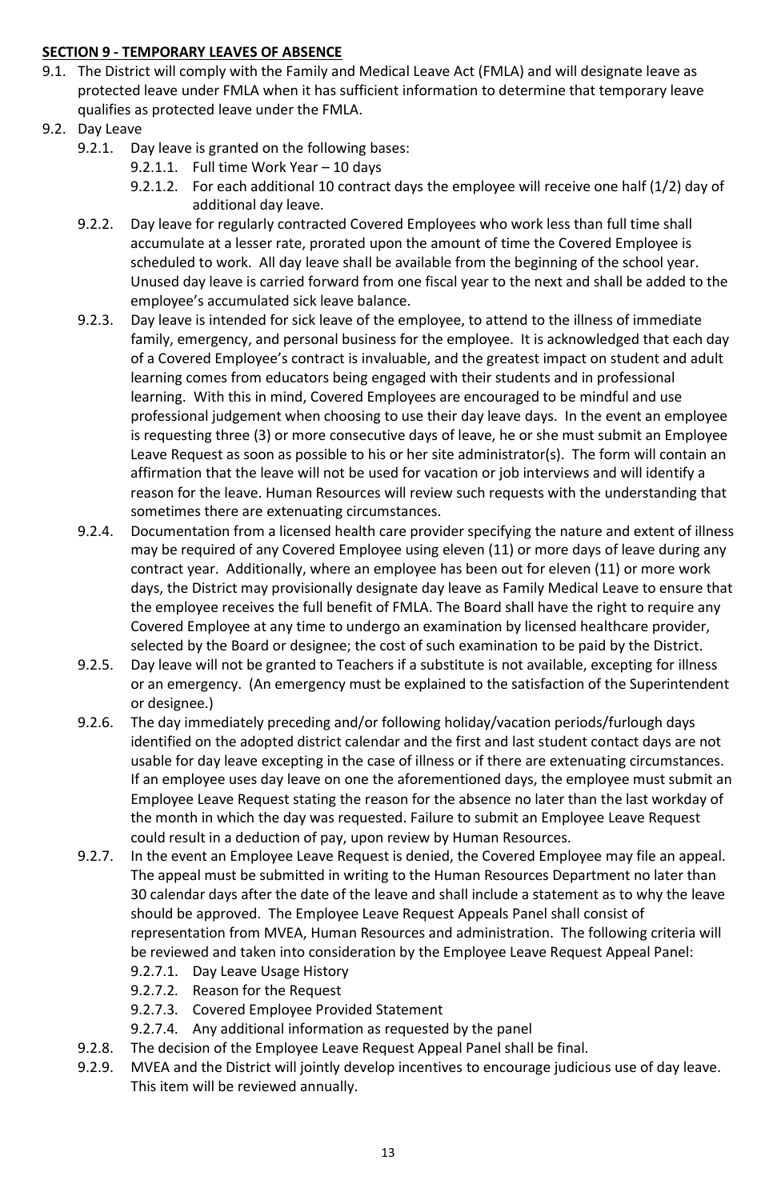## **SECTION 9 - TEMPORARY LEAVES OF ABSENCE**

9.1. The District will comply with the Family and Medical Leave Act (FMLA) and will designate leave as protected leave under FMLA when it has sufficient information to determine that temporary leave qualifies as protected leave under the FMLA.

9.2. Day Leave

- 9.2.1. Day leave is granted on the following bases:
  - 9.2.1.1. Full time Work Year – 10 days
  - 9.2.1.2. For each additional 10 contract days the employee will receive one half (1/2) day of additional day leave.
- 9.2.2. Day leave for regularly contracted Covered Employees who work less than full time shall accumulate at a lesser rate, prorated upon the amount of time the Covered Employee is scheduled to work. All day leave shall be available from the beginning of the school year. Unused day leave is carried forward from one fiscal year to the next and shall be added to the employee's accumulated sick leave balance.
- 9.2.3. Day leave is intended for sick leave of the employee, to attend to the illness of immediate family, emergency, and personal business for the employee. It is acknowledged that each day of a Covered Employee's contract is invaluable, and the greatest impact on student and adult learning comes from educators being engaged with their students and in professional learning. With this in mind, Covered Employees are encouraged to be mindful and use professional judgement when choosing to use their day leave days. In the event an employee is requesting three (3) or more consecutive days of leave, he or she must submit an Employee Leave Request as soon as possible to his or her site administrator(s). The form will contain an affirmation that the leave will not be used for vacation or job interviews and will identify a reason for the leave. Human Resources will review such requests with the understanding that sometimes there are extenuating circumstances.
- 9.2.4. Documentation from a licensed health care provider specifying the nature and extent of illness may be required of any Covered Employee using eleven (11) or more days of leave during any contract year. Additionally, where an employee has been out for eleven (11) or more work days, the District may provisionally designate day leave as Family Medical Leave to ensure that the employee receives the full benefit of FMLA. The Board shall have the right to require any Covered Employee at any time to undergo an examination by licensed healthcare provider, selected by the Board or designee; the cost of such examination to be paid by the District.
- 9.2.5. Day leave will not be granted to Teachers if a substitute is not available, excepting for illness or an emergency. (An emergency must be explained to the satisfaction of the Superintendent or designee.)
- 9.2.6. The day immediately preceding and/or following holiday/vacation periods/furlough days identified on the adopted district calendar and the first and last student contact days are not usable for day leave excepting in the case of illness or if there are extenuating circumstances. If an employee uses day leave on one the aforementioned days, the employee must submit an Employee Leave Request stating the reason for the absence no later than the last workday of the month in which the day was requested. Failure to submit an Employee Leave Request could result in a deduction of pay, upon review by Human Resources.
- 9.2.7. In the event an Employee Leave Request is denied, the Covered Employee may file an appeal. The appeal must be submitted in writing to the Human Resources Department no later than 30 calendar days after the date of the leave and shall include a statement as to why the leave should be approved. The Employee Leave Request Appeals Panel shall consist of representation from MVEA, Human Resources and administration. The following criteria will be reviewed and taken into consideration by the Employee Leave Request Appeal Panel:
  - 9.2.7.1. Day Leave Usage History
  - 9.2.7.2. Reason for the Request
  - 9.2.7.3. Covered Employee Provided Statement
  - 9.2.7.4. Any additional information as requested by the panel
- 9.2.8. The decision of the Employee Leave Request Appeal Panel shall be final.
- 9.2.9. MVEA and the District will jointly develop incentives to encourage judicious use of day leave. This item will be reviewed annually.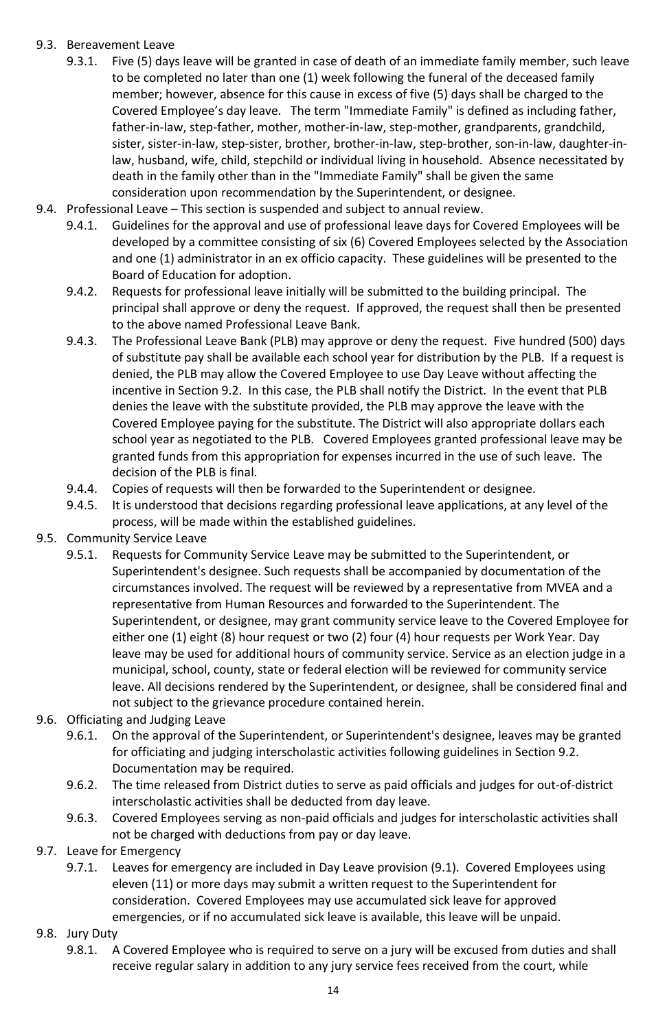9.3. Bereavement Leave

9.3.1. Five (5) days leave will be granted in case of death of an immediate family member, such leave to be completed no later than one (1) week following the funeral of the deceased family member; however, absence for this cause in excess of five (5) days shall be charged to the Covered Employee's day leave. The term "Immediate Family" is defined as including father, father-in-law, step-father, mother, mother-in-law, step-mother, grandparents, grandchild, sister, sister-in-law, step-sister, brother, brother-in-law, step-brother, son-in-law, daughter-in-law, husband, wife, child, stepchild or individual living in household. Absence necessitated by death in the family other than in the "Immediate Family" shall be given the same consideration upon recommendation by the Superintendent, or designee.

9.4. Professional Leave – This section is suspended and subject to annual review.

9.4.1. Guidelines for the approval and use of professional leave days for Covered Employees will be developed by a committee consisting of six (6) Covered Employees selected by the Association and one (1) administrator in an ex officio capacity. These guidelines will be presented to the Board of Education for adoption.

9.4.2. Requests for professional leave initially will be submitted to the building principal. The principal shall approve or deny the request. If approved, the request shall then be presented to the above named Professional Leave Bank.

9.4.3. The Professional Leave Bank (PLB) may approve or deny the request. Five hundred (500) days of substitute pay shall be available each school year for distribution by the PLB. If a request is denied, the PLB may allow the Covered Employee to use Day Leave without affecting the incentive in Section 9.2. In this case, the PLB shall notify the District. In the event that PLB denies the leave with the substitute provided, the PLB may approve the leave with the Covered Employee paying for the substitute. The District will also appropriate dollars each school year as negotiated to the PLB. Covered Employees granted professional leave may be granted funds from this appropriation for expenses incurred in the use of such leave. The decision of the PLB is final.

9.4.4. Copies of requests will then be forwarded to the Superintendent or designee.

9.4.5. It is understood that decisions regarding professional leave applications, at any level of the process, will be made within the established guidelines.

9.5. Community Service Leave

9.5.1. Requests for Community Service Leave may be submitted to the Superintendent, or Superintendent's designee. Such requests shall be accompanied by documentation of the circumstances involved. The request will be reviewed by a representative from MVEA and a representative from Human Resources and forwarded to the Superintendent. The Superintendent, or designee, may grant community service leave to the Covered Employee for either one (1) eight (8) hour request or two (2) four (4) hour requests per Work Year. Day leave may be used for additional hours of community service. Service as an election judge in a municipal, school, county, state or federal election will be reviewed for community service leave. All decisions rendered by the Superintendent, or designee, shall be considered final and not subject to the grievance procedure contained herein.

9.6. Officiating and Judging Leave

9.6.1. On the approval of the Superintendent, or Superintendent's designee, leaves may be granted for officiating and judging interscholastic activities following guidelines in Section 9.2. Documentation may be required.

9.6.2. The time released from District duties to serve as paid officials and judges for out-of-district interscholastic activities shall be deducted from day leave.

9.6.3. Covered Employees serving as non-paid officials and judges for interscholastic activities shall not be charged with deductions from pay or day leave.

9.7. Leave for Emergency

9.7.1. Leaves for emergency are included in Day Leave provision (9.1). Covered Employees using eleven (11) or more days may submit a written request to the Superintendent for consideration. Covered Employees may use accumulated sick leave for approved emergencies, or if no accumulated sick leave is available, this leave will be unpaid.

9.8. Jury Duty

9.8.1. A Covered Employee who is required to serve on a jury will be excused from duties and shall receive regular salary in addition to any jury service fees received from the court, while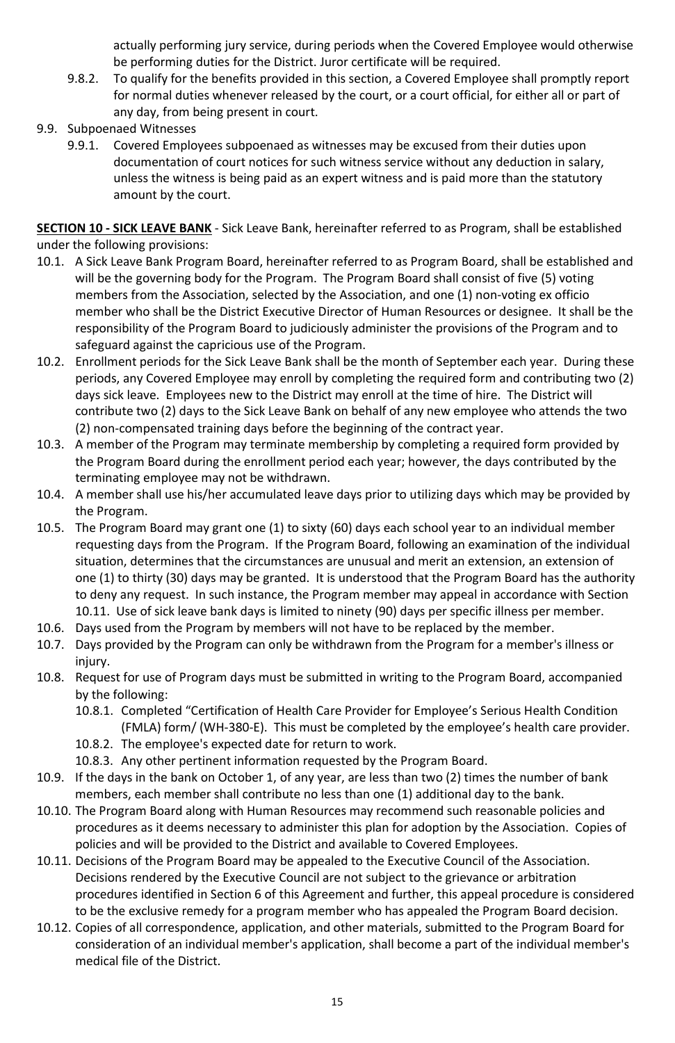actually performing jury service, during periods when the Covered Employee would otherwise be performing duties for the District. Juror certificate will be required.

9.8.2. To qualify for the benefits provided in this section, a Covered Employee shall promptly report for normal duties whenever released by the court, or a court official, for either all or part of any day, from being present in court.

9.9. Subpoenaed Witnesses

9.9.1. Covered Employees subpoenaed as witnesses may be excused from their duties upon documentation of court notices for such witness service without any deduction in salary, unless the witness is being paid as an expert witness and is paid more than the statutory amount by the court.

**SECTION 10 - SICK LEAVE BANK** - Sick Leave Bank, hereinafter referred to as Program, shall be established under the following provisions:

10.1. A Sick Leave Bank Program Board, hereinafter referred to as Program Board, shall be established and will be the governing body for the Program. The Program Board shall consist of five (5) voting members from the Association, selected by the Association, and one (1) non-voting ex officio member who shall be the District Executive Director of Human Resources or designee. It shall be the responsibility of the Program Board to judiciously administer the provisions of the Program and to safeguard against the capricious use of the Program.

10.2. Enrollment periods for the Sick Leave Bank shall be the month of September each year. During these periods, any Covered Employee may enroll by completing the required form and contributing two (2) days sick leave. Employees new to the District may enroll at the time of hire. The District will contribute two (2) days to the Sick Leave Bank on behalf of any new employee who attends the two (2) non-compensated training days before the beginning of the contract year.

10.3. A member of the Program may terminate membership by completing a required form provided by the Program Board during the enrollment period each year; however, the days contributed by the terminating employee may not be withdrawn.

10.4. A member shall use his/her accumulated leave days prior to utilizing days which may be provided by the Program.

10.5. The Program Board may grant one (1) to sixty (60) days each school year to an individual member requesting days from the Program. If the Program Board, following an examination of the individual situation, determines that the circumstances are unusual and merit an extension, an extension of one (1) to thirty (30) days may be granted. It is understood that the Program Board has the authority to deny any request. In such instance, the Program member may appeal in accordance with Section 10.11. Use of sick leave bank days is limited to ninety (90) days per specific illness per member.

10.6. Days used from the Program by members will not have to be replaced by the member.

10.7. Days provided by the Program can only be withdrawn from the Program for a member's illness or injury.

10.8. Request for use of Program days must be submitted in writing to the Program Board, accompanied by the following:

10.8.1. Completed "Certification of Health Care Provider for Employee's Serious Health Condition (FMLA) form/ (WH-380-E). This must be completed by the employee's health care provider.

10.8.2. The employee's expected date for return to work.

10.8.3. Any other pertinent information requested by the Program Board.

10.9. If the days in the bank on October 1, of any year, are less than two (2) times the number of bank members, each member shall contribute no less than one (1) additional day to the bank.

10.10. The Program Board along with Human Resources may recommend such reasonable policies and procedures as it deems necessary to administer this plan for adoption by the Association. Copies of policies and will be provided to the District and available to Covered Employees.

10.11. Decisions of the Program Board may be appealed to the Executive Council of the Association. Decisions rendered by the Executive Council are not subject to the grievance or arbitration procedures identified in Section 6 of this Agreement and further, this appeal procedure is considered to be the exclusive remedy for a program member who has appealed the Program Board decision.

10.12. Copies of all correspondence, application, and other materials, submitted to the Program Board for consideration of an individual member's application, shall become a part of the individual member's medical file of the District.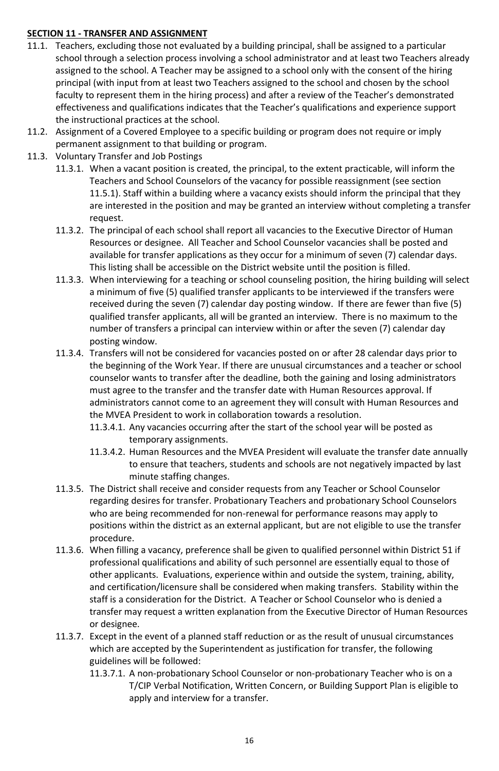## **SECTION 11 - TRANSFER AND ASSIGNMENT**

11.1. Teachers, excluding those not evaluated by a building principal, shall be assigned to a particular school through a selection process involving a school administrator and at least two Teachers already assigned to the school. A Teacher may be assigned to a school only with the consent of the hiring principal (with input from at least two Teachers assigned to the school and chosen by the school faculty to represent them in the hiring process) and after a review of the Teacher's demonstrated effectiveness and qualifications indicates that the Teacher's qualifications and experience support the instructional practices at the school.

11.2. Assignment of a Covered Employee to a specific building or program does not require or imply permanent assignment to that building or program.

11.3. Voluntary Transfer and Job Postings

- 11.3.1. When a vacant position is created, the principal, to the extent practicable, will inform the Teachers and School Counselors of the vacancy for possible reassignment (see section 11.5.1). Staff within a building where a vacancy exists should inform the principal that they are interested in the position and may be granted an interview without completing a transfer request.
- 11.3.2. The principal of each school shall report all vacancies to the Executive Director of Human Resources or designee. All Teacher and School Counselor vacancies shall be posted and available for transfer applications as they occur for a minimum of seven (7) calendar days. This listing shall be accessible on the District website until the position is filled.
- 11.3.3. When interviewing for a teaching or school counseling position, the hiring building will select a minimum of five (5) qualified transfer applicants to be interviewed if the transfers were received during the seven (7) calendar day posting window. If there are fewer than five (5) qualified transfer applicants, all will be granted an interview. There is no maximum to the number of transfers a principal can interview within or after the seven (7) calendar day posting window.
- 11.3.4. Transfers will not be considered for vacancies posted on or after 28 calendar days prior to the beginning of the Work Year. If there are unusual circumstances and a teacher or school counselor wants to transfer after the deadline, both the gaining and losing administrators must agree to the transfer and the transfer date with Human Resources approval. If administrators cannot come to an agreement they will consult with Human Resources and the MVEA President to work in collaboration towards a resolution.
  - 11.3.4.1. Any vacancies occurring after the start of the school year will be posted as temporary assignments.
  - 11.3.4.2. Human Resources and the MVEA President will evaluate the transfer date annually to ensure that teachers, students and schools are not negatively impacted by last minute staffing changes.
- 11.3.5. The District shall receive and consider requests from any Teacher or School Counselor regarding desires for transfer. Probationary Teachers and probationary School Counselors who are being recommended for non-renewal for performance reasons may apply to positions within the district as an external applicant, but are not eligible to use the transfer procedure.
- 11.3.6. When filling a vacancy, preference shall be given to qualified personnel within District 51 if professional qualifications and ability of such personnel are essentially equal to those of other applicants. Evaluations, experience within and outside the system, training, ability, and certification/licensure shall be considered when making transfers. Stability within the staff is a consideration for the District. A Teacher or School Counselor who is denied a transfer may request a written explanation from the Executive Director of Human Resources or designee.
- 11.3.7. Except in the event of a planned staff reduction or as the result of unusual circumstances which are accepted by the Superintendent as justification for transfer, the following guidelines will be followed:
  - 11.3.7.1. A non-probationary School Counselor or non-probationary Teacher who is on a T/CIP Verbal Notification, Written Concern, or Building Support Plan is eligible to apply and interview for a transfer.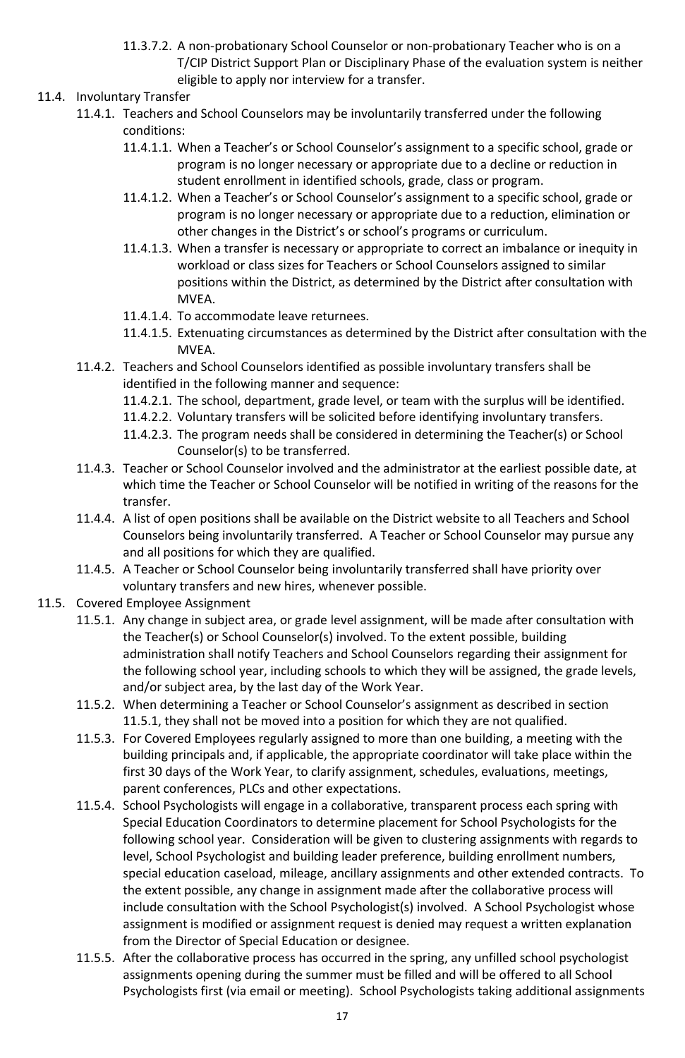11.3.7.2. A non-probationary School Counselor or non-probationary Teacher who is on a T/CIP District Support Plan or Disciplinary Phase of the evaluation system is neither eligible to apply nor interview for a transfer.

11.4. Involuntary Transfer

11.4.1. Teachers and School Counselors may be involuntarily transferred under the following conditions:

11.4.1.1. When a Teacher's or School Counselor's assignment to a specific school, grade or program is no longer necessary or appropriate due to a decline or reduction in student enrollment in identified schools, grade, class or program.

11.4.1.2. When a Teacher's or School Counselor's assignment to a specific school, grade or program is no longer necessary or appropriate due to a reduction, elimination or other changes in the District's or school's programs or curriculum.

11.4.1.3. When a transfer is necessary or appropriate to correct an imbalance or inequity in workload or class sizes for Teachers or School Counselors assigned to similar positions within the District, as determined by the District after consultation with MVEA.

11.4.1.4. To accommodate leave returnees.

11.4.1.5. Extenuating circumstances as determined by the District after consultation with the MVEA.

11.4.2. Teachers and School Counselors identified as possible involuntary transfers shall be identified in the following manner and sequence:

11.4.2.1. The school, department, grade level, or team with the surplus will be identified.

11.4.2.2. Voluntary transfers will be solicited before identifying involuntary transfers.

11.4.2.3. The program needs shall be considered in determining the Teacher(s) or School Counselor(s) to be transferred.

11.4.3. Teacher or School Counselor involved and the administrator at the earliest possible date, at which time the Teacher or School Counselor will be notified in writing of the reasons for the transfer.

11.4.4. A list of open positions shall be available on the District website to all Teachers and School Counselors being involuntarily transferred. A Teacher or School Counselor may pursue any and all positions for which they are qualified.

11.4.5. A Teacher or School Counselor being involuntarily transferred shall have priority over voluntary transfers and new hires, whenever possible.

11.5. Covered Employee Assignment

11.5.1. Any change in subject area, or grade level assignment, will be made after consultation with the Teacher(s) or School Counselor(s) involved. To the extent possible, building administration shall notify Teachers and School Counselors regarding their assignment for the following school year, including schools to which they will be assigned, the grade levels, and/or subject area, by the last day of the Work Year.

11.5.2. When determining a Teacher or School Counselor's assignment as described in section 11.5.1, they shall not be moved into a position for which they are not qualified.

11.5.3. For Covered Employees regularly assigned to more than one building, a meeting with the building principals and, if applicable, the appropriate coordinator will take place within the first 30 days of the Work Year, to clarify assignment, schedules, evaluations, meetings, parent conferences, PLCs and other expectations.

11.5.4. School Psychologists will engage in a collaborative, transparent process each spring with Special Education Coordinators to determine placement for School Psychologists for the following school year. Consideration will be given to clustering assignments with regards to level, School Psychologist and building leader preference, building enrollment numbers, special education caseload, mileage, ancillary assignments and other extended contracts. To the extent possible, any change in assignment made after the collaborative process will include consultation with the School Psychologist(s) involved. A School Psychologist whose assignment is modified or assignment request is denied may request a written explanation from the Director of Special Education or designee.

11.5.5. After the collaborative process has occurred in the spring, any unfilled school psychologist assignments opening during the summer must be filled and will be offered to all School Psychologists first (via email or meeting). School Psychologists taking additional assignments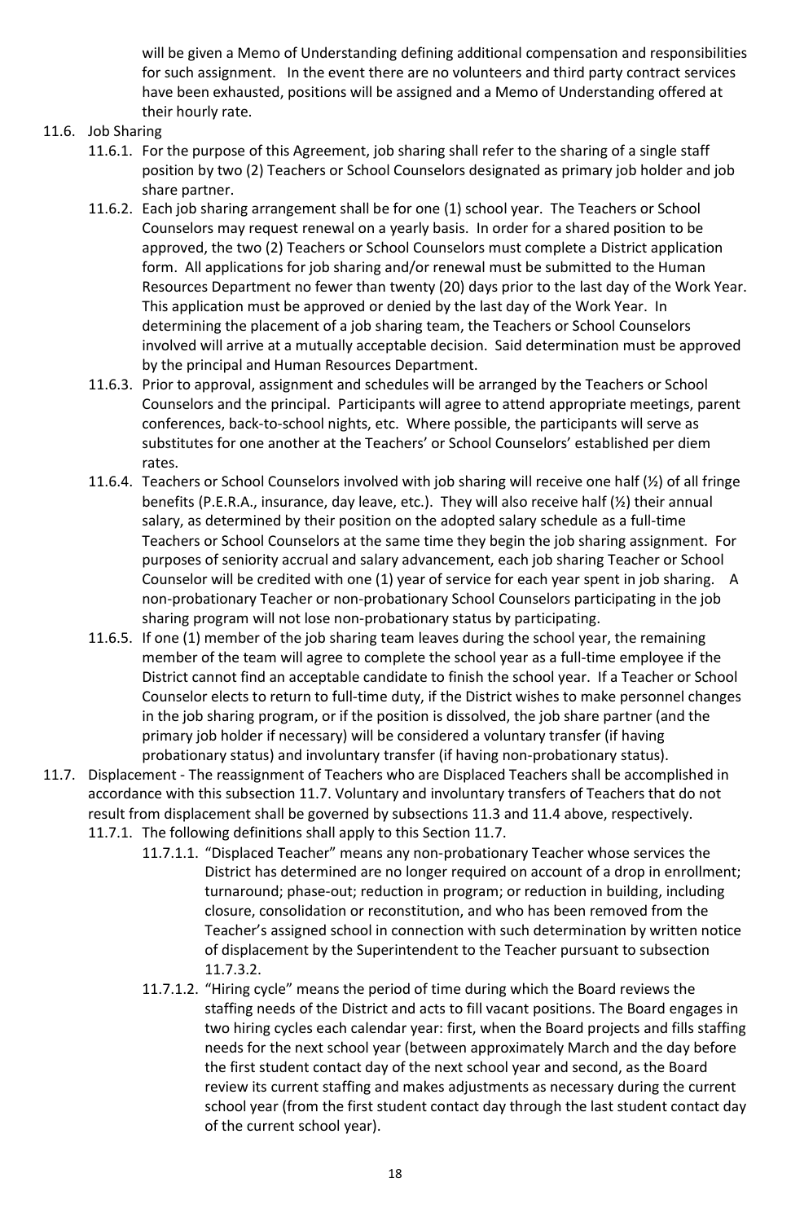will be given a Memo of Understanding defining additional compensation and responsibilities for such assignment. In the event there are no volunteers and third party contract services have been exhausted, positions will be assigned and a Memo of Understanding offered at their hourly rate.

11.6. Job Sharing

11.6.1. For the purpose of this Agreement, job sharing shall refer to the sharing of a single staff position by two (2) Teachers or School Counselors designated as primary job holder and job share partner.

11.6.2. Each job sharing arrangement shall be for one (1) school year. The Teachers or School Counselors may request renewal on a yearly basis. In order for a shared position to be approved, the two (2) Teachers or School Counselors must complete a District application form. All applications for job sharing and/or renewal must be submitted to the Human Resources Department no fewer than twenty (20) days prior to the last day of the Work Year. This application must be approved or denied by the last day of the Work Year. In determining the placement of a job sharing team, the Teachers or School Counselors involved will arrive at a mutually acceptable decision. Said determination must be approved by the principal and Human Resources Department.

11.6.3. Prior to approval, assignment and schedules will be arranged by the Teachers or School Counselors and the principal. Participants will agree to attend appropriate meetings, parent conferences, back-to-school nights, etc. Where possible, the participants will serve as substitutes for one another at the Teachers' or School Counselors' established per diem rates.

11.6.4. Teachers or School Counselors involved with job sharing will receive one half (½) of all fringe benefits (P.E.R.A., insurance, day leave, etc.). They will also receive half (½) their annual salary, as determined by their position on the adopted salary schedule as a full-time Teachers or School Counselors at the same time they begin the job sharing assignment. For purposes of seniority accrual and salary advancement, each job sharing Teacher or School Counselor will be credited with one (1) year of service for each year spent in job sharing. A non-probationary Teacher or non-probationary School Counselors participating in the job sharing program will not lose non-probationary status by participating.

11.6.5. If one (1) member of the job sharing team leaves during the school year, the remaining member of the team will agree to complete the school year as a full-time employee if the District cannot find an acceptable candidate to finish the school year. If a Teacher or School Counselor elects to return to full-time duty, if the District wishes to make personnel changes in the job sharing program, or if the position is dissolved, the job share partner (and the primary job holder if necessary) will be considered a voluntary transfer (if having probationary status) and involuntary transfer (if having non-probationary status).

11.7. Displacement - The reassignment of Teachers who are Displaced Teachers shall be accomplished in accordance with this subsection 11.7. Voluntary and involuntary transfers of Teachers that do not result from displacement shall be governed by subsections 11.3 and 11.4 above, respectively.

11.7.1. The following definitions shall apply to this Section 11.7.

11.7.1.1. "Displaced Teacher" means any non-probationary Teacher whose services the District has determined are no longer required on account of a drop in enrollment; turnaround; phase-out; reduction in program; or reduction in building, including closure, consolidation or reconstitution, and who has been removed from the Teacher's assigned school in connection with such determination by written notice of displacement by the Superintendent to the Teacher pursuant to subsection 11.7.3.2.

11.7.1.2. "Hiring cycle" means the period of time during which the Board reviews the staffing needs of the District and acts to fill vacant positions. The Board engages in two hiring cycles each calendar year: first, when the Board projects and fills staffing needs for the next school year (between approximately March and the day before the first student contact day of the next school year and second, as the Board review its current staffing and makes adjustments as necessary during the current school year (from the first student contact day through the last student contact day of the current school year).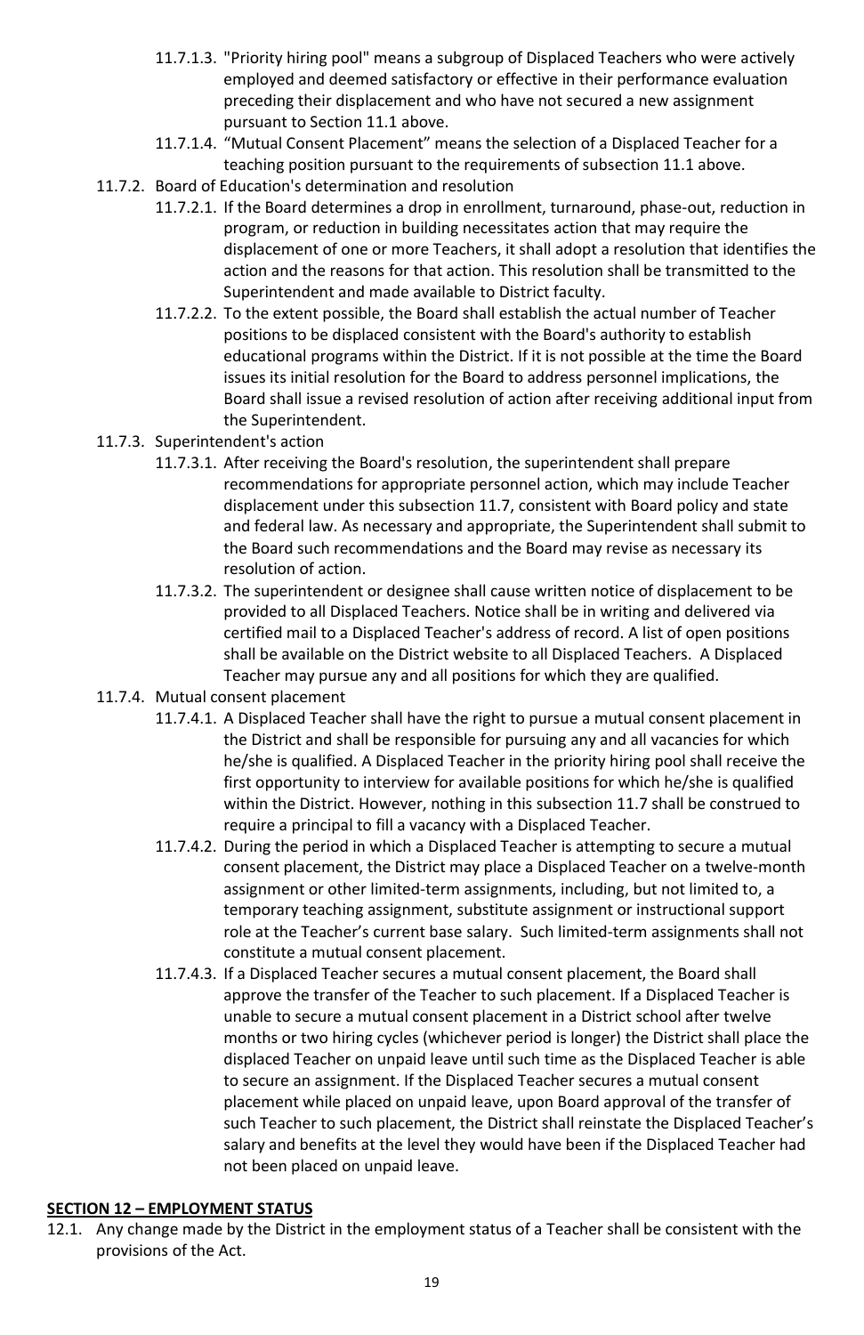11.7.1.3. "Priority hiring pool" means a subgroup of Displaced Teachers who were actively employed and deemed satisfactory or effective in their performance evaluation preceding their displacement and who have not secured a new assignment pursuant to Section 11.1 above.

11.7.1.4. "Mutual Consent Placement" means the selection of a Displaced Teacher for a teaching position pursuant to the requirements of subsection 11.1 above.

11.7.2. Board of Education's determination and resolution

11.7.2.1. If the Board determines a drop in enrollment, turnaround, phase-out, reduction in program, or reduction in building necessitates action that may require the displacement of one or more Teachers, it shall adopt a resolution that identifies the action and the reasons for that action. This resolution shall be transmitted to the Superintendent and made available to District faculty.

11.7.2.2. To the extent possible, the Board shall establish the actual number of Teacher positions to be displaced consistent with the Board's authority to establish educational programs within the District. If it is not possible at the time the Board issues its initial resolution for the Board to address personnel implications, the Board shall issue a revised resolution of action after receiving additional input from the Superintendent.

11.7.3. Superintendent's action

11.7.3.1. After receiving the Board's resolution, the superintendent shall prepare recommendations for appropriate personnel action, which may include Teacher displacement under this subsection 11.7, consistent with Board policy and state and federal law. As necessary and appropriate, the Superintendent shall submit to the Board such recommendations and the Board may revise as necessary its resolution of action.

11.7.3.2. The superintendent or designee shall cause written notice of displacement to be provided to all Displaced Teachers. Notice shall be in writing and delivered via certified mail to a Displaced Teacher's address of record. A list of open positions shall be available on the District website to all Displaced Teachers. A Displaced Teacher may pursue any and all positions for which they are qualified.

11.7.4. Mutual consent placement

11.7.4.1. A Displaced Teacher shall have the right to pursue a mutual consent placement in the District and shall be responsible for pursuing any and all vacancies for which he/she is qualified. A Displaced Teacher in the priority hiring pool shall receive the first opportunity to interview for available positions for which he/she is qualified within the District. However, nothing in this subsection 11.7 shall be construed to require a principal to fill a vacancy with a Displaced Teacher.

11.7.4.2. During the period in which a Displaced Teacher is attempting to secure a mutual consent placement, the District may place a Displaced Teacher on a twelve-month assignment or other limited-term assignments, including, but not limited to, a temporary teaching assignment, substitute assignment or instructional support role at the Teacher's current base salary. Such limited-term assignments shall not constitute a mutual consent placement.

11.7.4.3. If a Displaced Teacher secures a mutual consent placement, the Board shall approve the transfer of the Teacher to such placement. If a Displaced Teacher is unable to secure a mutual consent placement in a District school after twelve months or two hiring cycles (whichever period is longer) the District shall place the displaced Teacher on unpaid leave until such time as the Displaced Teacher is able to secure an assignment. If the Displaced Teacher secures a mutual consent placement while placed on unpaid leave, upon Board approval of the transfer of such Teacher to such placement, the District shall reinstate the Displaced Teacher's salary and benefits at the level they would have been if the Displaced Teacher had not been placed on unpaid leave.

## SECTION 12 – EMPLOYMENT STATUS

12.1. Any change made by the District in the employment status of a Teacher shall be consistent with the provisions of the Act.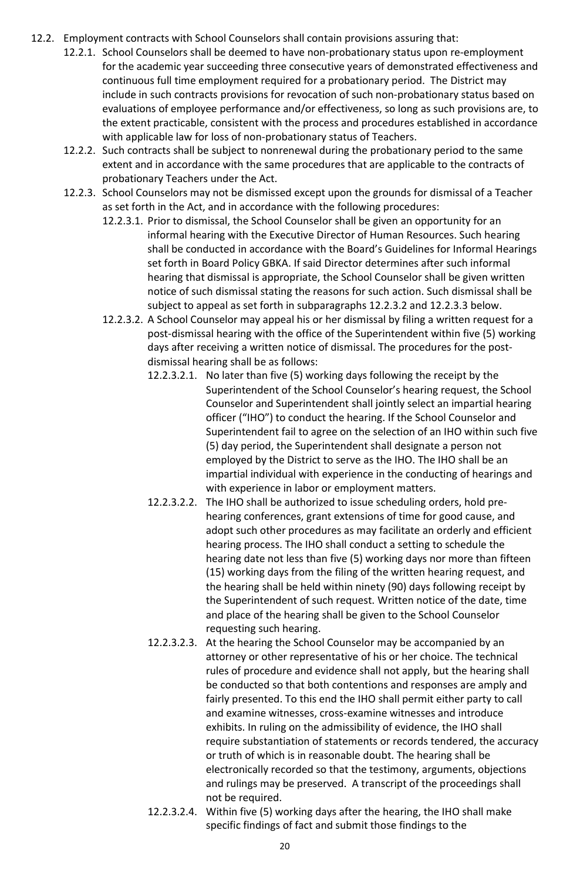- 12.2. Employment contracts with School Counselors shall contain provisions assuring that:
  - 12.2.1. School Counselors shall be deemed to have non-probationary status upon re-employment for the academic year succeeding three consecutive years of demonstrated effectiveness and continuous full time employment required for a probationary period. The District may include in such contracts provisions for revocation of such non-probationary status based on evaluations of employee performance and/or effectiveness, so long as such provisions are, to the extent practicable, consistent with the process and procedures established in accordance with applicable law for loss of non-probationary status of Teachers.
  - 12.2.2. Such contracts shall be subject to nonrenewal during the probationary period to the same extent and in accordance with the same procedures that are applicable to the contracts of probationary Teachers under the Act.
  - 12.2.3. School Counselors may not be dismissed except upon the grounds for dismissal of a Teacher as set forth in the Act, and in accordance with the following procedures:
    - 12.2.3.1. Prior to dismissal, the School Counselor shall be given an opportunity for an informal hearing with the Executive Director of Human Resources. Such hearing shall be conducted in accordance with the Board's Guidelines for Informal Hearings set forth in Board Policy GBKA. If said Director determines after such informal hearing that dismissal is appropriate, the School Counselor shall be given written notice of such dismissal stating the reasons for such action. Such dismissal shall be subject to appeal as set forth in subparagraphs 12.2.3.2 and 12.2.3.3 below.
    - 12.2.3.2. A School Counselor may appeal his or her dismissal by filing a written request for a post-dismissal hearing with the office of the Superintendent within five (5) working days after receiving a written notice of dismissal. The procedures for the post-dismissal hearing shall be as follows:
      - 12.2.3.2.1. No later than five (5) working days following the receipt by the Superintendent of the School Counselor's hearing request, the School Counselor and Superintendent shall jointly select an impartial hearing officer ("IHO") to conduct the hearing. If the School Counselor and Superintendent fail to agree on the selection of an IHO within such five (5) day period, the Superintendent shall designate a person not employed by the District to serve as the IHO. The IHO shall be an impartial individual with experience in the conducting of hearings and with experience in labor or employment matters.
      - 12.2.3.2.2. The IHO shall be authorized to issue scheduling orders, hold pre-hearing conferences, grant extensions of time for good cause, and adopt such other procedures as may facilitate an orderly and efficient hearing process. The IHO shall conduct a setting to schedule the hearing date not less than five (5) working days nor more than fifteen (15) working days from the filing of the written hearing request, and the hearing shall be held within ninety (90) days following receipt by the Superintendent of such request. Written notice of the date, time and place of the hearing shall be given to the School Counselor requesting such hearing.
      - 12.2.3.2.3. At the hearing the School Counselor may be accompanied by an attorney or other representative of his or her choice. The technical rules of procedure and evidence shall not apply, but the hearing shall be conducted so that both contentions and responses are amply and fairly presented. To this end the IHO shall permit either party to call and examine witnesses, cross-examine witnesses and introduce exhibits. In ruling on the admissibility of evidence, the IHO shall require substantiation of statements or records tendered, the accuracy or truth of which is in reasonable doubt. The hearing shall be electronically recorded so that the testimony, arguments, objections and rulings may be preserved. A transcript of the proceedings shall not be required.
      - 12.2.3.2.4. Within five (5) working days after the hearing, the IHO shall make specific findings of fact and submit those findings to the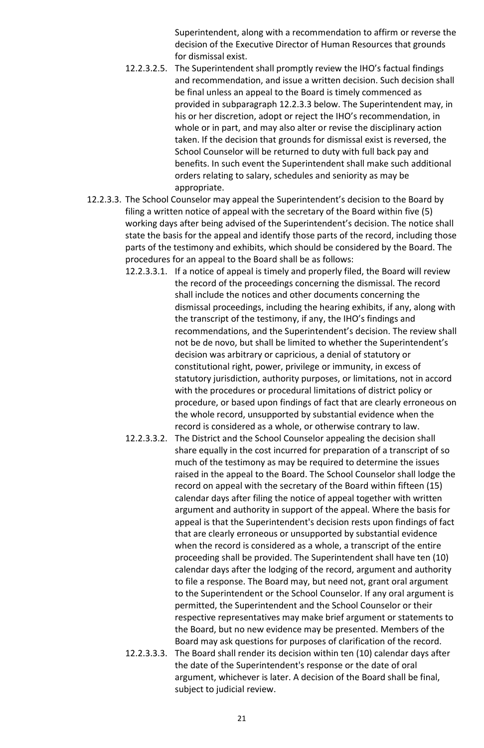Superintendent, along with a recommendation to affirm or reverse the decision of the Executive Director of Human Resources that grounds for dismissal exist.

12.2.3.2.5. The Superintendent shall promptly review the IHO's factual findings and recommendation, and issue a written decision. Such decision shall be final unless an appeal to the Board is timely commenced as provided in subparagraph 12.2.3.3 below. The Superintendent may, in his or her discretion, adopt or reject the IHO's recommendation, in whole or in part, and may also alter or revise the disciplinary action taken. If the decision that grounds for dismissal exist is reversed, the School Counselor will be returned to duty with full back pay and benefits. In such event the Superintendent shall make such additional orders relating to salary, schedules and seniority as may be appropriate.

12.2.3.3. The School Counselor may appeal the Superintendent's decision to the Board by filing a written notice of appeal with the secretary of the Board within five (5) working days after being advised of the Superintendent's decision. The notice shall state the basis for the appeal and identify those parts of the record, including those parts of the testimony and exhibits, which should be considered by the Board. The procedures for an appeal to the Board shall be as follows:

12.2.3.3.1. If a notice of appeal is timely and properly filed, the Board will review the record of the proceedings concerning the dismissal. The record shall include the notices and other documents concerning the dismissal proceedings, including the hearing exhibits, if any, along with the transcript of the testimony, if any, the IHO's findings and recommendations, and the Superintendent's decision. The review shall not be de novo, but shall be limited to whether the Superintendent's decision was arbitrary or capricious, a denial of statutory or constitutional right, power, privilege or immunity, in excess of statutory jurisdiction, authority purposes, or limitations, not in accord with the procedures or procedural limitations of district policy or procedure, or based upon findings of fact that are clearly erroneous on the whole record, unsupported by substantial evidence when the record is considered as a whole, or otherwise contrary to law.

12.2.3.3.2. The District and the School Counselor appealing the decision shall share equally in the cost incurred for preparation of a transcript of so much of the testimony as may be required to determine the issues raised in the appeal to the Board. The School Counselor shall lodge the record on appeal with the secretary of the Board within fifteen (15) calendar days after filing the notice of appeal together with written argument and authority in support of the appeal. Where the basis for appeal is that the Superintendent's decision rests upon findings of fact that are clearly erroneous or unsupported by substantial evidence when the record is considered as a whole, a transcript of the entire proceeding shall be provided. The Superintendent shall have ten (10) calendar days after the lodging of the record, argument and authority to file a response. The Board may, but need not, grant oral argument to the Superintendent or the School Counselor. If any oral argument is permitted, the Superintendent and the School Counselor or their respective representatives may make brief argument or statements to the Board, but no new evidence may be presented. Members of the Board may ask questions for purposes of clarification of the record.

12.2.3.3.3. The Board shall render its decision within ten (10) calendar days after the date of the Superintendent's response or the date of oral argument, whichever is later. A decision of the Board shall be final, subject to judicial review.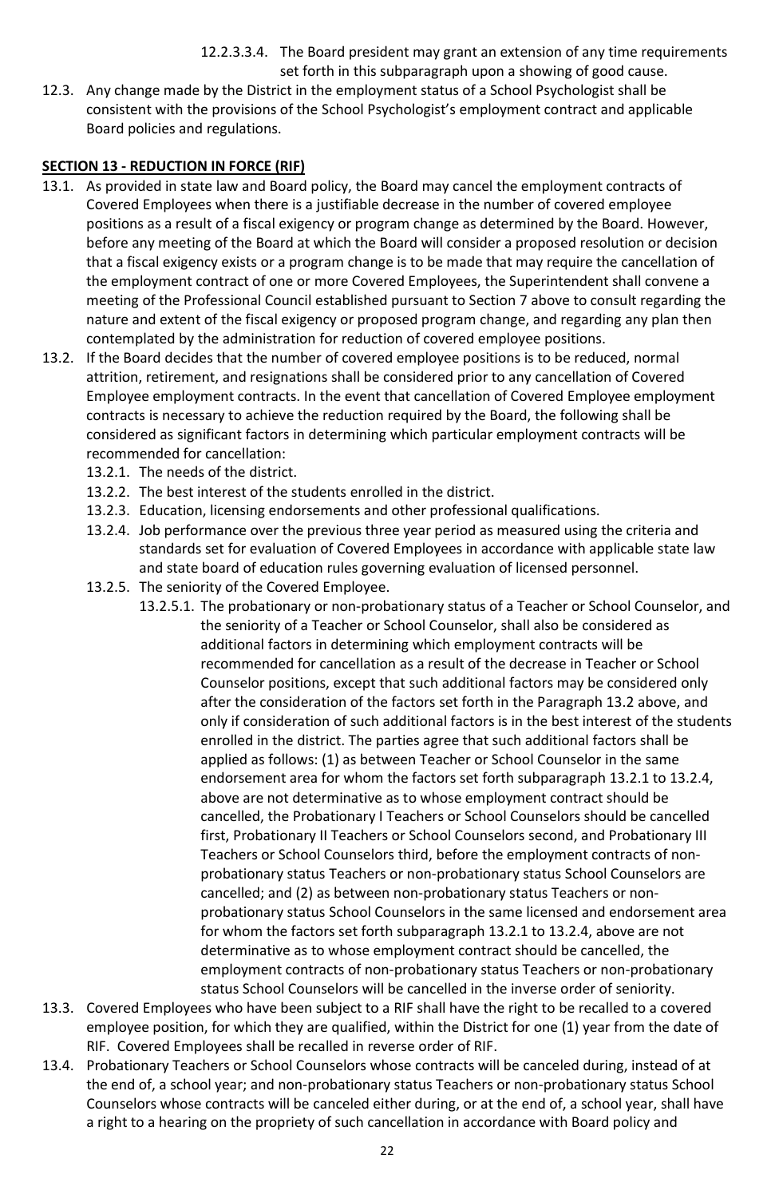12.2.3.3.4. The Board president may grant an extension of any time requirements set forth in this subparagraph upon a showing of good cause.

12.3. Any change made by the District in the employment status of a School Psychologist shall be consistent with the provisions of the School Psychologist's employment contract and applicable Board policies and regulations.

## SECTION 13 - REDUCTION IN FORCE (RIF)

13.1. As provided in state law and Board policy, the Board may cancel the employment contracts of Covered Employees when there is a justifiable decrease in the number of covered employee positions as a result of a fiscal exigency or program change as determined by the Board. However, before any meeting of the Board at which the Board will consider a proposed resolution or decision that a fiscal exigency exists or a program change is to be made that may require the cancellation of the employment contract of one or more Covered Employees, the Superintendent shall convene a meeting of the Professional Council established pursuant to Section 7 above to consult regarding the nature and extent of the fiscal exigency or proposed program change, and regarding any plan then contemplated by the administration for reduction of covered employee positions.

13.2. If the Board decides that the number of covered employee positions is to be reduced, normal attrition, retirement, and resignations shall be considered prior to any cancellation of Covered Employee employment contracts. In the event that cancellation of Covered Employee employment contracts is necessary to achieve the reduction required by the Board, the following shall be considered as significant factors in determining which particular employment contracts will be recommended for cancellation:

- 13.2.1. The needs of the district.
- 13.2.2. The best interest of the students enrolled in the district.
- 13.2.3. Education, licensing endorsements and other professional qualifications.
- 13.2.4. Job performance over the previous three year period as measured using the criteria and standards set for evaluation of Covered Employees in accordance with applicable state law and state board of education rules governing evaluation of licensed personnel.
- 13.2.5. The seniority of the Covered Employee.
  - 13.2.5.1. The probationary or non-probationary status of a Teacher or School Counselor, and the seniority of a Teacher or School Counselor, shall also be considered as additional factors in determining which employment contracts will be recommended for cancellation as a result of the decrease in Teacher or School Counselor positions, except that such additional factors may be considered only after the consideration of the factors set forth in the Paragraph 13.2 above, and only if consideration of such additional factors is in the best interest of the students enrolled in the district. The parties agree that such additional factors shall be applied as follows: (1) as between Teacher or School Counselor in the same endorsement area for whom the factors set forth subparagraph 13.2.1 to 13.2.4, above are not determinative as to whose employment contract should be cancelled, the Probationary I Teachers or School Counselors should be cancelled first, Probationary II Teachers or School Counselors second, and Probationary III Teachers or School Counselors third, before the employment contracts of non-probationary status Teachers or non-probationary status School Counselors are cancelled; and (2) as between non-probationary status Teachers or non-probationary status School Counselors in the same licensed and endorsement area for whom the factors set forth subparagraph 13.2.1 to 13.2.4, above are not determinative as to whose employment contract should be cancelled, the employment contracts of non-probationary status Teachers or non-probationary status School Counselors will be cancelled in the inverse order of seniority.

13.3. Covered Employees who have been subject to a RIF shall have the right to be recalled to a covered employee position, for which they are qualified, within the District for one (1) year from the date of RIF. Covered Employees shall be recalled in reverse order of RIF.

13.4. Probationary Teachers or School Counselors whose contracts will be canceled during, instead of at the end of, a school year; and non-probationary status Teachers or non-probationary status School Counselors whose contracts will be canceled either during, or at the end of, a school year, shall have a right to a hearing on the propriety of such cancellation in accordance with Board policy and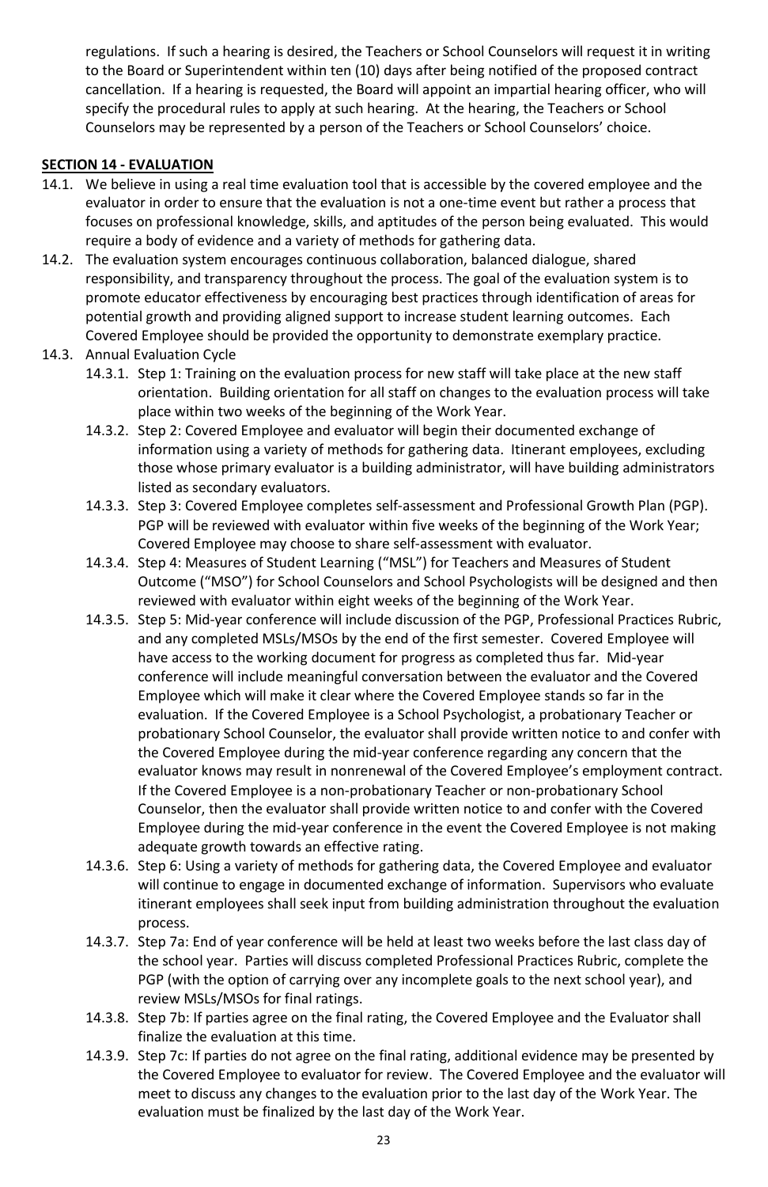regulations. If such a hearing is desired, the Teachers or School Counselors will request it in writing to the Board or Superintendent within ten (10) days after being notified of the proposed contract cancellation. If a hearing is requested, the Board will appoint an impartial hearing officer, who will specify the procedural rules to apply at such hearing. At the hearing, the Teachers or School Counselors may be represented by a person of the Teachers or School Counselors' choice.

## SECTION 14 - EVALUATION

14.1. We believe in using a real time evaluation tool that is accessible by the covered employee and the evaluator in order to ensure that the evaluation is not a one-time event but rather a process that focuses on professional knowledge, skills, and aptitudes of the person being evaluated. This would require a body of evidence and a variety of methods for gathering data.

14.2. The evaluation system encourages continuous collaboration, balanced dialogue, shared responsibility, and transparency throughout the process. The goal of the evaluation system is to promote educator effectiveness by encouraging best practices through identification of areas for potential growth and providing aligned support to increase student learning outcomes. Each Covered Employee should be provided the opportunity to demonstrate exemplary practice.

14.3. Annual Evaluation Cycle

14.3.1. Step 1: Training on the evaluation process for new staff will take place at the new staff orientation. Building orientation for all staff on changes to the evaluation process will take place within two weeks of the beginning of the Work Year.

14.3.2. Step 2: Covered Employee and evaluator will begin their documented exchange of information using a variety of methods for gathering data. Itinerant employees, excluding those whose primary evaluator is a building administrator, will have building administrators listed as secondary evaluators.

14.3.3. Step 3: Covered Employee completes self-assessment and Professional Growth Plan (PGP). PGP will be reviewed with evaluator within five weeks of the beginning of the Work Year; Covered Employee may choose to share self-assessment with evaluator.

14.3.4. Step 4: Measures of Student Learning ("MSL") for Teachers and Measures of Student Outcome ("MSO") for School Counselors and School Psychologists will be designed and then reviewed with evaluator within eight weeks of the beginning of the Work Year.

14.3.5. Step 5: Mid-year conference will include discussion of the PGP, Professional Practices Rubric, and any completed MSLs/MSOs by the end of the first semester. Covered Employee will have access to the working document for progress as completed thus far. Mid-year conference will include meaningful conversation between the evaluator and the Covered Employee which will make it clear where the Covered Employee stands so far in the evaluation. If the Covered Employee is a School Psychologist, a probationary Teacher or probationary School Counselor, the evaluator shall provide written notice to and confer with the Covered Employee during the mid-year conference regarding any concern that the evaluator knows may result in nonrenewal of the Covered Employee's employment contract. If the Covered Employee is a non-probationary Teacher or non-probationary School Counselor, then the evaluator shall provide written notice to and confer with the Covered Employee during the mid-year conference in the event the Covered Employee is not making adequate growth towards an effective rating.

14.3.6. Step 6: Using a variety of methods for gathering data, the Covered Employee and evaluator will continue to engage in documented exchange of information. Supervisors who evaluate itinerant employees shall seek input from building administration throughout the evaluation process.

14.3.7. Step 7a: End of year conference will be held at least two weeks before the last class day of the school year. Parties will discuss completed Professional Practices Rubric, complete the PGP (with the option of carrying over any incomplete goals to the next school year), and review MSLs/MSOs for final ratings.

14.3.8. Step 7b: If parties agree on the final rating, the Covered Employee and the Evaluator shall finalize the evaluation at this time.

14.3.9. Step 7c: If parties do not agree on the final rating, additional evidence may be presented by the Covered Employee to evaluator for review. The Covered Employee and the evaluator will meet to discuss any changes to the evaluation prior to the last day of the Work Year. The evaluation must be finalized by the last day of the Work Year.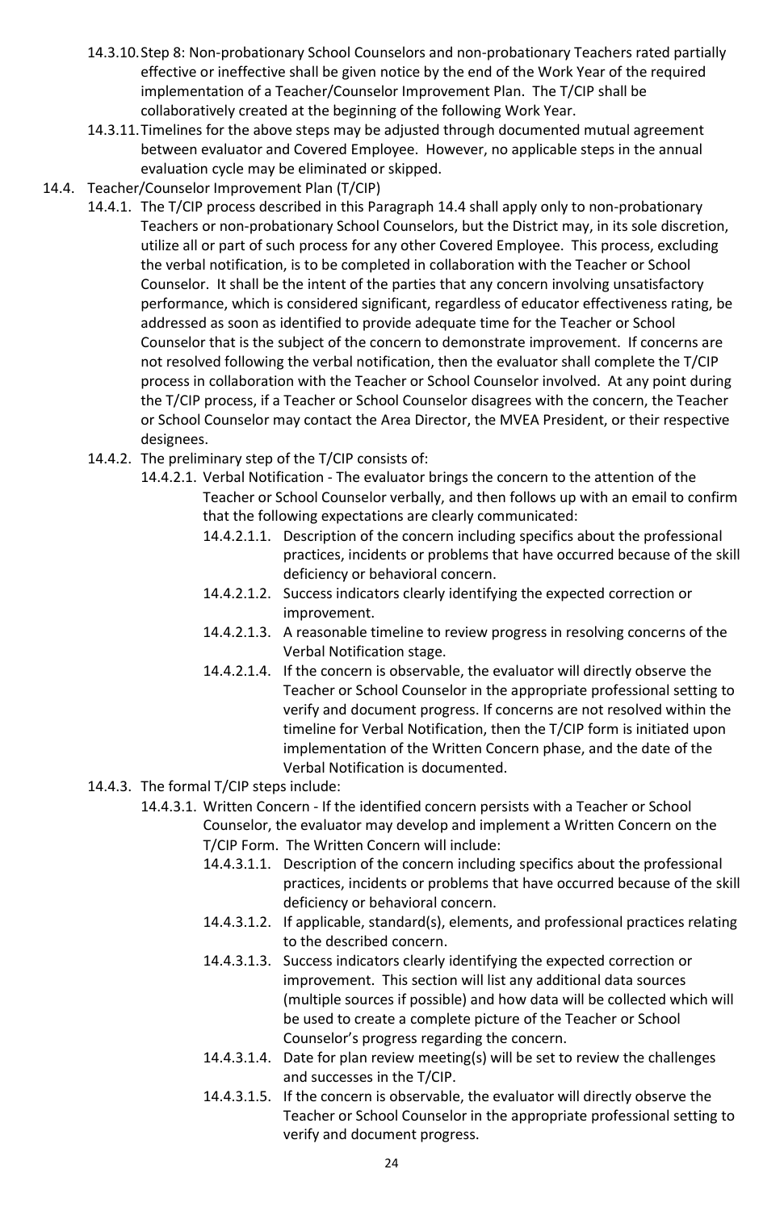- 14.3.10. Step 8: Non-probationary School Counselors and non-probationary Teachers rated partially effective or ineffective shall be given notice by the end of the Work Year of the required implementation of a Teacher/Counselor Improvement Plan. The T/CIP shall be collaboratively created at the beginning of the following Work Year.
- 14.3.11. Timelines for the above steps may be adjusted through documented mutual agreement between evaluator and Covered Employee. However, no applicable steps in the annual evaluation cycle may be eliminated or skipped.

14.4. Teacher/Counselor Improvement Plan (T/CIP)

- 14.4.1. The T/CIP process described in this Paragraph 14.4 shall apply only to non-probationary Teachers or non-probationary School Counselors, but the District may, in its sole discretion, utilize all or part of such process for any other Covered Employee. This process, excluding the verbal notification, is to be completed in collaboration with the Teacher or School Counselor. It shall be the intent of the parties that any concern involving unsatisfactory performance, which is considered significant, regardless of educator effectiveness rating, be addressed as soon as identified to provide adequate time for the Teacher or School Counselor that is the subject of the concern to demonstrate improvement. If concerns are not resolved following the verbal notification, then the evaluator shall complete the T/CIP process in collaboration with the Teacher or School Counselor involved. At any point during the T/CIP process, if a Teacher or School Counselor disagrees with the concern, the Teacher or School Counselor may contact the Area Director, the MVEA President, or their respective designees.
- 14.4.2. The preliminary step of the T/CIP consists of:
  - 14.4.2.1. Verbal Notification - The evaluator brings the concern to the attention of the Teacher or School Counselor verbally, and then follows up with an email to confirm that the following expectations are clearly communicated:
    - 14.4.2.1.1. Description of the concern including specifics about the professional practices, incidents or problems that have occurred because of the skill deficiency or behavioral concern.
    - 14.4.2.1.2. Success indicators clearly identifying the expected correction or improvement.
    - 14.4.2.1.3. A reasonable timeline to review progress in resolving concerns of the Verbal Notification stage.
    - 14.4.2.1.4. If the concern is observable, the evaluator will directly observe the Teacher or School Counselor in the appropriate professional setting to verify and document progress. If concerns are not resolved within the timeline for Verbal Notification, then the T/CIP form is initiated upon implementation of the Written Concern phase, and the date of the Verbal Notification is documented.
- 14.4.3. The formal T/CIP steps include:
  - 14.4.3.1. Written Concern - If the identified concern persists with a Teacher or School Counselor, the evaluator may develop and implement a Written Concern on the T/CIP Form. The Written Concern will include:
    - 14.4.3.1.1. Description of the concern including specifics about the professional practices, incidents or problems that have occurred because of the skill deficiency or behavioral concern.
    - 14.4.3.1.2. If applicable, standard(s), elements, and professional practices relating to the described concern.
    - 14.4.3.1.3. Success indicators clearly identifying the expected correction or improvement. This section will list any additional data sources (multiple sources if possible) and how data will be collected which will be used to create a complete picture of the Teacher or School Counselor's progress regarding the concern.
    - 14.4.3.1.4. Date for plan review meeting(s) will be set to review the challenges and successes in the T/CIP.
    - 14.4.3.1.5. If the concern is observable, the evaluator will directly observe the Teacher or School Counselor in the appropriate professional setting to verify and document progress.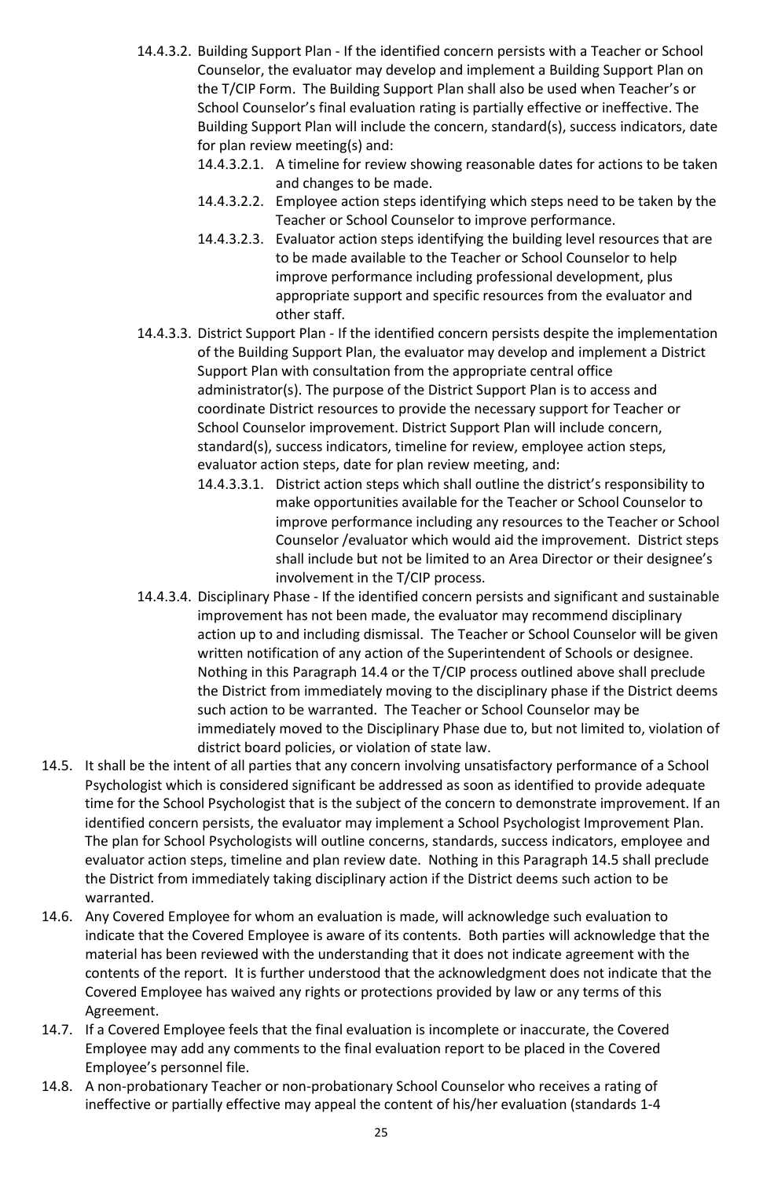14.4.3.2. Building Support Plan - If the identified concern persists with a Teacher or School Counselor, the evaluator may develop and implement a Building Support Plan on the T/CIP Form. The Building Support Plan shall also be used when Teacher's or School Counselor's final evaluation rating is partially effective or ineffective. The Building Support Plan will include the concern, standard(s), success indicators, date for plan review meeting(s) and:

14.4.3.2.1. A timeline for review showing reasonable dates for actions to be taken and changes to be made.

14.4.3.2.2. Employee action steps identifying which steps need to be taken by the Teacher or School Counselor to improve performance.

14.4.3.2.3. Evaluator action steps identifying the building level resources that are to be made available to the Teacher or School Counselor to help improve performance including professional development, plus appropriate support and specific resources from the evaluator and other staff.

14.4.3.3. District Support Plan - If the identified concern persists despite the implementation of the Building Support Plan, the evaluator may develop and implement a District Support Plan with consultation from the appropriate central office administrator(s). The purpose of the District Support Plan is to access and coordinate District resources to provide the necessary support for Teacher or School Counselor improvement. District Support Plan will include concern, standard(s), success indicators, timeline for review, employee action steps, evaluator action steps, date for plan review meeting, and:

14.4.3.3.1. District action steps which shall outline the district's responsibility to make opportunities available for the Teacher or School Counselor to improve performance including any resources to the Teacher or School Counselor /evaluator which would aid the improvement. District steps shall include but not be limited to an Area Director or their designee's involvement in the T/CIP process.

14.4.3.4. Disciplinary Phase - If the identified concern persists and significant and sustainable improvement has not been made, the evaluator may recommend disciplinary action up to and including dismissal. The Teacher or School Counselor will be given written notification of any action of the Superintendent of Schools or designee. Nothing in this Paragraph 14.4 or the T/CIP process outlined above shall preclude the District from immediately moving to the disciplinary phase if the District deems such action to be warranted. The Teacher or School Counselor may be immediately moved to the Disciplinary Phase due to, but not limited to, violation of district board policies, or violation of state law.

14.5. It shall be the intent of all parties that any concern involving unsatisfactory performance of a School Psychologist which is considered significant be addressed as soon as identified to provide adequate time for the School Psychologist that is the subject of the concern to demonstrate improvement. If an identified concern persists, the evaluator may implement a School Psychologist Improvement Plan. The plan for School Psychologists will outline concerns, standards, success indicators, employee and evaluator action steps, timeline and plan review date. Nothing in this Paragraph 14.5 shall preclude the District from immediately taking disciplinary action if the District deems such action to be warranted.

14.6. Any Covered Employee for whom an evaluation is made, will acknowledge such evaluation to indicate that the Covered Employee is aware of its contents. Both parties will acknowledge that the material has been reviewed with the understanding that it does not indicate agreement with the contents of the report. It is further understood that the acknowledgment does not indicate that the Covered Employee has waived any rights or protections provided by law or any terms of this Agreement.

14.7. If a Covered Employee feels that the final evaluation is incomplete or inaccurate, the Covered Employee may add any comments to the final evaluation report to be placed in the Covered Employee's personnel file.

14.8. A non-probationary Teacher or non-probationary School Counselor who receives a rating of ineffective or partially effective may appeal the content of his/her evaluation (standards 1-4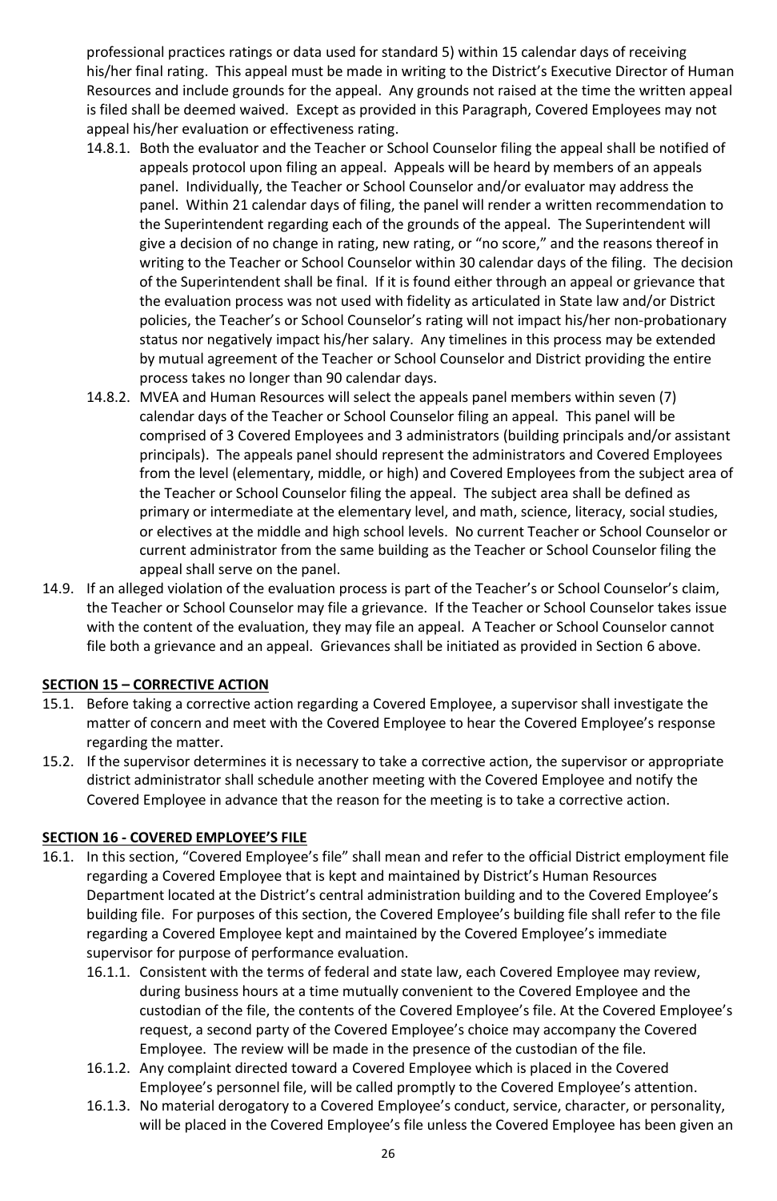professional practices ratings or data used for standard 5) within 15 calendar days of receiving his/her final rating. This appeal must be made in writing to the District's Executive Director of Human Resources and include grounds for the appeal. Any grounds not raised at the time the written appeal is filed shall be deemed waived. Except as provided in this Paragraph, Covered Employees may not appeal his/her evaluation or effectiveness rating.

- 14.8.1. Both the evaluator and the Teacher or School Counselor filing the appeal shall be notified of appeals protocol upon filing an appeal. Appeals will be heard by members of an appeals panel. Individually, the Teacher or School Counselor and/or evaluator may address the panel. Within 21 calendar days of filing, the panel will render a written recommendation to the Superintendent regarding each of the grounds of the appeal. The Superintendent will give a decision of no change in rating, new rating, or "no score," and the reasons thereof in writing to the Teacher or School Counselor within 30 calendar days of the filing. The decision of the Superintendent shall be final. If it is found either through an appeal or grievance that the evaluation process was not used with fidelity as articulated in State law and/or District policies, the Teacher's or School Counselor's rating will not impact his/her non-probationary status nor negatively impact his/her salary. Any timelines in this process may be extended by mutual agreement of the Teacher or School Counselor and District providing the entire process takes no longer than 90 calendar days.
- 14.8.2. MVEA and Human Resources will select the appeals panel members within seven (7) calendar days of the Teacher or School Counselor filing an appeal. This panel will be comprised of 3 Covered Employees and 3 administrators (building principals and/or assistant principals). The appeals panel should represent the administrators and Covered Employees from the level (elementary, middle, or high) and Covered Employees from the subject area of the Teacher or School Counselor filing the appeal. The subject area shall be defined as primary or intermediate at the elementary level, and math, science, literacy, social studies, or electives at the middle and high school levels. No current Teacher or School Counselor or current administrator from the same building as the Teacher or School Counselor filing the appeal shall serve on the panel.

14.9. If an alleged violation of the evaluation process is part of the Teacher's or School Counselor's claim, the Teacher or School Counselor may file a grievance. If the Teacher or School Counselor takes issue with the content of the evaluation, they may file an appeal. A Teacher or School Counselor cannot file both a grievance and an appeal. Grievances shall be initiated as provided in Section 6 above.

## SECTION 15 – CORRECTIVE ACTION

15.1. Before taking a corrective action regarding a Covered Employee, a supervisor shall investigate the matter of concern and meet with the Covered Employee to hear the Covered Employee's response regarding the matter.

15.2. If the supervisor determines it is necessary to take a corrective action, the supervisor or appropriate district administrator shall schedule another meeting with the Covered Employee and notify the Covered Employee in advance that the reason for the meeting is to take a corrective action.

## SECTION 16 - COVERED EMPLOYEE'S FILE

16.1. In this section, "Covered Employee's file" shall mean and refer to the official District employment file regarding a Covered Employee that is kept and maintained by District's Human Resources Department located at the District's central administration building and to the Covered Employee's building file. For purposes of this section, the Covered Employee's building file shall refer to the file regarding a Covered Employee kept and maintained by the Covered Employee's immediate supervisor for purpose of performance evaluation.

- 16.1.1. Consistent with the terms of federal and state law, each Covered Employee may review, during business hours at a time mutually convenient to the Covered Employee and the custodian of the file, the contents of the Covered Employee's file. At the Covered Employee's request, a second party of the Covered Employee's choice may accompany the Covered Employee. The review will be made in the presence of the custodian of the file.
- 16.1.2. Any complaint directed toward a Covered Employee which is placed in the Covered Employee's personnel file, will be called promptly to the Covered Employee's attention.
- 16.1.3. No material derogatory to a Covered Employee's conduct, service, character, or personality, will be placed in the Covered Employee's file unless the Covered Employee has been given an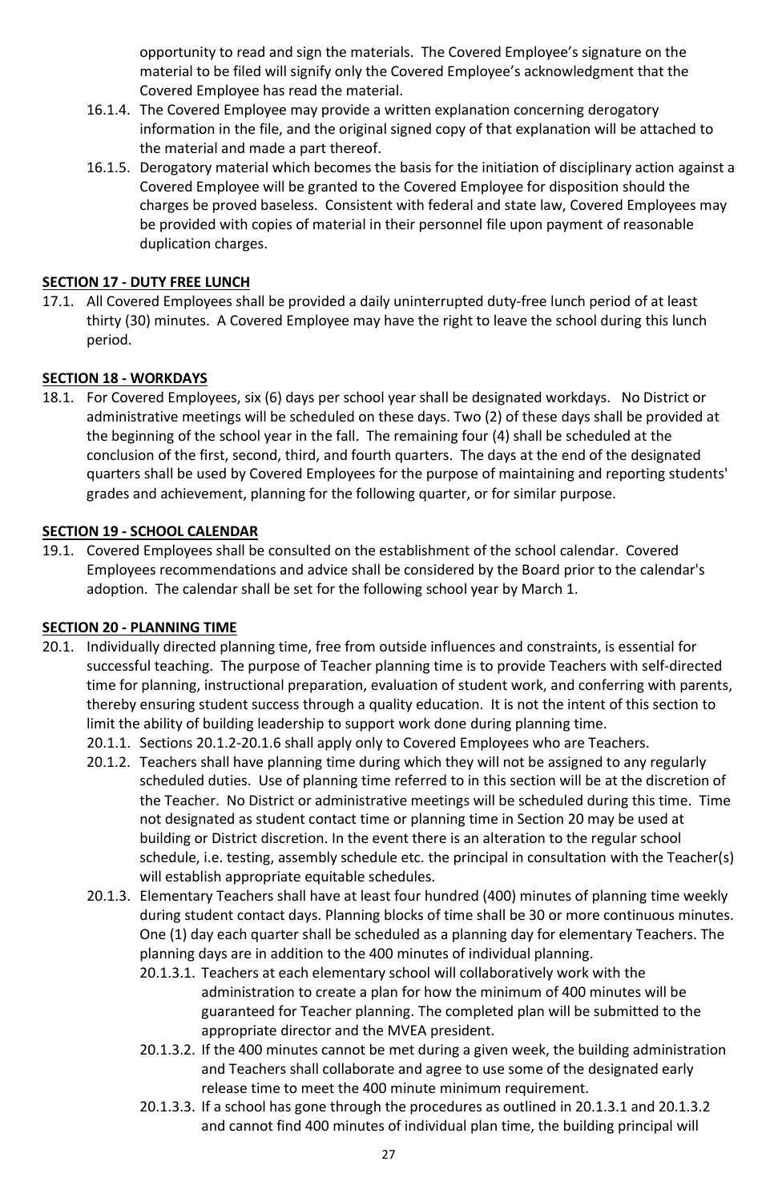opportunity to read and sign the materials. The Covered Employee's signature on the material to be filed will signify only the Covered Employee's acknowledgment that the Covered Employee has read the material.

16.1.4. The Covered Employee may provide a written explanation concerning derogatory information in the file, and the original signed copy of that explanation will be attached to the material and made a part thereof.

16.1.5. Derogatory material which becomes the basis for the initiation of disciplinary action against a Covered Employee will be granted to the Covered Employee for disposition should the charges be proved baseless. Consistent with federal and state law, Covered Employees may be provided with copies of material in their personnel file upon payment of reasonable duplication charges.

## SECTION 17 - DUTY FREE LUNCH

17.1. All Covered Employees shall be provided a daily uninterrupted duty-free lunch period of at least thirty (30) minutes. A Covered Employee may have the right to leave the school during this lunch period.

## SECTION 18 - WORKDAYS

18.1. For Covered Employees, six (6) days per school year shall be designated workdays. No District or administrative meetings will be scheduled on these days. Two (2) of these days shall be provided at the beginning of the school year in the fall. The remaining four (4) shall be scheduled at the conclusion of the first, second, third, and fourth quarters. The days at the end of the designated quarters shall be used by Covered Employees for the purpose of maintaining and reporting students' grades and achievement, planning for the following quarter, or for similar purpose.

## SECTION 19 - SCHOOL CALENDAR

19.1. Covered Employees shall be consulted on the establishment of the school calendar. Covered Employees recommendations and advice shall be considered by the Board prior to the calendar's adoption. The calendar shall be set for the following school year by March 1.

## SECTION 20 - PLANNING TIME

20.1. Individually directed planning time, free from outside influences and constraints, is essential for successful teaching. The purpose of Teacher planning time is to provide Teachers with self-directed time for planning, instructional preparation, evaluation of student work, and conferring with parents, thereby ensuring student success through a quality education. It is not the intent of this section to limit the ability of building leadership to support work done during planning time.

20.1.1. Sections 20.1.2-20.1.6 shall apply only to Covered Employees who are Teachers.

20.1.2. Teachers shall have planning time during which they will not be assigned to any regularly scheduled duties. Use of planning time referred to in this section will be at the discretion of the Teacher. No District or administrative meetings will be scheduled during this time. Time not designated as student contact time or planning time in Section 20 may be used at building or District discretion. In the event there is an alteration to the regular school schedule, i.e. testing, assembly schedule etc. the principal in consultation with the Teacher(s) will establish appropriate equitable schedules.

20.1.3. Elementary Teachers shall have at least four hundred (400) minutes of planning time weekly during student contact days. Planning blocks of time shall be 30 or more continuous minutes. One (1) day each quarter shall be scheduled as a planning day for elementary Teachers. The planning days are in addition to the 400 minutes of individual planning.

20.1.3.1. Teachers at each elementary school will collaboratively work with the administration to create a plan for how the minimum of 400 minutes will be guaranteed for Teacher planning. The completed plan will be submitted to the appropriate director and the MVEA president.

20.1.3.2. If the 400 minutes cannot be met during a given week, the building administration and Teachers shall collaborate and agree to use some of the designated early release time to meet the 400 minute minimum requirement.

20.1.3.3. If a school has gone through the procedures as outlined in 20.1.3.1 and 20.1.3.2 and cannot find 400 minutes of individual plan time, the building principal will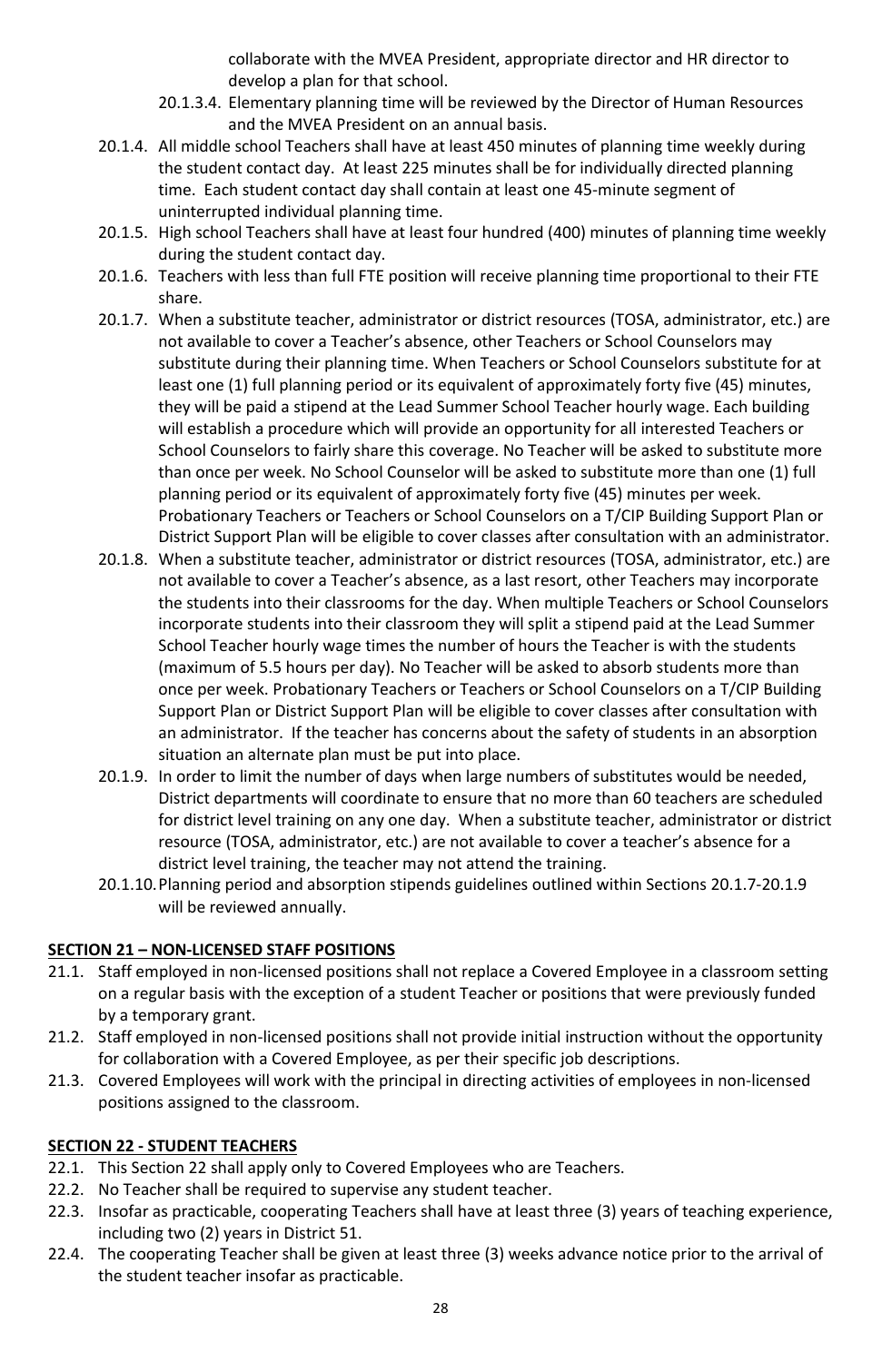collaborate with the MVEA President, appropriate director and HR director to develop a plan for that school.

20.1.3.4. Elementary planning time will be reviewed by the Director of Human Resources and the MVEA President on an annual basis.

20.1.4. All middle school Teachers shall have at least 450 minutes of planning time weekly during the student contact day. At least 225 minutes shall be for individually directed planning time. Each student contact day shall contain at least one 45-minute segment of uninterrupted individual planning time.

20.1.5. High school Teachers shall have at least four hundred (400) minutes of planning time weekly during the student contact day.

20.1.6. Teachers with less than full FTE position will receive planning time proportional to their FTE share.

20.1.7. When a substitute teacher, administrator or district resources (TOSA, administrator, etc.) are not available to cover a Teacher's absence, other Teachers or School Counselors may substitute during their planning time. When Teachers or School Counselors substitute for at least one (1) full planning period or its equivalent of approximately forty five (45) minutes, they will be paid a stipend at the Lead Summer School Teacher hourly wage. Each building will establish a procedure which will provide an opportunity for all interested Teachers or School Counselors to fairly share this coverage. No Teacher will be asked to substitute more than once per week. No School Counselor will be asked to substitute more than one (1) full planning period or its equivalent of approximately forty five (45) minutes per week. Probationary Teachers or Teachers or School Counselors on a T/CIP Building Support Plan or District Support Plan will be eligible to cover classes after consultation with an administrator.

20.1.8. When a substitute teacher, administrator or district resources (TOSA, administrator, etc.) are not available to cover a Teacher's absence, as a last resort, other Teachers may incorporate the students into their classrooms for the day. When multiple Teachers or School Counselors incorporate students into their classroom they will split a stipend paid at the Lead Summer School Teacher hourly wage times the number of hours the Teacher is with the students (maximum of 5.5 hours per day). No Teacher will be asked to absorb students more than once per week. Probationary Teachers or Teachers or School Counselors on a T/CIP Building Support Plan or District Support Plan will be eligible to cover classes after consultation with an administrator. If the teacher has concerns about the safety of students in an absorption situation an alternate plan must be put into place.

20.1.9. In order to limit the number of days when large numbers of substitutes would be needed, District departments will coordinate to ensure that no more than 60 teachers are scheduled for district level training on any one day. When a substitute teacher, administrator or district resource (TOSA, administrator, etc.) are not available to cover a teacher's absence for a district level training, the teacher may not attend the training.

20.1.10. Planning period and absorption stipends guidelines outlined within Sections 20.1.7-20.1.9 will be reviewed annually.

## SECTION 21 – NON-LICENSED STAFF POSITIONS

21.1. Staff employed in non-licensed positions shall not replace a Covered Employee in a classroom setting on a regular basis with the exception of a student Teacher or positions that were previously funded by a temporary grant.

21.2. Staff employed in non-licensed positions shall not provide initial instruction without the opportunity for collaboration with a Covered Employee, as per their specific job descriptions.

21.3. Covered Employees will work with the principal in directing activities of employees in non-licensed positions assigned to the classroom.

## SECTION 22 - STUDENT TEACHERS

22.1. This Section 22 shall apply only to Covered Employees who are Teachers.

22.2. No Teacher shall be required to supervise any student teacher.

22.3. Insofar as practicable, cooperating Teachers shall have at least three (3) years of teaching experience, including two (2) years in District 51.

22.4. The cooperating Teacher shall be given at least three (3) weeks advance notice prior to the arrival of the student teacher insofar as practicable.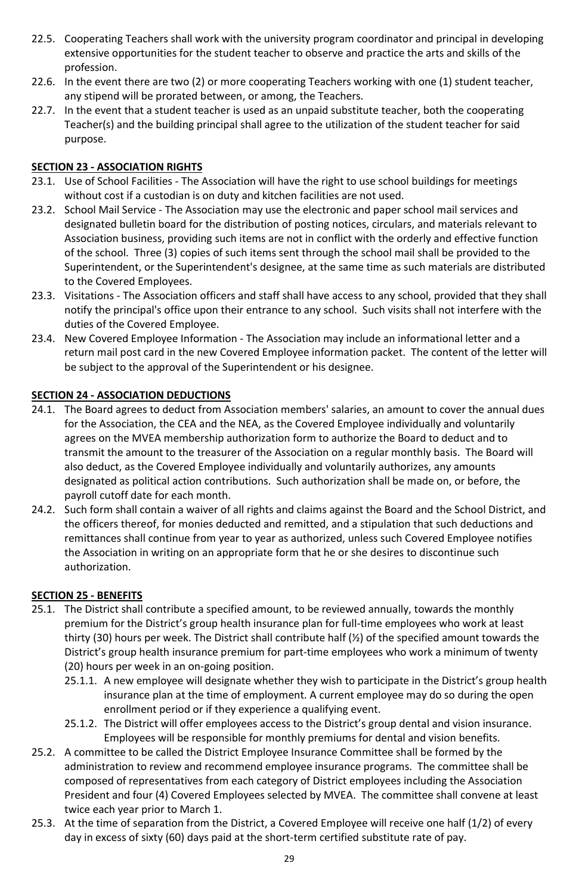22.5. Cooperating Teachers shall work with the university program coordinator and principal in developing extensive opportunities for the student teacher to observe and practice the arts and skills of the profession.

22.6. In the event there are two (2) or more cooperating Teachers working with one (1) student teacher, any stipend will be prorated between, or among, the Teachers.

22.7. In the event that a student teacher is used as an unpaid substitute teacher, both the cooperating Teacher(s) and the building principal shall agree to the utilization of the student teacher for said purpose.

## SECTION 23 - ASSOCIATION RIGHTS

23.1. Use of School Facilities - The Association will have the right to use school buildings for meetings without cost if a custodian is on duty and kitchen facilities are not used.

23.2. School Mail Service - The Association may use the electronic and paper school mail services and designated bulletin board for the distribution of posting notices, circulars, and materials relevant to Association business, providing such items are not in conflict with the orderly and effective function of the school. Three (3) copies of such items sent through the school mail shall be provided to the Superintendent, or the Superintendent's designee, at the same time as such materials are distributed to the Covered Employees.

23.3. Visitations - The Association officers and staff shall have access to any school, provided that they shall notify the principal's office upon their entrance to any school. Such visits shall not interfere with the duties of the Covered Employee.

23.4. New Covered Employee Information - The Association may include an informational letter and a return mail post card in the new Covered Employee information packet. The content of the letter will be subject to the approval of the Superintendent or his designee.

## SECTION 24 - ASSOCIATION DEDUCTIONS

24.1. The Board agrees to deduct from Association members' salaries, an amount to cover the annual dues for the Association, the CEA and the NEA, as the Covered Employee individually and voluntarily agrees on the MVEA membership authorization form to authorize the Board to deduct and to transmit the amount to the treasurer of the Association on a regular monthly basis. The Board will also deduct, as the Covered Employee individually and voluntarily authorizes, any amounts designated as political action contributions. Such authorization shall be made on, or before, the payroll cutoff date for each month.

24.2. Such form shall contain a waiver of all rights and claims against the Board and the School District, and the officers thereof, for monies deducted and remitted, and a stipulation that such deductions and remittances shall continue from year to year as authorized, unless such Covered Employee notifies the Association in writing on an appropriate form that he or she desires to discontinue such authorization.

## SECTION 25 - BENEFITS

25.1. The District shall contribute a specified amount, to be reviewed annually, towards the monthly premium for the District's group health insurance plan for full-time employees who work at least thirty (30) hours per week. The District shall contribute half (½) of the specified amount towards the District's group health insurance premium for part-time employees who work a minimum of twenty (20) hours per week in an on-going position.

- 25.1.1. A new employee will designate whether they wish to participate in the District's group health insurance plan at the time of employment. A current employee may do so during the open enrollment period or if they experience a qualifying event.
- 25.1.2. The District will offer employees access to the District's group dental and vision insurance. Employees will be responsible for monthly premiums for dental and vision benefits.

25.2. A committee to be called the District Employee Insurance Committee shall be formed by the administration to review and recommend employee insurance programs. The committee shall be composed of representatives from each category of District employees including the Association President and four (4) Covered Employees selected by MVEA. The committee shall convene at least twice each year prior to March 1.

25.3. At the time of separation from the District, a Covered Employee will receive one half (1/2) of every day in excess of sixty (60) days paid at the short-term certified substitute rate of pay.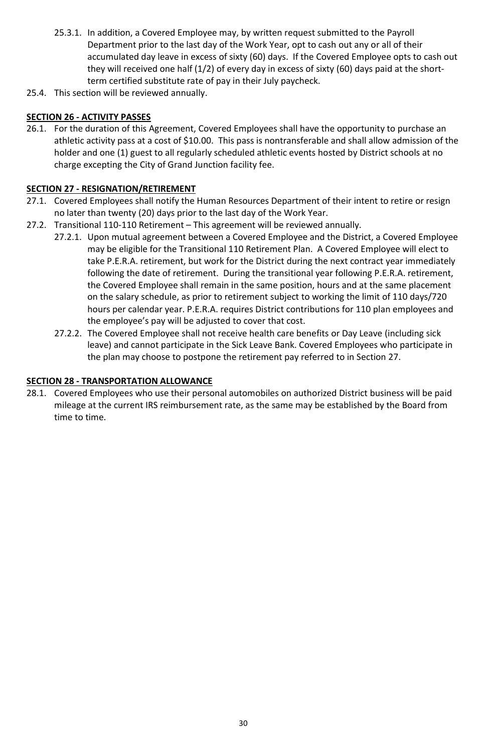25.3.1. In addition, a Covered Employee may, by written request submitted to the Payroll Department prior to the last day of the Work Year, opt to cash out any or all of their accumulated day leave in excess of sixty (60) days. If the Covered Employee opts to cash out they will received one half (1/2) of every day in excess of sixty (60) days paid at the short-term certified substitute rate of pay in their July paycheck.

25.4. This section will be reviewed annually.

## SECTION 26 - ACTIVITY PASSES

26.1. For the duration of this Agreement, Covered Employees shall have the opportunity to purchase an athletic activity pass at a cost of $10.00. This pass is nontransferable and shall allow admission of the holder and one (1) guest to all regularly scheduled athletic events hosted by District schools at no charge excepting the City of Grand Junction facility fee.

## SECTION 27 - RESIGNATION/RETIREMENT

27.1. Covered Employees shall notify the Human Resources Department of their intent to retire or resign no later than twenty (20) days prior to the last day of the Work Year.

27.2. Transitional 110-110 Retirement – This agreement will be reviewed annually.

27.2.1. Upon mutual agreement between a Covered Employee and the District, a Covered Employee may be eligible for the Transitional 110 Retirement Plan. A Covered Employee will elect to take P.E.R.A. retirement, but work for the District during the next contract year immediately following the date of retirement. During the transitional year following P.E.R.A. retirement, the Covered Employee shall remain in the same position, hours and at the same placement on the salary schedule, as prior to retirement subject to working the limit of 110 days/720 hours per calendar year. P.E.R.A. requires District contributions for 110 plan employees and the employee's pay will be adjusted to cover that cost.

27.2.2. The Covered Employee shall not receive health care benefits or Day Leave (including sick leave) and cannot participate in the Sick Leave Bank. Covered Employees who participate in the plan may choose to postpone the retirement pay referred to in Section 27.

## SECTION 28 - TRANSPORTATION ALLOWANCE

28.1. Covered Employees who use their personal automobiles on authorized District business will be paid mileage at the current IRS reimbursement rate, as the same may be established by the Board from time to time.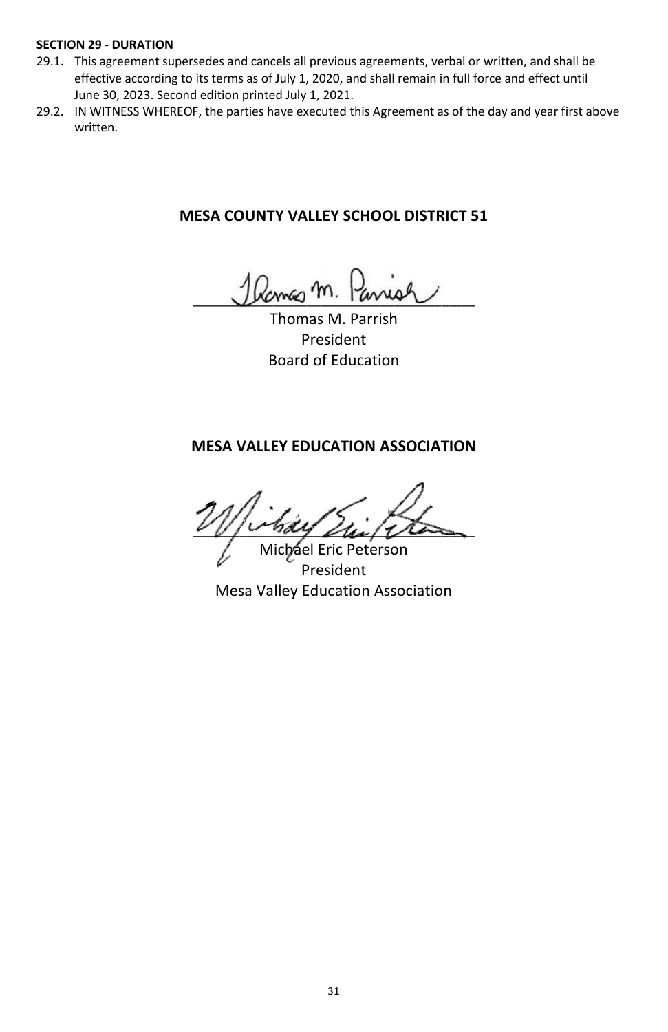**SECTION 29 - DURATION**

29.1. This agreement supersedes and cancels all previous agreements, verbal or written, and shall be effective according to its terms as of July 1, 2020, and shall remain in full force and effect until June 30, 2023. Second edition printed July 1, 2021.

29.2. IN WITNESS WHEREOF, the parties have executed this Agreement as of the day and year first above written.

**MESA COUNTY VALLEY SCHOOL DISTRICT 51**

Thomas M. Parrish
President
Board of Education

**MESA VALLEY EDUCATION ASSOCIATION**

Michael Eric Peterson
President
Mesa Valley Education Association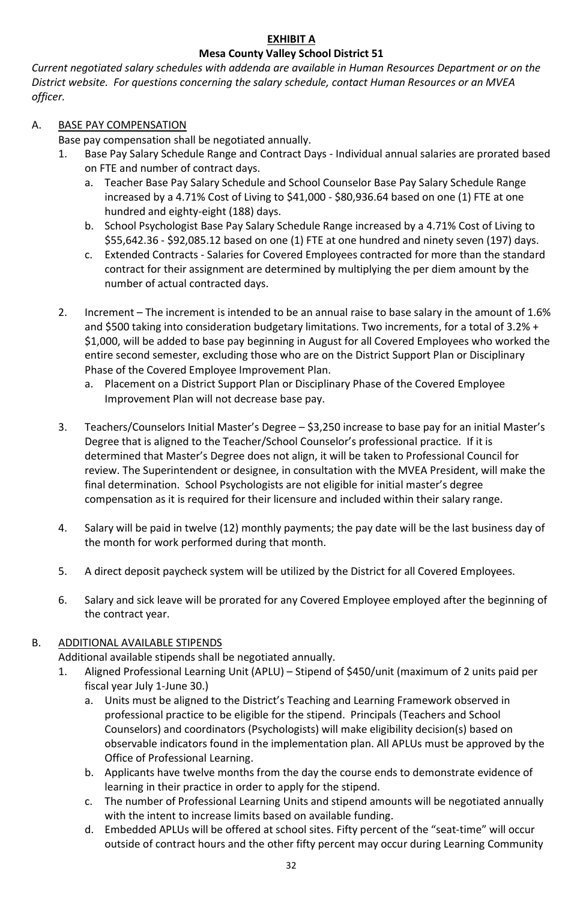**EXHIBIT A**

**Mesa County Valley School District 51**

*Current negotiated salary schedules with addenda are available in Human Resources Department or on the District website. For questions concerning the salary schedule, contact Human Resources or an MVEA officer.*

A. BASE PAY COMPENSATION

Base pay compensation shall be negotiated annually.

1. Base Pay Salary Schedule Range and Contract Days - Individual annual salaries are prorated based on FTE and number of contract days.
   a. Teacher Base Pay Salary Schedule and School Counselor Base Pay Salary Schedule Range increased by a 4.71% Cost of Living to $41,000 - $80,936.64 based on one (1) FTE at one hundred and eighty-eight (188) days.
   b. School Psychologist Base Pay Salary Schedule Range increased by a 4.71% Cost of Living to $55,642.36 - $92,085.12 based on one (1) FTE at one hundred and ninety seven (197) days.
   c. Extended Contracts - Salaries for Covered Employees contracted for more than the standard contract for their assignment are determined by multiplying the per diem amount by the number of actual contracted days.

2. Increment – The increment is intended to be an annual raise to base salary in the amount of 1.6% and $500 taking into consideration budgetary limitations. Two increments, for a total of 3.2% + $1,000, will be added to base pay beginning in August for all Covered Employees who worked the entire second semester, excluding those who are on the District Support Plan or Disciplinary Phase of the Covered Employee Improvement Plan.
   a. Placement on a District Support Plan or Disciplinary Phase of the Covered Employee Improvement Plan will not decrease base pay.

3. Teachers/Counselors Initial Master's Degree – $3,250 increase to base pay for an initial Master's Degree that is aligned to the Teacher/School Counselor's professional practice. If it is determined that Master's Degree does not align, it will be taken to Professional Council for review. The Superintendent or designee, in consultation with the MVEA President, will make the final determination. School Psychologists are not eligible for initial master's degree compensation as it is required for their licensure and included within their salary range.

4. Salary will be paid in twelve (12) monthly payments; the pay date will be the last business day of the month for work performed during that month.

5. A direct deposit paycheck system will be utilized by the District for all Covered Employees.

6. Salary and sick leave will be prorated for any Covered Employee employed after the beginning of the contract year.

B. ADDITIONAL AVAILABLE STIPENDS

Additional available stipends shall be negotiated annually.

1. Aligned Professional Learning Unit (APLU) – Stipend of $450/unit (maximum of 2 units paid per fiscal year July 1-June 30.)
   a. Units must be aligned to the District's Teaching and Learning Framework observed in professional practice to be eligible for the stipend. Principals (Teachers and School Counselors) and coordinators (Psychologists) will make eligibility decision(s) based on observable indicators found in the implementation plan. All APLUs must be approved by the Office of Professional Learning.
   b. Applicants have twelve months from the day the course ends to demonstrate evidence of learning in their practice in order to apply for the stipend.
   c. The number of Professional Learning Units and stipend amounts will be negotiated annually with the intent to increase limits based on available funding.
   d. Embedded APLUs will be offered at school sites. Fifty percent of the "seat-time" will occur outside of contract hours and the other fifty percent may occur during Learning Community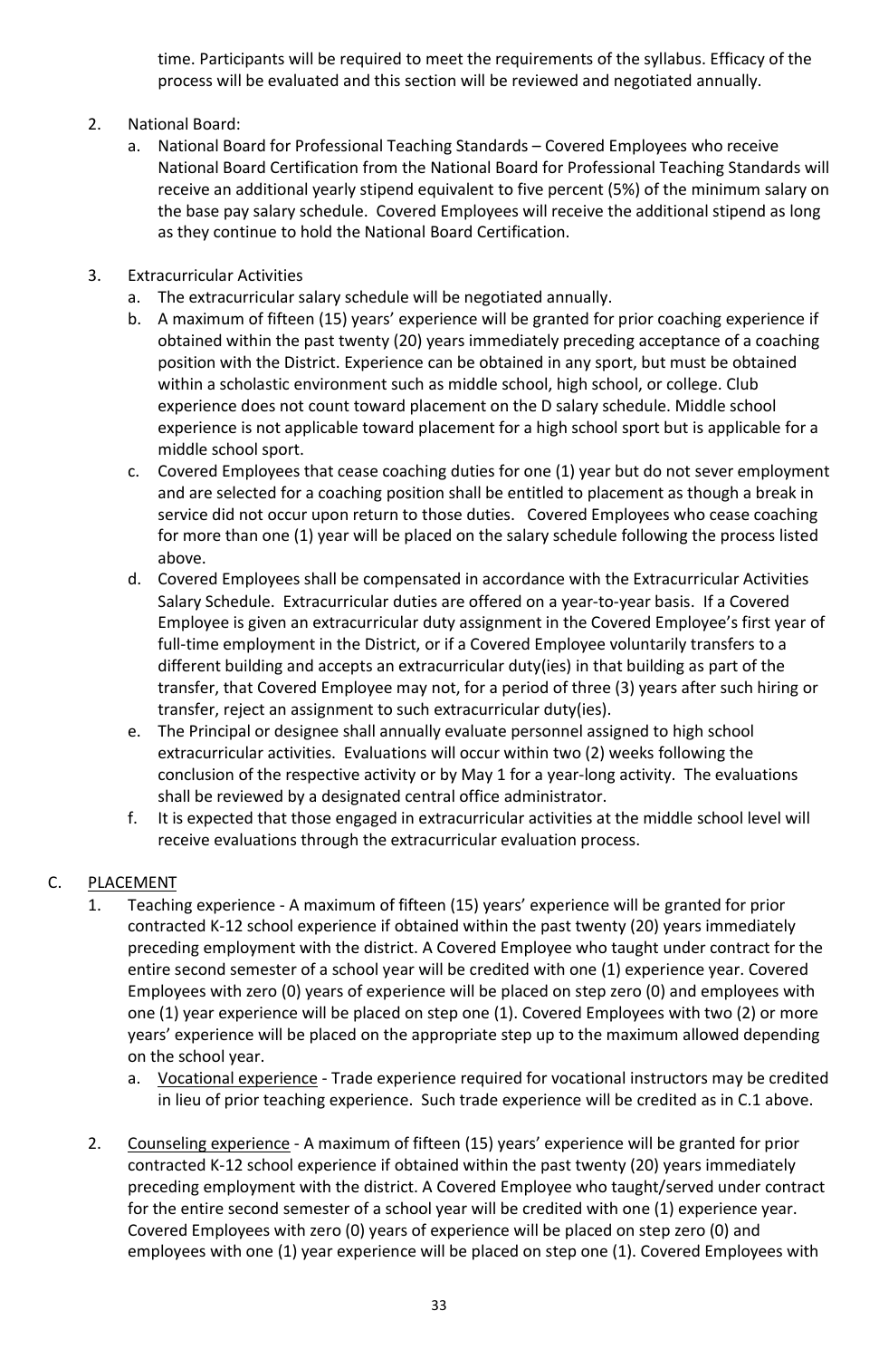time. Participants will be required to meet the requirements of the syllabus. Efficacy of the process will be evaluated and this section will be reviewed and negotiated annually.

2. National Board:
   a. National Board for Professional Teaching Standards – Covered Employees who receive National Board Certification from the National Board for Professional Teaching Standards will receive an additional yearly stipend equivalent to five percent (5%) of the minimum salary on the base pay salary schedule. Covered Employees will receive the additional stipend as long as they continue to hold the National Board Certification.

3. Extracurricular Activities
   a. The extracurricular salary schedule will be negotiated annually.
   b. A maximum of fifteen (15) years' experience will be granted for prior coaching experience if obtained within the past twenty (20) years immediately preceding acceptance of a coaching position with the District. Experience can be obtained in any sport, but must be obtained within a scholastic environment such as middle school, high school, or college. Club experience does not count toward placement on the D salary schedule. Middle school experience is not applicable toward placement for a high school sport but is applicable for a middle school sport.
   c. Covered Employees that cease coaching duties for one (1) year but do not sever employment and are selected for a coaching position shall be entitled to placement as though a break in service did not occur upon return to those duties. Covered Employees who cease coaching for more than one (1) year will be placed on the salary schedule following the process listed above.
   d. Covered Employees shall be compensated in accordance with the Extracurricular Activities Salary Schedule. Extracurricular duties are offered on a year-to-year basis. If a Covered Employee is given an extracurricular duty assignment in the Covered Employee's first year of full-time employment in the District, or if a Covered Employee voluntarily transfers to a different building and accepts an extracurricular duty(ies) in that building as part of the transfer, that Covered Employee may not, for a period of three (3) years after such hiring or transfer, reject an assignment to such extracurricular duty(ies).
   e. The Principal or designee shall annually evaluate personnel assigned to high school extracurricular activities. Evaluations will occur within two (2) weeks following the conclusion of the respective activity or by May 1 for a year-long activity. The evaluations shall be reviewed by a designated central office administrator.
   f. It is expected that those engaged in extracurricular activities at the middle school level will receive evaluations through the extracurricular evaluation process.

C. PLACEMENT

1. Teaching experience - A maximum of fifteen (15) years' experience will be granted for prior contracted K-12 school experience if obtained within the past twenty (20) years immediately preceding employment with the district. A Covered Employee who taught under contract for the entire second semester of a school year will be credited with one (1) experience year. Covered Employees with zero (0) years of experience will be placed on step zero (0) and employees with one (1) year experience will be placed on step one (1). Covered Employees with two (2) or more years' experience will be placed on the appropriate step up to the maximum allowed depending on the school year.
   a. Vocational experience - Trade experience required for vocational instructors may be credited in lieu of prior teaching experience. Such trade experience will be credited as in C.1 above.

2. Counseling experience - A maximum of fifteen (15) years' experience will be granted for prior contracted K-12 school experience if obtained within the past twenty (20) years immediately preceding employment with the district. A Covered Employee who taught/served under contract for the entire second semester of a school year will be credited with one (1) experience year. Covered Employees with zero (0) years of experience will be placed on step zero (0) and employees with one (1) year experience will be placed on step one (1). Covered Employees with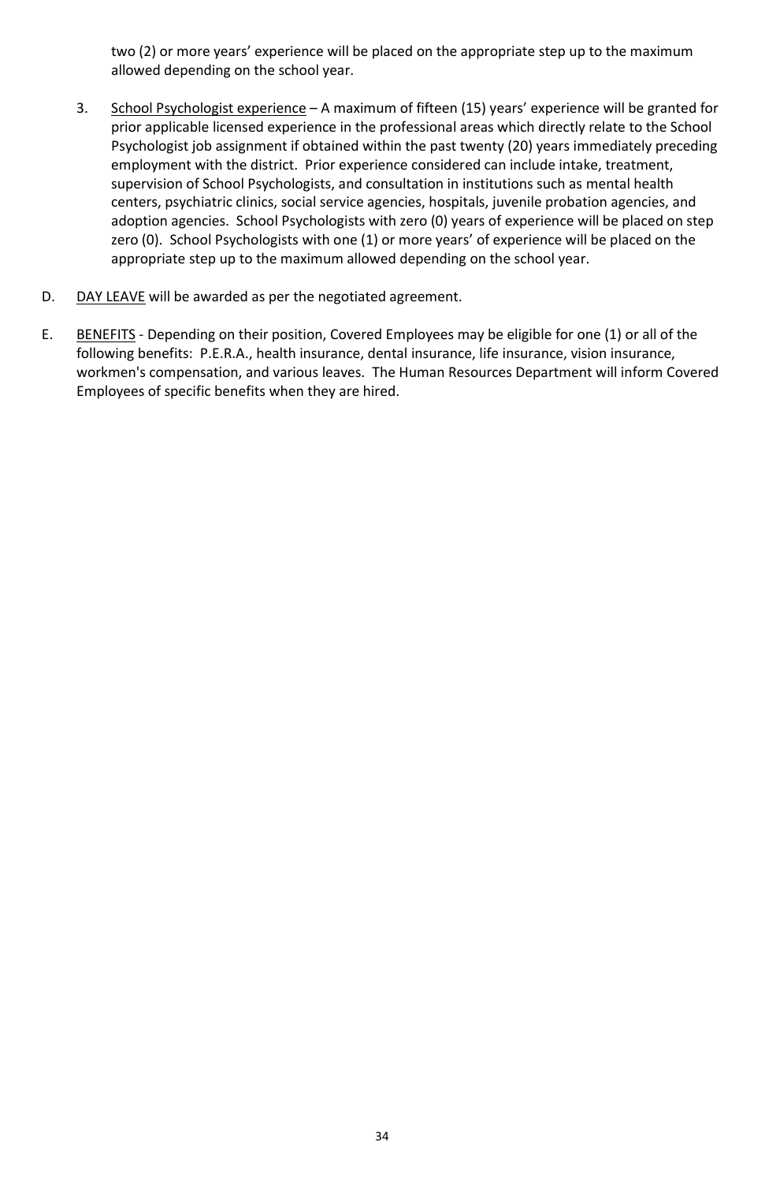two (2) or more years' experience will be placed on the appropriate step up to the maximum allowed depending on the school year.

3. School Psychologist experience – A maximum of fifteen (15) years' experience will be granted for prior applicable licensed experience in the professional areas which directly relate to the School Psychologist job assignment if obtained within the past twenty (20) years immediately preceding employment with the district. Prior experience considered can include intake, treatment, supervision of School Psychologists, and consultation in institutions such as mental health centers, psychiatric clinics, social service agencies, hospitals, juvenile probation agencies, and adoption agencies. School Psychologists with zero (0) years of experience will be placed on step zero (0). School Psychologists with one (1) or more years' of experience will be placed on the appropriate step up to the maximum allowed depending on the school year.

D. DAY LEAVE will be awarded as per the negotiated agreement.

E. BENEFITS - Depending on their position, Covered Employees may be eligible for one (1) or all of the following benefits: P.E.R.A., health insurance, dental insurance, life insurance, vision insurance, workmen's compensation, and various leaves. The Human Resources Department will inform Covered Employees of specific benefits when they are hired.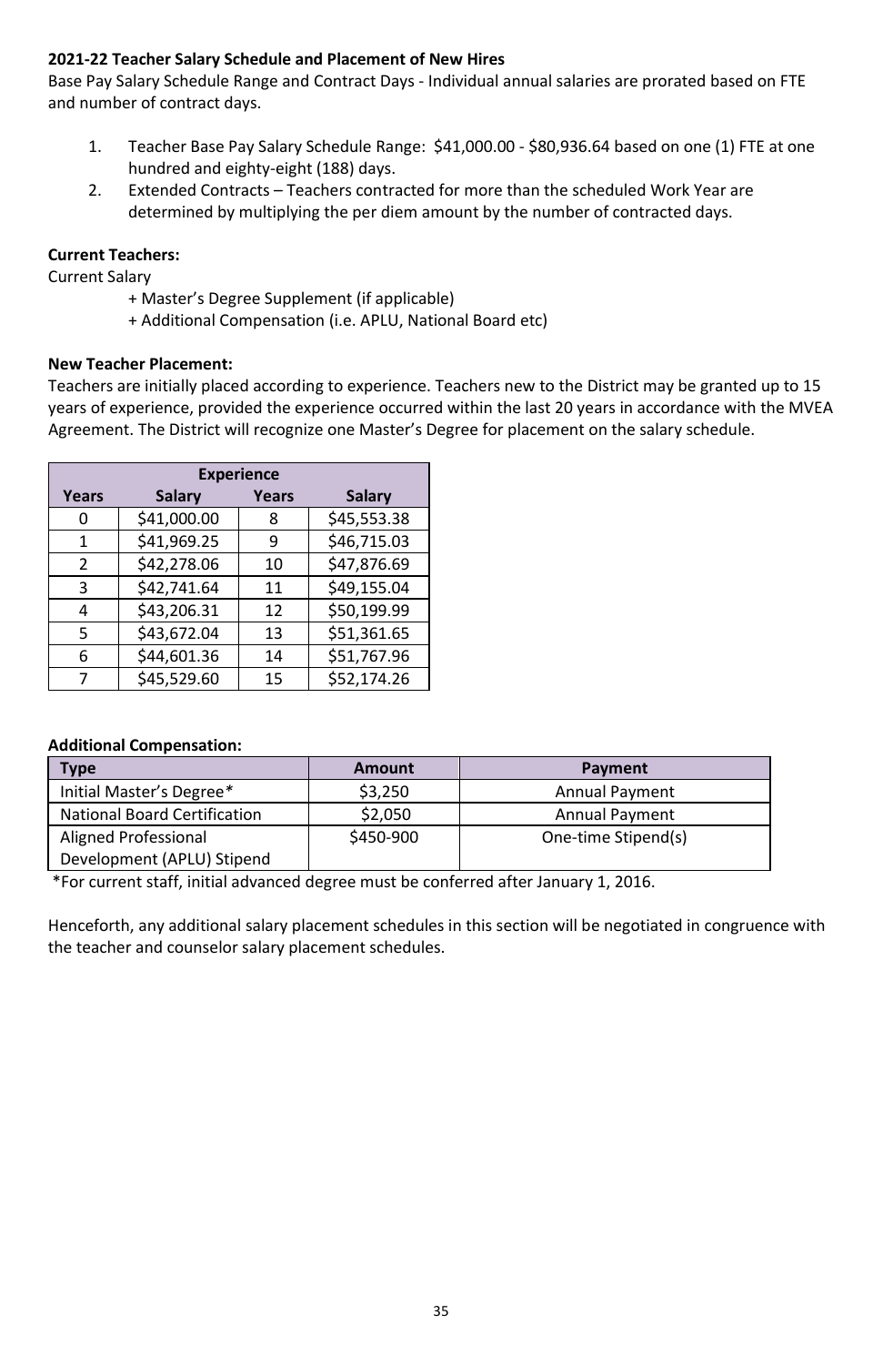**2021-22 Teacher Salary Schedule and Placement of New Hires**

Base Pay Salary Schedule Range and Contract Days - Individual annual salaries are prorated based on FTE and number of contract days.

1. Teacher Base Pay Salary Schedule Range: $41,000.00 - $80,936.64 based on one (1) FTE at one hundred and eighty-eight (188) days.
2. Extended Contracts – Teachers contracted for more than the scheduled Work Year are determined by multiplying the per diem amount by the number of contracted days.

**Current Teachers:**

Current Salary

+ Master's Degree Supplement (if applicable)
+ Additional Compensation (i.e. APLU, National Board etc)

**New Teacher Placement:**

Teachers are initially placed according to experience. Teachers new to the District may be granted up to 15 years of experience, provided the experience occurred within the last 20 years in accordance with the MVEA Agreement. The District will recognize one Master's Degree for placement on the salary schedule.

| Experience | | | |
|---|---|---|---|
| **Years** | **Salary** | **Years** | **Salary** |
| 0 | $41,000.00 | 8 | $45,553.38 |
| 1 | $41,969.25 | 9 | $46,715.03 |
| 2 | $42,278.06 | 10 | $47,876.69 |
| 3 | $42,741.64 | 11 | $49,155.04 |
| 4 | $43,206.31 | 12 | $50,199.99 |
| 5 | $43,672.04 | 13 | $51,361.65 |
| 6 | $44,601.36 | 14 | $51,767.96 |
| 7 | $45,529.60 | 15 | $52,174.26 |

**Additional Compensation:**

| Type | Amount | Payment |
|---|---|---|
| Initial Master's Degree* | $3,250 | Annual Payment |
| National Board Certification | $2,050 | Annual Payment |
| Aligned Professional Development (APLU) Stipend | $450-900 | One-time Stipend(s) |

*For current staff, initial advanced degree must be conferred after January 1, 2016.

Henceforth, any additional salary placement schedules in this section will be negotiated in congruence with the teacher and counselor salary placement schedules.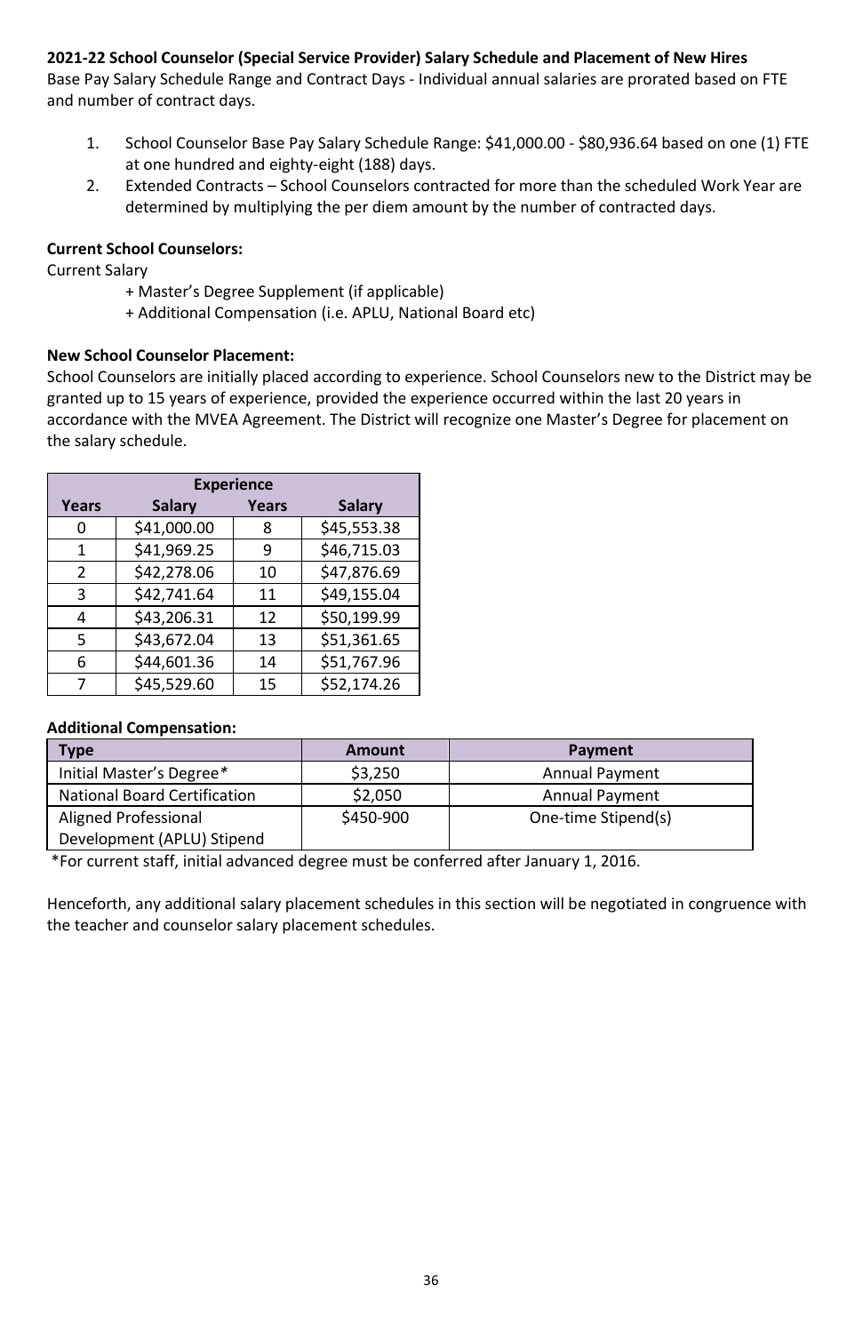**2021-22 School Counselor (Special Service Provider) Salary Schedule and Placement of New Hires**

Base Pay Salary Schedule Range and Contract Days - Individual annual salaries are prorated based on FTE and number of contract days.

1. School Counselor Base Pay Salary Schedule Range: $41,000.00 - $80,936.64 based on one (1) FTE at one hundred and eighty-eight (188) days.
2. Extended Contracts – School Counselors contracted for more than the scheduled Work Year are determined by multiplying the per diem amount by the number of contracted days.

**Current School Counselors:**

Current Salary

+ Master's Degree Supplement (if applicable)
+ Additional Compensation (i.e. APLU, National Board etc)

**New School Counselor Placement:**

School Counselors are initially placed according to experience. School Counselors new to the District may be granted up to 15 years of experience, provided the experience occurred within the last 20 years in accordance with the MVEA Agreement. The District will recognize one Master's Degree for placement on the salary schedule.

| Experience | | | |
|---|---|---|---|
| **Years** | **Salary** | **Years** | **Salary** |
| 0 | $41,000.00 | 8 | $45,553.38 |
| 1 | $41,969.25 | 9 | $46,715.03 |
| 2 | $42,278.06 | 10 | $47,876.69 |
| 3 | $42,741.64 | 11 | $49,155.04 |
| 4 | $43,206.31 | 12 | $50,199.99 |
| 5 | $43,672.04 | 13 | $51,361.65 |
| 6 | $44,601.36 | 14 | $51,767.96 |
| 7 | $45,529.60 | 15 | $52,174.26 |

**Additional Compensation:**

| Type | Amount | Payment |
|---|---|---|
| Initial Master's Degree* | $3,250 | Annual Payment |
| National Board Certification | $2,050 | Annual Payment |
| Aligned Professional Development (APLU) Stipend | $450-900 | One-time Stipend(s) |

*For current staff, initial advanced degree must be conferred after January 1, 2016.

Henceforth, any additional salary placement schedules in this section will be negotiated in congruence with the teacher and counselor salary placement schedules.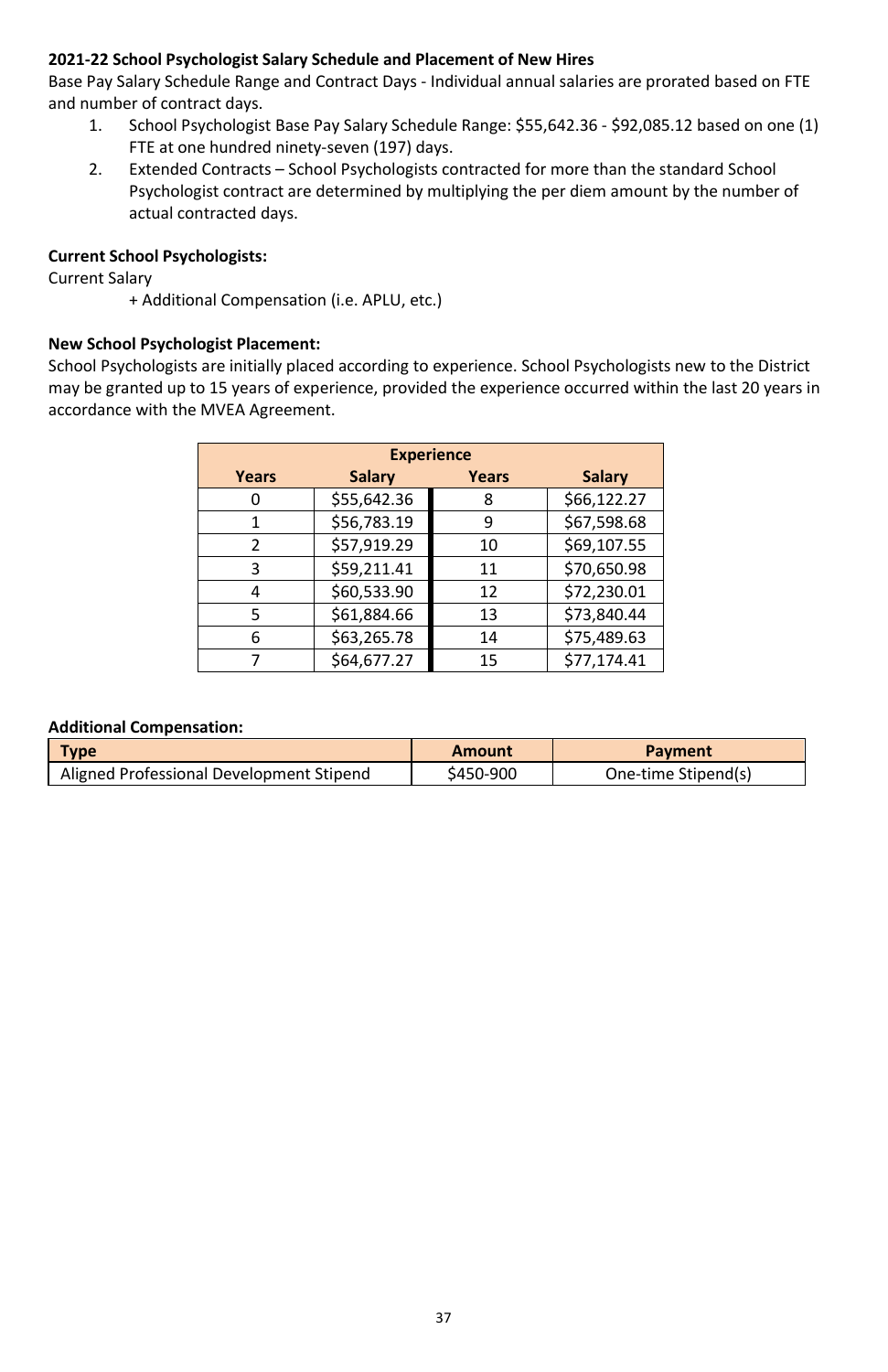**2021-22 School Psychologist Salary Schedule and Placement of New Hires**

Base Pay Salary Schedule Range and Contract Days - Individual annual salaries are prorated based on FTE and number of contract days.

1. School Psychologist Base Pay Salary Schedule Range: $55,642.36 - $92,085.12 based on one (1) FTE at one hundred ninety-seven (197) days.
2. Extended Contracts – School Psychologists contracted for more than the standard School Psychologist contract are determined by multiplying the per diem amount by the number of actual contracted days.

**Current School Psychologists:**

Current Salary

+ Additional Compensation (i.e. APLU, etc.)

**New School Psychologist Placement:**

School Psychologists are initially placed according to experience. School Psychologists new to the District may be granted up to 15 years of experience, provided the experience occurred within the last 20 years in accordance with the MVEA Agreement.

| Experience | | | |
|---|---|---|---|
| **Years** | **Salary** | **Years** | **Salary** |
| 0 | $55,642.36 | 8 | $66,122.27 |
| 1 | $56,783.19 | 9 | $67,598.68 |
| 2 | $57,919.29 | 10 | $69,107.55 |
| 3 | $59,211.41 | 11 | $70,650.98 |
| 4 | $60,533.90 | 12 | $72,230.01 |
| 5 | $61,884.66 | 13 | $73,840.44 |
| 6 | $63,265.78 | 14 | $75,489.63 |
| 7 | $64,677.27 | 15 | $77,174.41 |

**Additional Compensation:**

| Type | Amount | Payment |
|---|---|---|
| Aligned Professional Development Stipend | $450-900 | One-time Stipend(s) |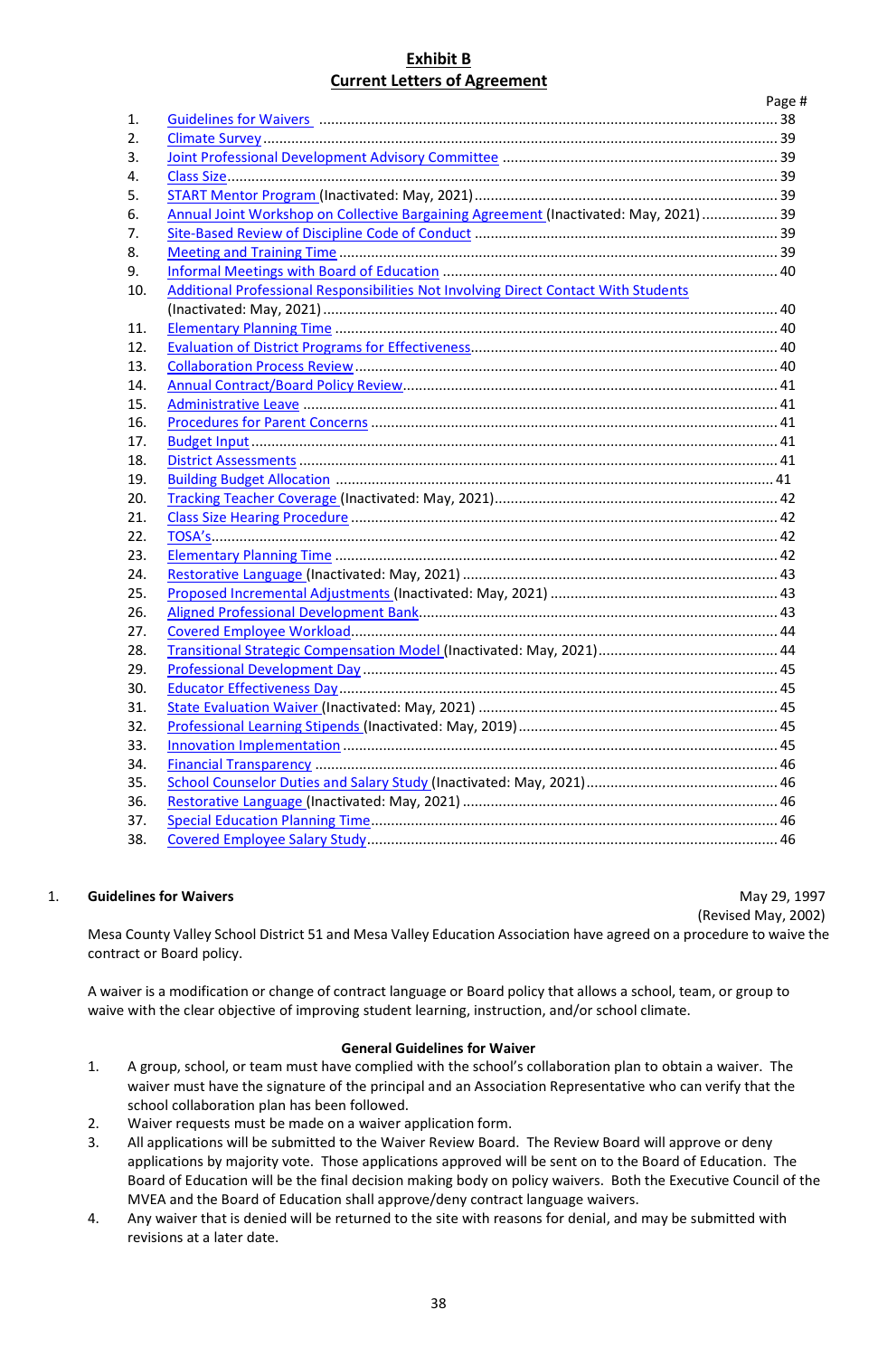## Exhibit B
## Current Letters of Agreement

| | | Page # |
|---|---|---|
| 1. | Guidelines for Waivers | 38 |
| 2. | Climate Survey | 39 |
| 3. | Joint Professional Development Advisory Committee | 39 |
| 4. | Class Size | 39 |
| 5. | START Mentor Program (Inactivated: May, 2021) | 39 |
| 6. | Annual Joint Workshop on Collective Bargaining Agreement (Inactivated: May, 2021) | 39 |
| 7. | Site-Based Review of Discipline Code of Conduct | 39 |
| 8. | Meeting and Training Time | 39 |
| 9. | Informal Meetings with Board of Education | 40 |
| 10. | Additional Professional Responsibilities Not Involving Direct Contact With Students (Inactivated: May, 2021) | 40 |
| 11. | Elementary Planning Time | 40 |
| 12. | Evaluation of District Programs for Effectiveness | 40 |
| 13. | Collaboration Process Review | 40 |
| 14. | Annual Contract/Board Policy Review | 41 |
| 15. | Administrative Leave | 41 |
| 16. | Procedures for Parent Concerns | 41 |
| 17. | Budget Input | 41 |
| 18. | District Assessments | 41 |
| 19. | Building Budget Allocation | 41 |
| 20. | Tracking Teacher Coverage (Inactivated: May, 2021) | 42 |
| 21. | Class Size Hearing Procedure | 42 |
| 22. | TOSA's | 42 |
| 23. | Elementary Planning Time | 42 |
| 24. | Restorative Language (Inactivated: May, 2021) | 43 |
| 25. | Proposed Incremental Adjustments (Inactivated: May, 2021) | 43 |
| 26. | Aligned Professional Development Bank | 43 |
| 27. | Covered Employee Workload | 44 |
| 28. | Transitional Strategic Compensation Model (Inactivated: May, 2021) | 44 |
| 29. | Professional Development Day | 45 |
| 30. | Educator Effectiveness Day | 45 |
| 31. | State Evaluation Waiver (Inactivated: May, 2021) | 45 |
| 32. | Professional Learning Stipends (Inactivated: May, 2019) | 45 |
| 33. | Innovation Implementation | 45 |
| 34. | Financial Transparency | 46 |
| 35. | School Counselor Duties and Salary Study (Inactivated: May, 2021) | 46 |
| 36. | Restorative Language (Inactivated: May, 2021) | 46 |
| 37. | Special Education Planning Time | 46 |
| 38. | Covered Employee Salary Study | 46 |

1. **Guidelines for Waivers** May 29, 1997 (Revised May, 2002)

Mesa County Valley School District 51 and Mesa Valley Education Association have agreed on a procedure to waive the contract or Board policy.

A waiver is a modification or change of contract language or Board policy that allows a school, team, or group to waive with the clear objective of improving student learning, instruction, and/or school climate.

**General Guidelines for Waiver**

1. A group, school, or team must have complied with the school's collaboration plan to obtain a waiver. The waiver must have the signature of the principal and an Association Representative who can verify that the school collaboration plan has been followed.
2. Waiver requests must be made on a waiver application form.
3. All applications will be submitted to the Waiver Review Board. The Review Board will approve or deny applications by majority vote. Those applications approved will be sent on to the Board of Education. The Board of Education will be the final decision making body on policy waivers. Both the Executive Council of the MVEA and the Board of Education shall approve/deny contract language waivers.
4. Any waiver that is denied will be returned to the site with reasons for denial, and may be submitted with revisions at a later date.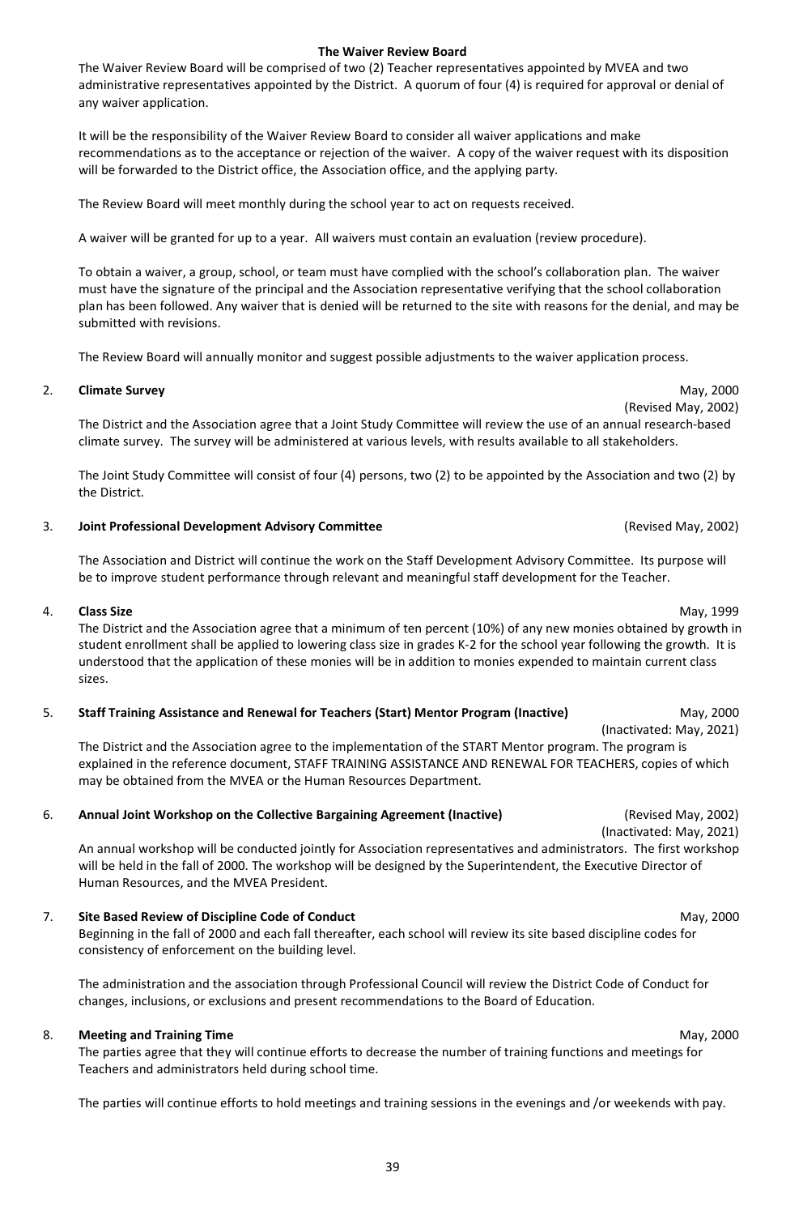**The Waiver Review Board**

The Waiver Review Board will be comprised of two (2) Teacher representatives appointed by MVEA and two administrative representatives appointed by the District. A quorum of four (4) is required for approval or denial of any waiver application.

It will be the responsibility of the Waiver Review Board to consider all waiver applications and make recommendations as to the acceptance or rejection of the waiver. A copy of the waiver request with its disposition will be forwarded to the District office, the Association office, and the applying party.

The Review Board will meet monthly during the school year to act on requests received.

A waiver will be granted for up to a year. All waivers must contain an evaluation (review procedure).

To obtain a waiver, a group, school, or team must have complied with the school's collaboration plan. The waiver must have the signature of the principal and the Association representative verifying that the school collaboration plan has been followed. Any waiver that is denied will be returned to the site with reasons for the denial, and may be submitted with revisions.

The Review Board will annually monitor and suggest possible adjustments to the waiver application process.

2. **Climate Survey** May, 2000 (Revised May, 2002)

The District and the Association agree that a Joint Study Committee will review the use of an annual research-based climate survey. The survey will be administered at various levels, with results available to all stakeholders.

The Joint Study Committee will consist of four (4) persons, two (2) to be appointed by the Association and two (2) by the District.

3. **Joint Professional Development Advisory Committee** (Revised May, 2002)

The Association and District will continue the work on the Staff Development Advisory Committee. Its purpose will be to improve student performance through relevant and meaningful staff development for the Teacher.

4. **Class Size** May, 1999

The District and the Association agree that a minimum of ten percent (10%) of any new monies obtained by growth in student enrollment shall be applied to lowering class size in grades K-2 for the school year following the growth. It is understood that the application of these monies will be in addition to monies expended to maintain current class sizes.

5. **Staff Training Assistance and Renewal for Teachers (Start) Mentor Program (Inactive)** May, 2000 (Inactivated: May, 2021)

The District and the Association agree to the implementation of the START Mentor program. The program is explained in the reference document, STAFF TRAINING ASSISTANCE AND RENEWAL FOR TEACHERS, copies of which may be obtained from the MVEA or the Human Resources Department.

6. **Annual Joint Workshop on the Collective Bargaining Agreement (Inactive)** (Revised May, 2002) (Inactivated: May, 2021)

An annual workshop will be conducted jointly for Association representatives and administrators. The first workshop will be held in the fall of 2000. The workshop will be designed by the Superintendent, the Executive Director of Human Resources, and the MVEA President.

7. **Site Based Review of Discipline Code of Conduct** May, 2000

Beginning in the fall of 2000 and each fall thereafter, each school will review its site based discipline codes for consistency of enforcement on the building level.

The administration and the association through Professional Council will review the District Code of Conduct for changes, inclusions, or exclusions and present recommendations to the Board of Education.

8. **Meeting and Training Time** May, 2000

The parties agree that they will continue efforts to decrease the number of training functions and meetings for Teachers and administrators held during school time.

The parties will continue efforts to hold meetings and training sessions in the evenings and /or weekends with pay.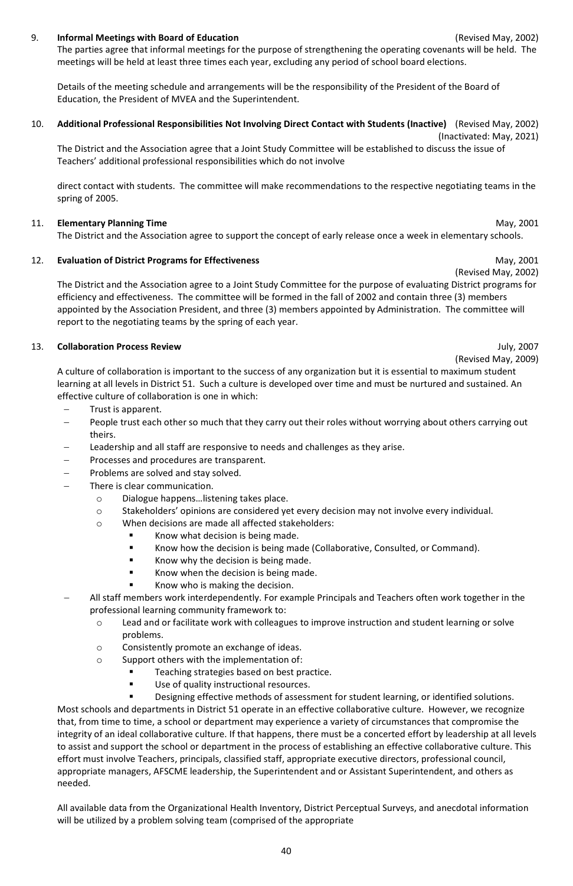9. **Informal Meetings with Board of Education** (Revised May, 2002)

The parties agree that informal meetings for the purpose of strengthening the operating covenants will be held. The meetings will be held at least three times each year, excluding any period of school board elections.

Details of the meeting schedule and arrangements will be the responsibility of the President of the Board of Education, the President of MVEA and the Superintendent.

10. **Additional Professional Responsibilities Not Involving Direct Contact with Students (Inactive)** (Revised May, 2002) (Inactivated: May, 2021)

The District and the Association agree that a Joint Study Committee will be established to discuss the issue of Teachers' additional professional responsibilities which do not involve

direct contact with students. The committee will make recommendations to the respective negotiating teams in the spring of 2005.

11. **Elementary Planning Time** May, 2001

The District and the Association agree to support the concept of early release once a week in elementary schools.

12. **Evaluation of District Programs for Effectiveness** May, 2001 (Revised May, 2002)

The District and the Association agree to a Joint Study Committee for the purpose of evaluating District programs for efficiency and effectiveness. The committee will be formed in the fall of 2002 and contain three (3) members appointed by the Association President, and three (3) members appointed by Administration. The committee will report to the negotiating teams by the spring of each year.

13. **Collaboration Process Review** July, 2007 (Revised May, 2009)

A culture of collaboration is important to the success of any organization but it is essential to maximum student learning at all levels in District 51. Such a culture is developed over time and must be nurtured and sustained. An effective culture of collaboration is one in which:

- Trust is apparent.
- People trust each other so much that they carry out their roles without worrying about others carrying out theirs.
- Leadership and all staff are responsive to needs and challenges as they arise.
- Processes and procedures are transparent.
- Problems are solved and stay solved.
- There is clear communication.
  - Dialogue happens…listening takes place.
  - Stakeholders' opinions are considered yet every decision may not involve every individual.
  - When decisions are made all affected stakeholders:
    - Know what decision is being made.
    - Know how the decision is being made (Collaborative, Consulted, or Command).
    - Know why the decision is being made.
    - Know when the decision is being made.
    - Know who is making the decision.
- All staff members work interdependently. For example Principals and Teachers often work together in the professional learning community framework to:
  - Lead and or facilitate work with colleagues to improve instruction and student learning or solve problems.
  - Consistently promote an exchange of ideas.
  - Support others with the implementation of:
    - Teaching strategies based on best practice.
    - Use of quality instructional resources.
    - Designing effective methods of assessment for student learning, or identified solutions.

Most schools and departments in District 51 operate in an effective collaborative culture. However, we recognize that, from time to time, a school or department may experience a variety of circumstances that compromise the integrity of an ideal collaborative culture. If that happens, there must be a concerted effort by leadership at all levels to assist and support the school or department in the process of establishing an effective collaborative culture. This effort must involve Teachers, principals, classified staff, appropriate executive directors, professional council, appropriate managers, AFSCME leadership, the Superintendent and or Assistant Superintendent, and others as needed.

All available data from the Organizational Health Inventory, District Perceptual Surveys, and anecdotal information will be utilized by a problem solving team (comprised of the appropriate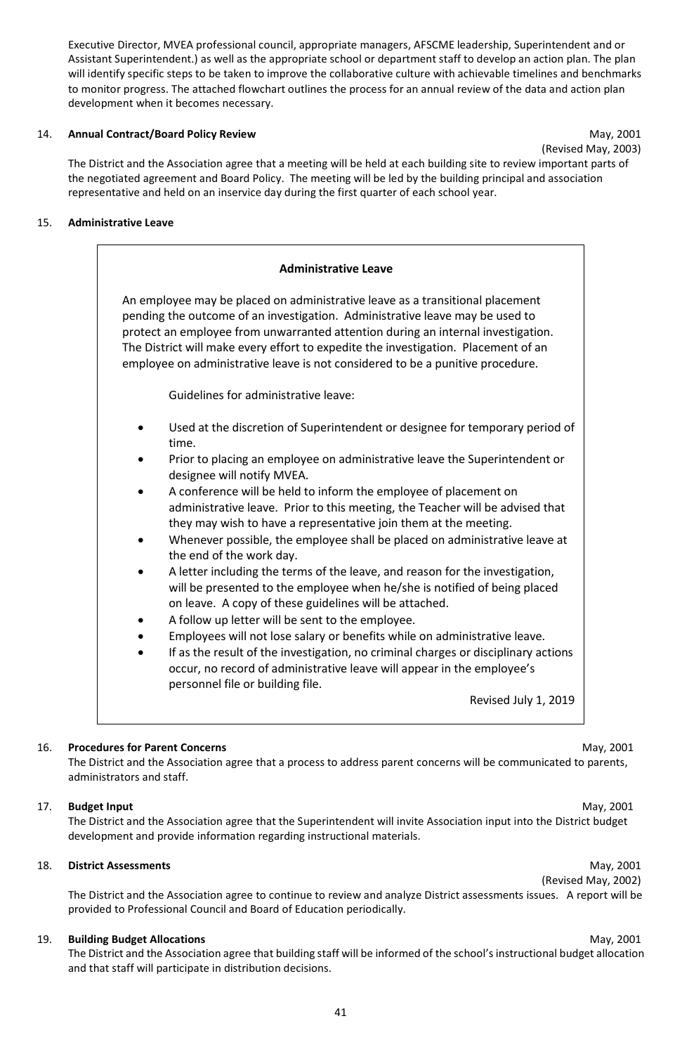Executive Director, MVEA professional council, appropriate managers, AFSCME leadership, Superintendent and or Assistant Superintendent.) as well as the appropriate school or department staff to develop an action plan. The plan will identify specific steps to be taken to improve the collaborative culture with achievable timelines and benchmarks to monitor progress. The attached flowchart outlines the process for an annual review of the data and action plan development when it becomes necessary.

14. **Annual Contract/Board Policy Review** May, 2001 (Revised May, 2003)

The District and the Association agree that a meeting will be held at each building site to review important parts of the negotiated agreement and Board Policy. The meeting will be led by the building principal and association representative and held on an inservice day during the first quarter of each school year.

15. **Administrative Leave**

**Administrative Leave**

An employee may be placed on administrative leave as a transitional placement pending the outcome of an investigation. Administrative leave may be used to protect an employee from unwarranted attention during an internal investigation. The District will make every effort to expedite the investigation. Placement of an employee on administrative leave is not considered to be a punitive procedure.

Guidelines for administrative leave:

- Used at the discretion of Superintendent or designee for temporary period of time.
- Prior to placing an employee on administrative leave the Superintendent or designee will notify MVEA.
- A conference will be held to inform the employee of placement on administrative leave. Prior to this meeting, the Teacher will be advised that they may wish to have a representative join them at the meeting.
- Whenever possible, the employee shall be placed on administrative leave at the end of the work day.
- A letter including the terms of the leave, and reason for the investigation, will be presented to the employee when he/she is notified of being placed on leave. A copy of these guidelines will be attached.
- A follow up letter will be sent to the employee.
- Employees will not lose salary or benefits while on administrative leave.
- If as the result of the investigation, no criminal charges or disciplinary actions occur, no record of administrative leave will appear in the employee's personnel file or building file.

Revised July 1, 2019

16. **Procedures for Parent Concerns** May, 2001

The District and the Association agree that a process to address parent concerns will be communicated to parents, administrators and staff.

17. **Budget Input** May, 2001

The District and the Association agree that the Superintendent will invite Association input into the District budget development and provide information regarding instructional materials.

18. **District Assessments** May, 2001 (Revised May, 2002)

The District and the Association agree to continue to review and analyze District assessments issues. A report will be provided to Professional Council and Board of Education periodically.

19. **Building Budget Allocations** May, 2001

The District and the Association agree that building staff will be informed of the school's instructional budget allocation and that staff will participate in distribution decisions.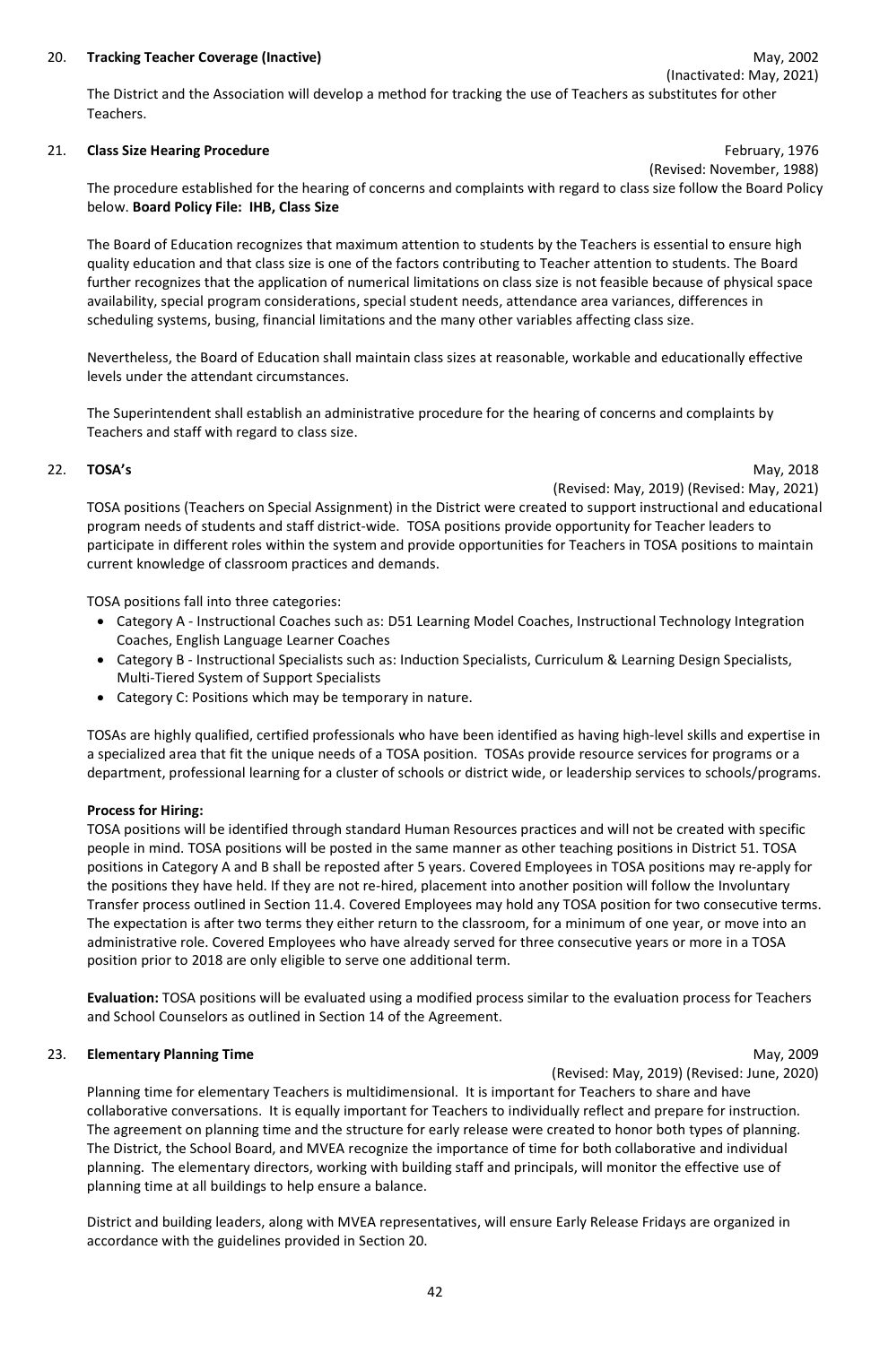20. **Tracking Teacher Coverage (Inactive)** May, 2002
(Inactivated: May, 2021)

The District and the Association will develop a method for tracking the use of Teachers as substitutes for other Teachers.

21. **Class Size Hearing Procedure** February, 1976
(Revised: November, 1988)

The procedure established for the hearing of concerns and complaints with regard to class size follow the Board Policy below. **Board Policy File: IHB, Class Size**

The Board of Education recognizes that maximum attention to students by the Teachers is essential to ensure high quality education and that class size is one of the factors contributing to Teacher attention to students. The Board further recognizes that the application of numerical limitations on class size is not feasible because of physical space availability, special program considerations, special student needs, attendance area variances, differences in scheduling systems, busing, financial limitations and the many other variables affecting class size.

Nevertheless, the Board of Education shall maintain class sizes at reasonable, workable and educationally effective levels under the attendant circumstances.

The Superintendent shall establish an administrative procedure for the hearing of concerns and complaints by Teachers and staff with regard to class size.

22. **TOSA's** May, 2018
(Revised: May, 2019) (Revised: May, 2021)

TOSA positions (Teachers on Special Assignment) in the District were created to support instructional and educational program needs of students and staff district-wide. TOSA positions provide opportunity for Teacher leaders to participate in different roles within the system and provide opportunities for Teachers in TOSA positions to maintain current knowledge of classroom practices and demands.

TOSA positions fall into three categories:

- Category A - Instructional Coaches such as: D51 Learning Model Coaches, Instructional Technology Integration Coaches, English Language Learner Coaches
- Category B - Instructional Specialists such as: Induction Specialists, Curriculum & Learning Design Specialists, Multi-Tiered System of Support Specialists
- Category C: Positions which may be temporary in nature.

TOSAs are highly qualified, certified professionals who have been identified as having high-level skills and expertise in a specialized area that fit the unique needs of a TOSA position. TOSAs provide resource services for programs or a department, professional learning for a cluster of schools or district wide, or leadership services to schools/programs.

**Process for Hiring:**
TOSA positions will be identified through standard Human Resources practices and will not be created with specific people in mind. TOSA positions will be posted in the same manner as other teaching positions in District 51. TOSA positions in Category A and B shall be reposted after 5 years. Covered Employees in TOSA positions may re-apply for the positions they have held. If they are not re-hired, placement into another position will follow the Involuntary Transfer process outlined in Section 11.4. Covered Employees may hold any TOSA position for two consecutive terms. The expectation is after two terms they either return to the classroom, for a minimum of one year, or move into an administrative role. Covered Employees who have already served for three consecutive years or more in a TOSA position prior to 2018 are only eligible to serve one additional term.

**Evaluation:** TOSA positions will be evaluated using a modified process similar to the evaluation process for Teachers and School Counselors as outlined in Section 14 of the Agreement.

23. **Elementary Planning Time** May, 2009
(Revised: May, 2019) (Revised: June, 2020)

Planning time for elementary Teachers is multidimensional. It is important for Teachers to share and have collaborative conversations. It is equally important for Teachers to individually reflect and prepare for instruction. The agreement on planning time and the structure for early release were created to honor both types of planning. The District, the School Board, and MVEA recognize the importance of time for both collaborative and individual planning. The elementary directors, working with building staff and principals, will monitor the effective use of planning time at all buildings to help ensure a balance.

District and building leaders, along with MVEA representatives, will ensure Early Release Fridays are organized in accordance with the guidelines provided in Section 20.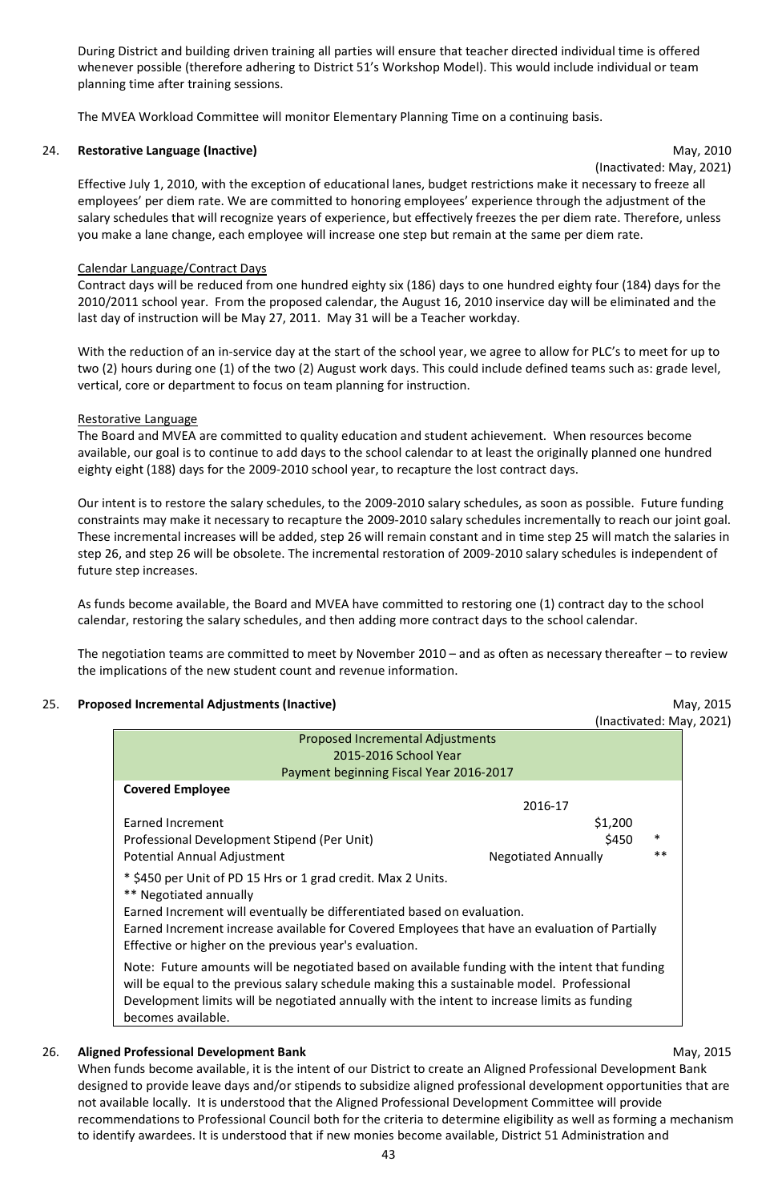During District and building driven training all parties will ensure that teacher directed individual time is offered whenever possible (therefore adhering to District 51's Workshop Model). This would include individual or team planning time after training sessions.

The MVEA Workload Committee will monitor Elementary Planning Time on a continuing basis.

### 24. Restorative Language (Inactive)

May, 2010
(Inactivated: May, 2021)

Effective July 1, 2010, with the exception of educational lanes, budget restrictions make it necessary to freeze all employees' per diem rate. We are committed to honoring employees' experience through the adjustment of the salary schedules that will recognize years of experience, but effectively freezes the per diem rate. Therefore, unless you make a lane change, each employee will increase one step but remain at the same per diem rate.

Calendar Language/Contract Days

Contract days will be reduced from one hundred eighty six (186) days to one hundred eighty four (184) days for the 2010/2011 school year. From the proposed calendar, the August 16, 2010 inservice day will be eliminated and the last day of instruction will be May 27, 2011. May 31 will be a Teacher workday.

With the reduction of an in-service day at the start of the school year, we agree to allow for PLC's to meet for up to two (2) hours during one (1) of the two (2) August work days. This could include defined teams such as: grade level, vertical, core or department to focus on team planning for instruction.

Restorative Language

The Board and MVEA are committed to quality education and student achievement. When resources become available, our goal is to continue to add days to the school calendar to at least the originally planned one hundred eighty eight (188) days for the 2009-2010 school year, to recapture the lost contract days.

Our intent is to restore the salary schedules, to the 2009-2010 salary schedules, as soon as possible. Future funding constraints may make it necessary to recapture the 2009-2010 salary schedules incrementally to reach our joint goal. These incremental increases will be added, step 26 will remain constant and in time step 25 will match the salaries in step 26, and step 26 will be obsolete. The incremental restoration of 2009-2010 salary schedules is independent of future step increases.

As funds become available, the Board and MVEA have committed to restoring one (1) contract day to the school calendar, restoring the salary schedules, and then adding more contract days to the school calendar.

The negotiation teams are committed to meet by November 2010 – and as often as necessary thereafter – to review the implications of the new student count and revenue information.

### 25. Proposed Incremental Adjustments (Inactive)

May, 2015
(Inactivated: May, 2021)

| Proposed Incremental Adjustments<br>2015-2016 School Year<br>Payment beginning Fiscal Year 2016-2017 | | |
|---|---|---|
| **Covered Employee** | | |
| | 2016-17 | |
| Earned Increment | $1,200 | |
| Professional Development Stipend (Per Unit) | $450 | * |
| Potential Annual Adjustment | Negotiated Annually | ** |

\* $450 per Unit of PD 15 Hrs or 1 grad credit. Max 2 Units.
** Negotiated annually
Earned Increment will eventually be differentiated based on evaluation.
Earned Increment increase available for Covered Employees that have an evaluation of Partially Effective or higher on the previous year's evaluation.

Note: Future amounts will be negotiated based on available funding with the intent that funding will be equal to the previous salary schedule making this a sustainable model. Professional Development limits will be negotiated annually with the intent to increase limits as funding becomes available.

### 26. Aligned Professional Development Bank

May, 2015

When funds become available, it is the intent of our District to create an Aligned Professional Development Bank designed to provide leave days and/or stipends to subsidize aligned professional development opportunities that are not available locally. It is understood that the Aligned Professional Development Committee will provide recommendations to Professional Council both for the criteria to determine eligibility as well as forming a mechanism to identify awardees. It is understood that if new monies become available, District 51 Administration and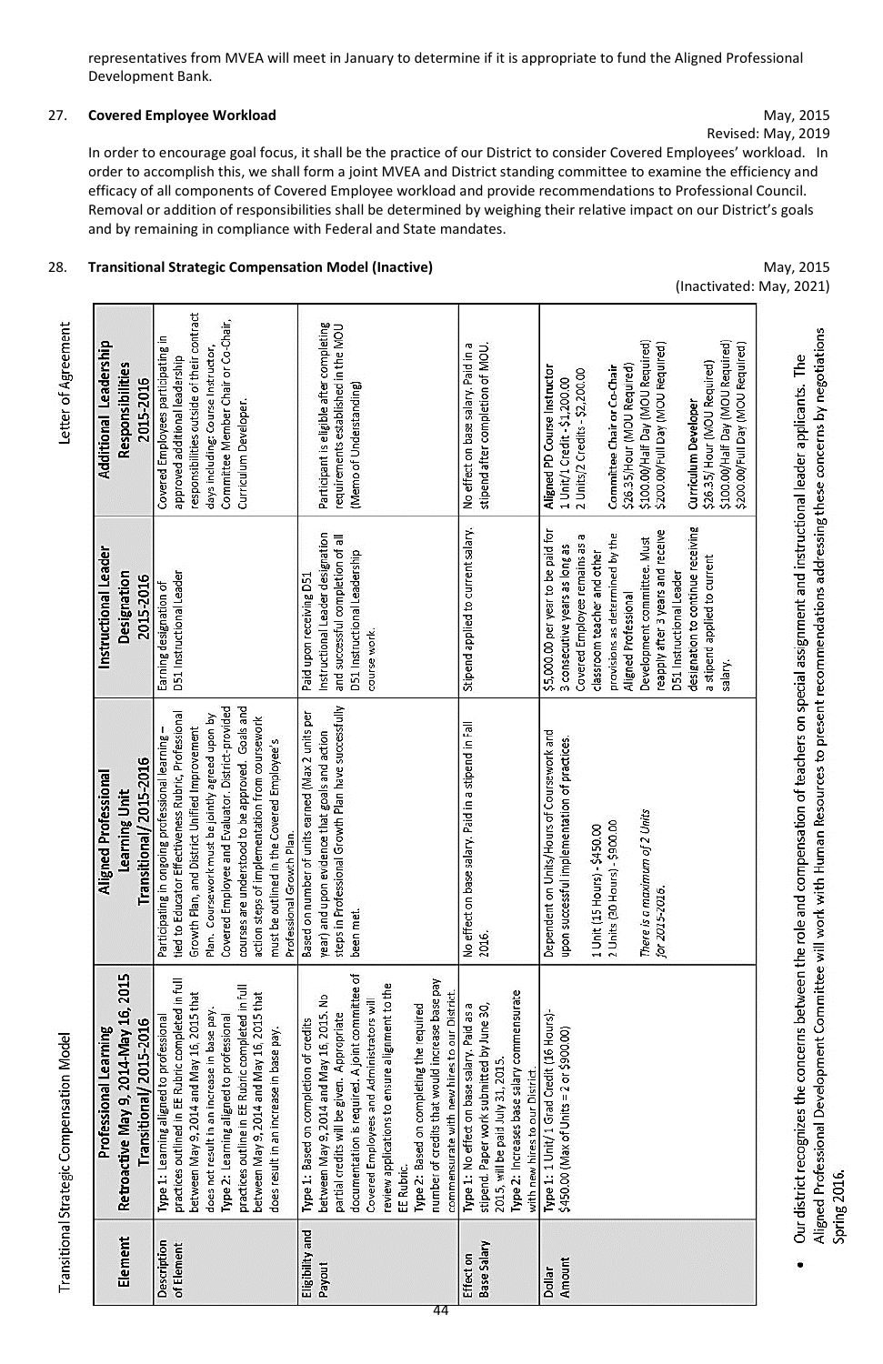representatives from MVEA will meet in January to determine if it is appropriate to fund the Aligned Professional Development Bank.

27. **Covered Employee Workload**

May, 2015
Revised: May, 2019

In order to encourage goal focus, it shall be the practice of our District to consider Covered Employees' workload. In order to accomplish this, we shall form a joint MVEA and District standing committee to examine the efficiency and efficacy of all components of Covered Employee workload and provide recommendations to Professional Council. Removal or addition of responsibilities shall be determined by weighing their relative impact on our District's goals and by remaining in compliance with Federal and State mandates.

28. **Transitional Strategic Compensation Model (Inactive)**

May, 2015
(Inactivated: May, 2021)

Transitional Strategic Compensation Model

Letter of Agreement

| Element | Professional Learning Retroactive May 9, 2014-May 16, 2015 Transitional/2015-2016 | Aligned Professional Learning Unit Transitional/2015-2016 | Instructional Leader Designation 2015-2016 | Additional Leadership Responsibilities 2015-2016 |
|---|---|---|---|---|
| Description of Element | Type 1: Learning aligned to professional practices outlined in EE Rubric completed in full between May 9, 2014 and May 16, 2015 that does not result in an increase in base pay. Type 2: Learning aligned to professional practices outline in EE Rubric completed in full between May 9, 2014 and May 16, 2015 that does result in an increase in base pay. | Participating in ongoing professional learning – tied to Educator Effectiveness Rubric, Professional Growth Plan, and District Unified Improvement Plan. Coursework must be jointly agreed upon by Covered Employee and Evaluator. District-provided courses are understood to be approved. Goals and action steps of implementation from coursework must be outlined in the Covered Employee's Professional Growth Plan. | Earning designation of D51 Instructional Leader | Covered Employees participating in approved additional leadership responsibilities outside of their contract days including: Course Instructor, Committee Member Chair or Co-Chair, Curriculum Developer. |
| Eligibility and Payout | Type 1: Based on completion of credits between May 9, 2014 and May 16, 2015. No partial credits will be given. Appropriate documentation is required. A joint committee of Covered Employees and Administrators will review applications to ensure alignment to the EE Rubric. Type 2: Based on completing the required number of credits that would increase base pay commensurate with new hires to our District. | Based on number of units earned (Max 2 units per year) and upon evidence that goals and action steps in Professional Growth Plan have successfully been met. | Paid upon receiving D51 Instructional Leader designation and successful completion of all D51 Instructional Leadership course work. | Participant is eligible after completing requirements established in the MOU (Memo of Understanding) |
| Effect on Base Salary | Type 1: No effect on base salary. Paid as a stipend. Paper work submitted by June 30, 2015, will be paid July 31, 2015. Type 2: Increases base salary commensurate with new hires to our District. | No effect on base salary. Paid in a stipend in Fall 2016. | Stipend applied to current salary. | No effect on base salary. Paid in a stipend after completion of MOU. |
| Dollar Amount | Type 1: 1 Unit/ 1 Grad Credit (16 Hours)- $450.00 (Max of Units = 2 or $900.00) | Dependent on Units/Hours of Coursework and upon successful implementation of practices.<br><br>1 Unit (15 Hours) - $450.00<br>2 Units (30 Hours) - $900.00<br><br>*There is a maximum of 2 Units for 2015-2016.* | $5,000.00 per year to be paid for 3 consecutive years as long as Covered Employee remains as a classroom teacher and other provisions as determined by the Aligned Professional Development committee. Must reapply after 3 years and receive D51 Instructional Leader designation to continue receiving a stipend applied to current salary. | **Aligned PD Course Instructor**<br>1 Unit/1 Credit - $1,200.00<br>2 Units/2 Credits - $2,200.00<br><br>**Committee Chair or Co-Chair**<br>$26.35/Hour (MOU Required)<br>$100.00/Half Day (MOU Required)<br>$200.00/Full Day (MOU Required)<br><br>**Curriculum Developer**<br>$26.35/ Hour (MOU Required)<br>$100.00/Half Day (MOU Required)<br>$200.00/Full Day (MOU Required) |

- Our district recognizes the concerns between the role and compensation of teachers on special assignment and instructional leader applicants. The Aligned Professional Development Committee will work with Human Resources to present recommendations addressing these concerns by negotiations Spring 2016.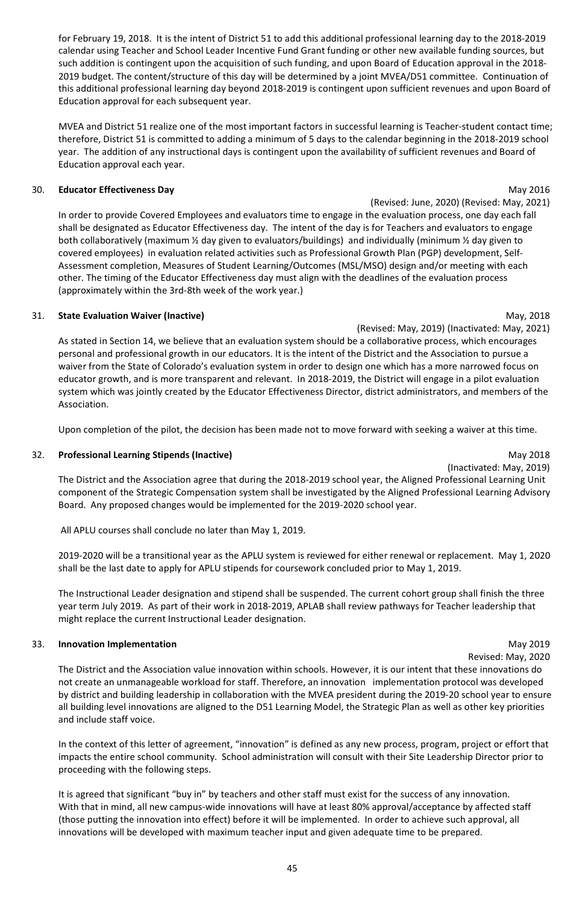for February 19, 2018. It is the intent of District 51 to add this additional professional learning day to the 2018-2019 calendar using Teacher and School Leader Incentive Fund Grant funding or other new available funding sources, but such addition is contingent upon the acquisition of such funding, and upon Board of Education approval in the 2018-2019 budget. The content/structure of this day will be determined by a joint MVEA/D51 committee. Continuation of this additional professional learning day beyond 2018-2019 is contingent upon sufficient revenues and upon Board of Education approval for each subsequent year.

MVEA and District 51 realize one of the most important factors in successful learning is Teacher-student contact time; therefore, District 51 is committed to adding a minimum of 5 days to the calendar beginning in the 2018-2019 school year. The addition of any instructional days is contingent upon the availability of sufficient revenues and Board of Education approval each year.

30. **Educator Effectiveness Day** May 2016

(Revised: June, 2020) (Revised: May, 2021)

In order to provide Covered Employees and evaluators time to engage in the evaluation process, one day each fall shall be designated as Educator Effectiveness day. The intent of the day is for Teachers and evaluators to engage both collaboratively (maximum ½ day given to evaluators/buildings) and individually (minimum ½ day given to covered employees) in evaluation related activities such as Professional Growth Plan (PGP) development, Self-Assessment completion, Measures of Student Learning/Outcomes (MSL/MSO) design and/or meeting with each other. The timing of the Educator Effectiveness day must align with the deadlines of the evaluation process (approximately within the 3rd-8th week of the work year.)

31. **State Evaluation Waiver (Inactive)** May, 2018

(Revised: May, 2019) (Inactivated: May, 2021)

As stated in Section 14, we believe that an evaluation system should be a collaborative process, which encourages personal and professional growth in our educators. It is the intent of the District and the Association to pursue a waiver from the State of Colorado's evaluation system in order to design one which has a more narrowed focus on educator growth, and is more transparent and relevant. In 2018-2019, the District will engage in a pilot evaluation system which was jointly created by the Educator Effectiveness Director, district administrators, and members of the Association.

Upon completion of the pilot, the decision has been made not to move forward with seeking a waiver at this time.

32. **Professional Learning Stipends (Inactive)** May 2018

(Inactivated: May, 2019)

The District and the Association agree that during the 2018-2019 school year, the Aligned Professional Learning Unit component of the Strategic Compensation system shall be investigated by the Aligned Professional Learning Advisory Board. Any proposed changes would be implemented for the 2019-2020 school year.

All APLU courses shall conclude no later than May 1, 2019.

2019-2020 will be a transitional year as the APLU system is reviewed for either renewal or replacement. May 1, 2020 shall be the last date to apply for APLU stipends for coursework concluded prior to May 1, 2019.

The Instructional Leader designation and stipend shall be suspended. The current cohort group shall finish the three year term July 2019. As part of their work in 2018-2019, APLAB shall review pathways for Teacher leadership that might replace the current Instructional Leader designation.

33. **Innovation Implementation** May 2019

Revised: May, 2020

The District and the Association value innovation within schools. However, it is our intent that these innovations do not create an unmanageable workload for staff. Therefore, an innovation implementation protocol was developed by district and building leadership in collaboration with the MVEA president during the 2019-20 school year to ensure all building level innovations are aligned to the D51 Learning Model, the Strategic Plan as well as other key priorities and include staff voice.

In the context of this letter of agreement, "innovation" is defined as any new process, program, project or effort that impacts the entire school community. School administration will consult with their Site Leadership Director prior to proceeding with the following steps.

It is agreed that significant "buy in" by teachers and other staff must exist for the success of any innovation. With that in mind, all new campus-wide innovations will have at least 80% approval/acceptance by affected staff (those putting the innovation into effect) before it will be implemented. In order to achieve such approval, all innovations will be developed with maximum teacher input and given adequate time to be prepared.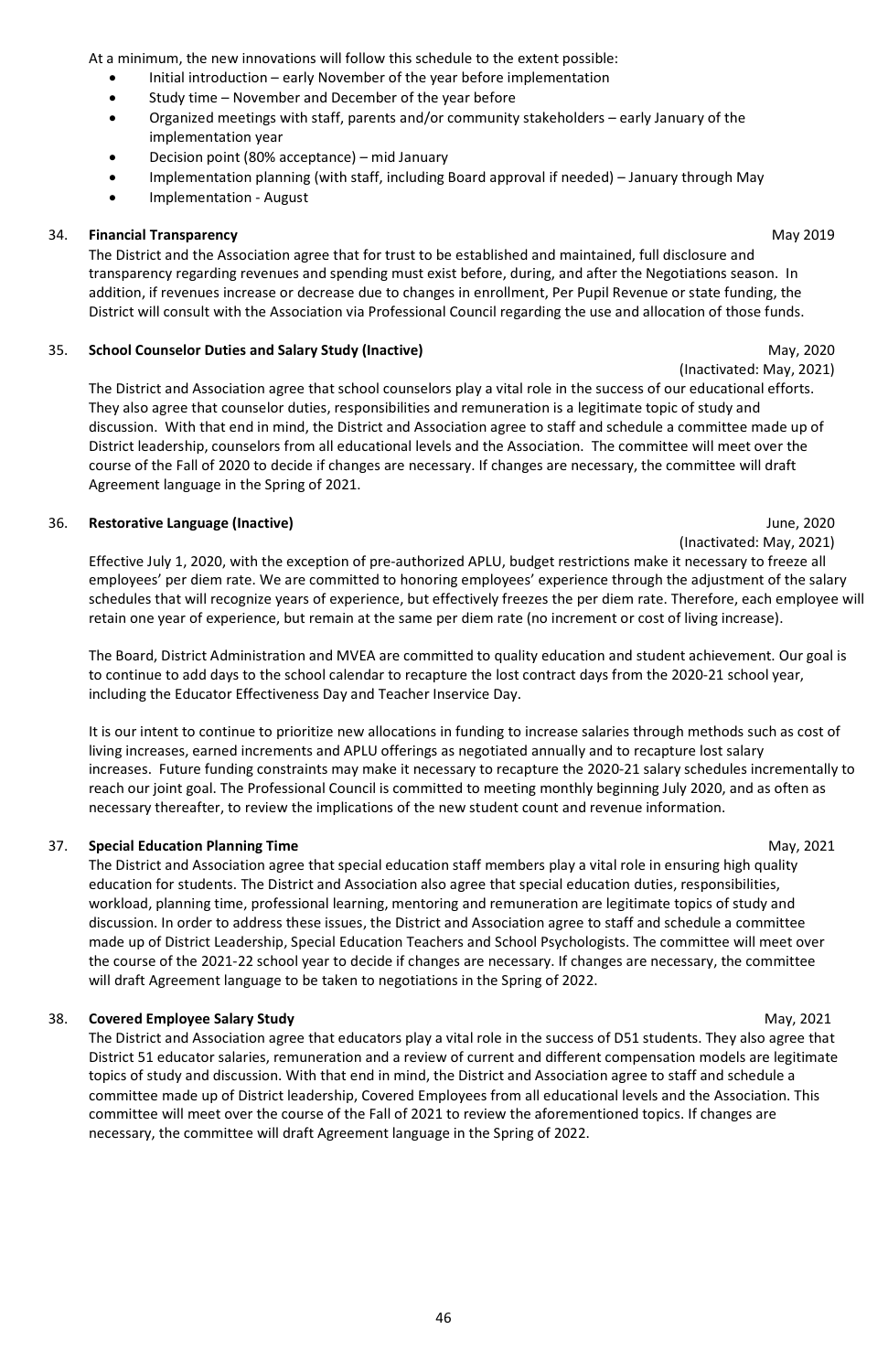At a minimum, the new innovations will follow this schedule to the extent possible:

- Initial introduction – early November of the year before implementation
- Study time – November and December of the year before
- Organized meetings with staff, parents and/or community stakeholders – early January of the implementation year
- Decision point (80% acceptance) – mid January
- Implementation planning (with staff, including Board approval if needed) – January through May
- Implementation - August

34. **Financial Transparency** May 2019

The District and the Association agree that for trust to be established and maintained, full disclosure and transparency regarding revenues and spending must exist before, during, and after the Negotiations season. In addition, if revenues increase or decrease due to changes in enrollment, Per Pupil Revenue or state funding, the District will consult with the Association via Professional Council regarding the use and allocation of those funds.

35. **School Counselor Duties and Salary Study (Inactive)** May, 2020
(Inactivated: May, 2021)

The District and Association agree that school counselors play a vital role in the success of our educational efforts. They also agree that counselor duties, responsibilities and remuneration is a legitimate topic of study and discussion. With that end in mind, the District and Association agree to staff and schedule a committee made up of District leadership, counselors from all educational levels and the Association. The committee will meet over the course of the Fall of 2020 to decide if changes are necessary. If changes are necessary, the committee will draft Agreement language in the Spring of 2021.

36. **Restorative Language (Inactive)** June, 2020
(Inactivated: May, 2021)

Effective July 1, 2020, with the exception of pre-authorized APLU, budget restrictions make it necessary to freeze all employees' per diem rate. We are committed to honoring employees' experience through the adjustment of the salary schedules that will recognize years of experience, but effectively freezes the per diem rate. Therefore, each employee will retain one year of experience, but remain at the same per diem rate (no increment or cost of living increase).

The Board, District Administration and MVEA are committed to quality education and student achievement. Our goal is to continue to add days to the school calendar to recapture the lost contract days from the 2020-21 school year, including the Educator Effectiveness Day and Teacher Inservice Day.

It is our intent to continue to prioritize new allocations in funding to increase salaries through methods such as cost of living increases, earned increments and APLU offerings as negotiated annually and to recapture lost salary increases. Future funding constraints may make it necessary to recapture the 2020-21 salary schedules incrementally to reach our joint goal. The Professional Council is committed to meeting monthly beginning July 2020, and as often as necessary thereafter, to review the implications of the new student count and revenue information.

37. **Special Education Planning Time** May, 2021

The District and Association agree that special education staff members play a vital role in ensuring high quality education for students. The District and Association also agree that special education duties, responsibilities, workload, planning time, professional learning, mentoring and remuneration are legitimate topics of study and discussion. In order to address these issues, the District and Association agree to staff and schedule a committee made up of District Leadership, Special Education Teachers and School Psychologists. The committee will meet over the course of the 2021-22 school year to decide if changes are necessary. If changes are necessary, the committee will draft Agreement language to be taken to negotiations in the Spring of 2022.

38. **Covered Employee Salary Study** May, 2021

The District and Association agree that educators play a vital role in the success of D51 students. They also agree that District 51 educator salaries, remuneration and a review of current and different compensation models are legitimate topics of study and discussion. With that end in mind, the District and Association agree to staff and schedule a committee made up of District leadership, Covered Employees from all educational levels and the Association. This committee will meet over the course of the Fall of 2021 to review the aforementioned topics. If changes are necessary, the committee will draft Agreement language in the Spring of 2022.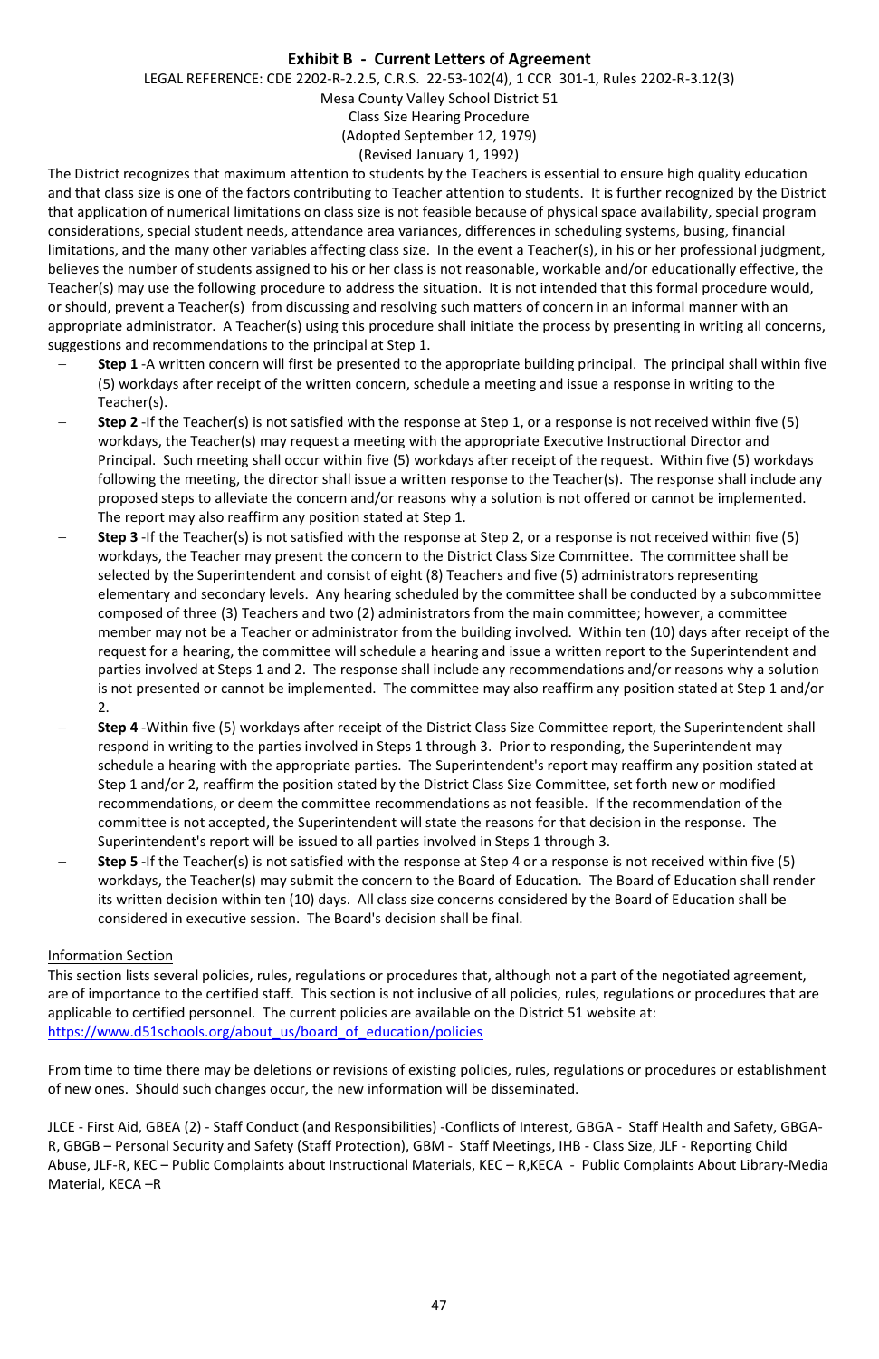## Exhibit B - Current Letters of Agreement

LEGAL REFERENCE: CDE 2202-R-2.2.5, C.R.S. 22-53-102(4), 1 CCR 301-1, Rules 2202-R-3.12(3)

Mesa County Valley School District 51

Class Size Hearing Procedure

(Adopted September 12, 1979)

(Revised January 1, 1992)

The District recognizes that maximum attention to students by the Teachers is essential to ensure high quality education and that class size is one of the factors contributing to Teacher attention to students. It is further recognized by the District that application of numerical limitations on class size is not feasible because of physical space availability, special program considerations, special student needs, attendance area variances, differences in scheduling systems, busing, financial limitations, and the many other variables affecting class size. In the event a Teacher(s), in his or her professional judgment, believes the number of students assigned to his or her class is not reasonable, workable and/or educationally effective, the Teacher(s) may use the following procedure to address the situation. It is not intended that this formal procedure would, or should, prevent a Teacher(s) from discussing and resolving such matters of concern in an informal manner with an appropriate administrator. A Teacher(s) using this procedure shall initiate the process by presenting in writing all concerns, suggestions and recommendations to the principal at Step 1.

- **Step 1** -A written concern will first be presented to the appropriate building principal. The principal shall within five (5) workdays after receipt of the written concern, schedule a meeting and issue a response in writing to the Teacher(s).
- **Step 2** -If the Teacher(s) is not satisfied with the response at Step 1, or a response is not received within five (5) workdays, the Teacher(s) may request a meeting with the appropriate Executive Instructional Director and Principal. Such meeting shall occur within five (5) workdays after receipt of the request. Within five (5) workdays following the meeting, the director shall issue a written response to the Teacher(s). The response shall include any proposed steps to alleviate the concern and/or reasons why a solution is not offered or cannot be implemented. The report may also reaffirm any position stated at Step 1.
- **Step 3** -If the Teacher(s) is not satisfied with the response at Step 2, or a response is not received within five (5) workdays, the Teacher may present the concern to the District Class Size Committee. The committee shall be selected by the Superintendent and consist of eight (8) Teachers and five (5) administrators representing elementary and secondary levels. Any hearing scheduled by the committee shall be conducted by a subcommittee composed of three (3) Teachers and two (2) administrators from the main committee; however, a committee member may not be a Teacher or administrator from the building involved. Within ten (10) days after receipt of the request for a hearing, the committee will schedule a hearing and issue a written report to the Superintendent and parties involved at Steps 1 and 2. The response shall include any recommendations and/or reasons why a solution is not presented or cannot be implemented. The committee may also reaffirm any position stated at Step 1 and/or 2.
- **Step 4** -Within five (5) workdays after receipt of the District Class Size Committee report, the Superintendent shall respond in writing to the parties involved in Steps 1 through 3. Prior to responding, the Superintendent may schedule a hearing with the appropriate parties. The Superintendent's report may reaffirm any position stated at Step 1 and/or 2, reaffirm the position stated by the District Class Size Committee, set forth new or modified recommendations, or deem the committee recommendations as not feasible. If the recommendation of the committee is not accepted, the Superintendent will state the reasons for that decision in the response. The Superintendent's report will be issued to all parties involved in Steps 1 through 3.
- **Step 5** -If the Teacher(s) is not satisfied with the response at Step 4 or a response is not received within five (5) workdays, the Teacher(s) may submit the concern to the Board of Education. The Board of Education shall render its written decision within ten (10) days. All class size concerns considered by the Board of Education shall be considered in executive session. The Board's decision shall be final.

<u>Information Section</u>

This section lists several policies, rules, regulations or procedures that, although not a part of the negotiated agreement, are of importance to the certified staff. This section is not inclusive of all policies, rules, regulations or procedures that are applicable to certified personnel. The current policies are available on the District 51 website at: https://www.d51schools.org/about_us/board_of_education/policies

From time to time there may be deletions or revisions of existing policies, rules, regulations or procedures or establishment of new ones. Should such changes occur, the new information will be disseminated.

JLCE - First Aid, GBEA (2) - Staff Conduct (and Responsibilities) -Conflicts of Interest, GBGA - Staff Health and Safety, GBGA-R, GBGB – Personal Security and Safety (Staff Protection), GBM - Staff Meetings, IHB - Class Size, JLF - Reporting Child Abuse, JLF-R, KEC – Public Complaints about Instructional Materials, KEC – R,KECA - Public Complaints About Library-Media Material, KECA –R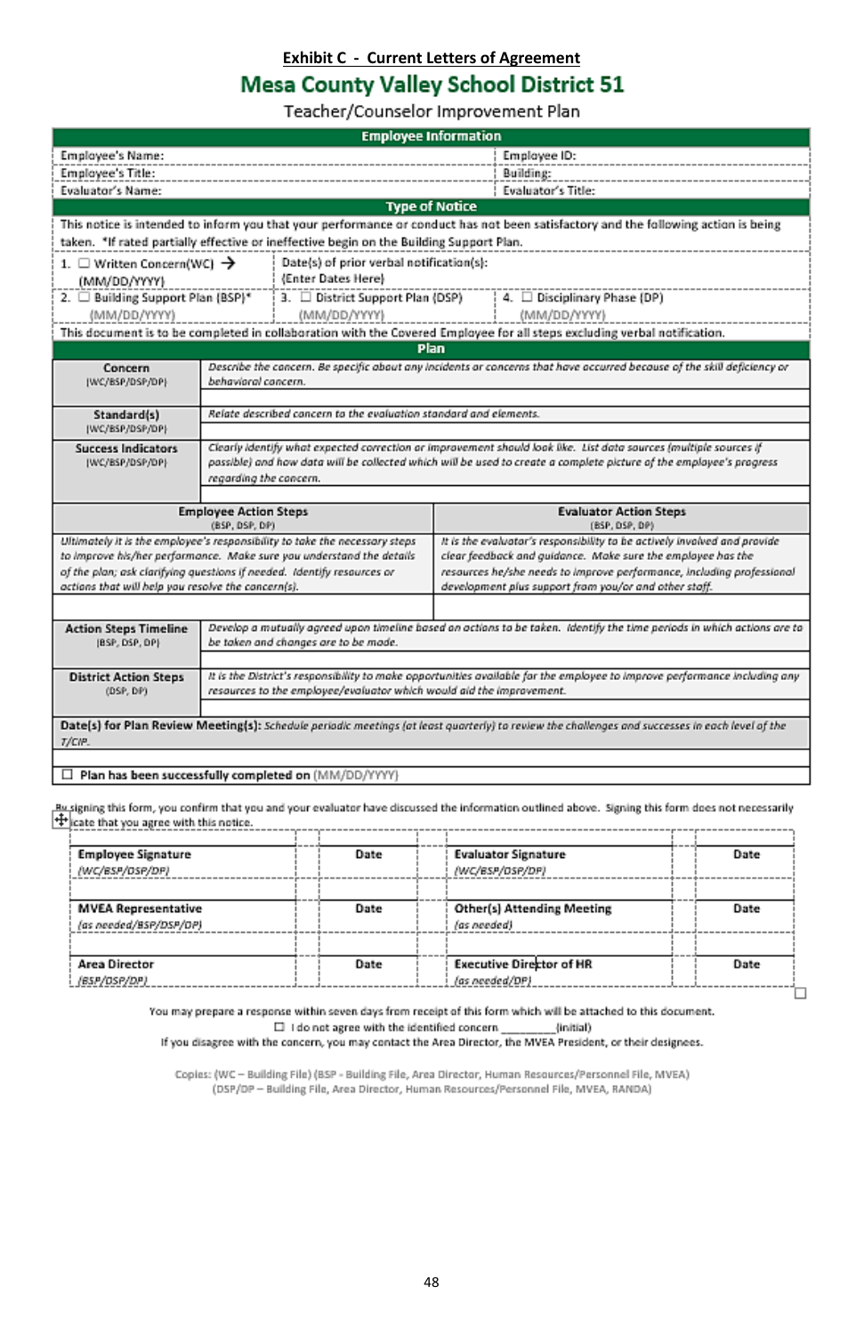**Exhibit C - Current Letters of Agreement**

# Mesa County Valley School District 51

Teacher/Counselor Improvement Plan

| Employee Information | |
|---|---|
| Employee's Name: | Employee ID: |
| Employee's Title: | Building: |
| Evaluator's Name: | Evaluator's Title: |

**Type of Notice**

This notice is intended to inform you that your performance or conduct has not been satisfactory and the following action is being taken. *If rated partially effective or ineffective begin on the Building Support Plan.

| | | |
|---|---|---|
| 1. ☐ Written Concern(WC) → (MM/DD/YYYY) | Date(s) of prior verbal notification(s): (Enter Dates Here) | |
| 2. ☐ Building Support Plan (BSP)* (MM/DD/YYYY) | 3. ☐ District Support Plan (DSP) (MM/DD/YYYY) | 4. ☐ Disciplinary Phase (DP) (MM/DD/YYYY) |

This document is to be completed in collaboration with the Covered Employee for all steps excluding verbal notification.

**Plan**

| | |
|---|---|
| **Concern** (WC/BSP/DSP/DP) | *Describe the concern. Be specific about any incidents or concerns that have occurred because of the skill deficiency or behavioral concern.* |
| **Standard(s)** (WC/BSP/DSP/DP) | *Relate described concern to the evaluation standard and elements.* |
| **Success Indicators** (WC/BSP/DSP/DP) | *Clearly identify what expected correction or improvement should look like. List data sources (multiple sources if possible) and how data will be collected which will be used to create a complete picture of the employee's progress regarding the concern.* |

| **Employee Action Steps** (BSP, DSP, DP) | **Evaluator Action Steps** (BSP, DSP, DP) |
|---|---|
| *Ultimately it is the employee's responsibility to take the necessary steps to improve his/her performance. Make sure you understand the details of the plan; ask clarifying questions if needed. Identify resources or actions that will help you resolve the concern(s).* | *It is the evaluator's responsibility to be actively involved and provide clear feedback and guidance. Make sure the employee has the resources he/she needs to improve performance, including professional development plus support from you/or and other staff.* |

| | |
|---|---|
| **Action Steps Timeline** (BSP, DSP, DP) | *Develop a mutually agreed upon timeline based on actions to be taken. Identify the time periods in which actions are to be taken and changes are to be made.* |
| **District Action Steps** (DSP, DP) | *It is the District's responsibility to make opportunities available for the employee to improve performance including any resources to the employee/evaluator which would aid the improvement.* |

**Date(s) for Plan Review Meeting(s):** *Schedule periodic meetings (at least quarterly) to review the challenges and successes in each level of the T/CIP.*

☐ **Plan has been successfully completed on** (MM/DD/YYYY)

By signing this form, you confirm that you and your evaluator have discussed the information outlined above. Signing this form does not necessarily indicate that you agree with this notice.

| | | | |
|---|---|---|---|
| **Employee Signature** *(WC/BSP/DSP/DP)* | **Date** | **Evaluator Signature** *(WC/BSP/DSP/DP)* | **Date** |
| **MVEA Representative** *(as needed/BSP/DSP/DP)* | **Date** | **Other(s) Attending Meeting** *(as needed)* | **Date** |
| **Area Director** *(BSP/DSP/DP)* | **Date** | **Executive Director of HR** *(as needed/DP)* | **Date** |

You may prepare a response within seven days from receipt of this form which will be attached to this document.

☐ I do not agree with the identified concern ________(initial)

If you disagree with the concern, you may contact the Area Director, the MVEA President, or their designees.

Copies: (WC – Building File) (BSP - Building File, Area Director, Human Resources/Personnel File, MVEA)
(DSP/DP – Building File, Area Director, Human Resources/Personnel File, MVEA, RANDA)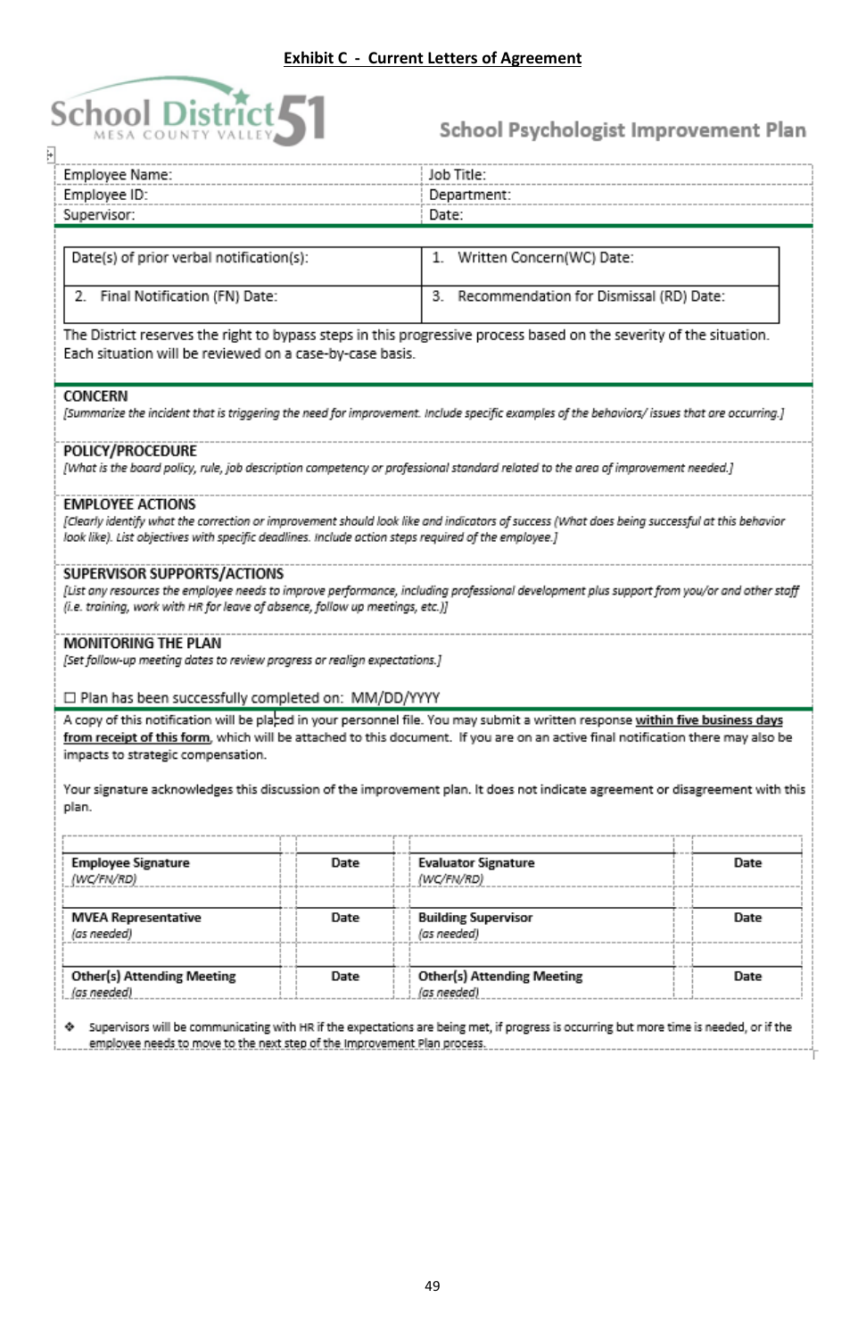**Exhibit C - Current Letters of Agreement**

School District 51 MESA COUNTY VALLEY

## School Psychologist Improvement Plan

| | |
|---|---|
| Employee Name: | Job Title: |
| Employee ID: | Department: |
| Supervisor: | Date: |

| | |
|---|---|
| Date(s) of prior verbal notification(s): | 1. Written Concern(WC) Date: |
| 2. Final Notification (FN) Date: | 3. Recommendation for Dismissal (RD) Date: |

The District reserves the right to bypass steps in this progressive process based on the severity of the situation. Each situation will be reviewed on a case-by-case basis.

**CONCERN**

*[Summarize the incident that is triggering the need for improvement. Include specific examples of the behaviors/ issues that are occurring.]*

**POLICY/PROCEDURE**

*[What is the board policy, rule, job description competency or professional standard related to the area of improvement needed.]*

**EMPLOYEE ACTIONS**

*[Clearly identify what the correction or improvement should look like and indicators of success (What does being successful at this behavior look like). List objectives with specific deadlines. Include action steps required of the employee.]*

**SUPERVISOR SUPPORTS/ACTIONS**

*[List any resources the employee needs to improve performance, including professional development plus support from you/or and other staff (i.e. training, work with HR for leave of absence, follow up meetings, etc.)]*

**MONITORING THE PLAN**

*[Set follow-up meeting dates to review progress or realign expectations.]*

☐ Plan has been successfully completed on: MM/DD/YYYY

A copy of this notification will be placed in your personnel file. You may submit a written response **within five business days from receipt of this form**, which will be attached to this document. If you are on an active final notification there may also be impacts to strategic compensation.

Your signature acknowledges this discussion of the improvement plan. It does not indicate agreement or disagreement with this plan.

| | | | |
|---|---|---|---|
| **Employee Signature** *(WC/FN/RD)* | **Date** | **Evaluator Signature** *(WC/FN/RD)* | **Date** |
| **MVEA Representative** *(as needed)* | **Date** | **Building Supervisor** *(as needed)* | **Date** |
| **Other(s) Attending Meeting** *(as needed)* | **Date** | **Other(s) Attending Meeting** *(as needed)* | **Date** |

❖ Supervisors will be communicating with HR if the expectations are being met, if progress is occurring but more time is needed, or if the employee needs to move to the next step of the Improvement Plan process.